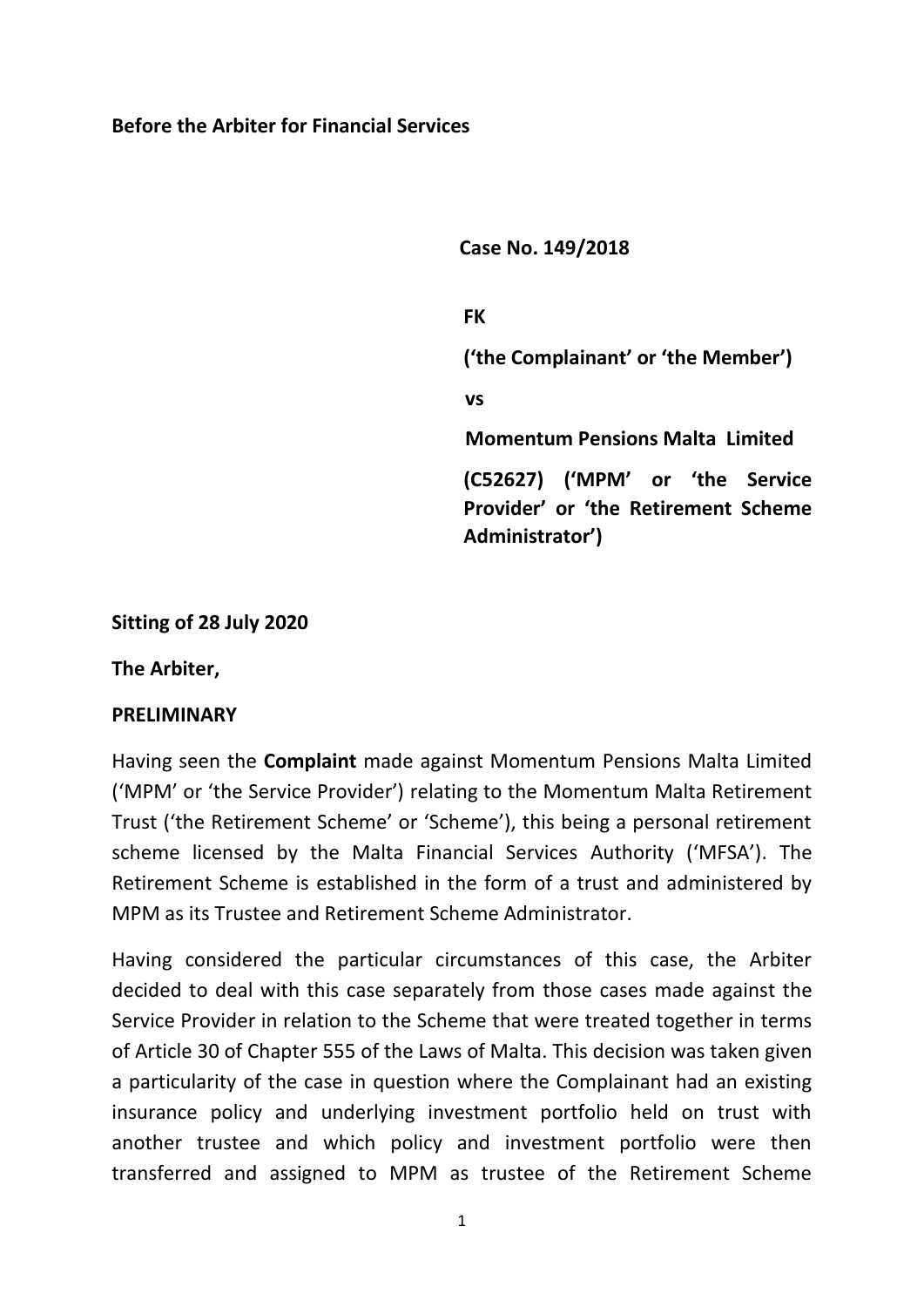**Before the Arbiter for Financial Services**

**Case No. 149/2018**

**FK**

**('the Complainant' or 'the Member')**

**vs**

**Momentum Pensions Malta Limited**

**(C52627) ('MPM' or 'the Service Provider' or 'the Retirement Scheme Administrator')**

**Sitting of 28 July 2020**

**The Arbiter,**

**PRELIMINARY**

Having seen the **Complaint** made against Momentum Pensions Malta Limited ('MPM' or 'the Service Provider') relating to the Momentum Malta Retirement Trust ('the Retirement Scheme' or 'Scheme'), this being a personal retirement scheme licensed by the Malta Financial Services Authority ('MFSA'). The Retirement Scheme is established in the form of a trust and administered by MPM as its Trustee and Retirement Scheme Administrator.

Having considered the particular circumstances of this case, the Arbiter decided to deal with this case separately from those cases made against the Service Provider in relation to the Scheme that were treated together in terms of Article 30 of Chapter 555 of the Laws of Malta. This decision was taken given a particularity of the case in question where the Complainant had an existing insurance policy and underlying investment portfolio held on trust with another trustee and which policy and investment portfolio were then transferred and assigned to MPM as trustee of the Retirement Scheme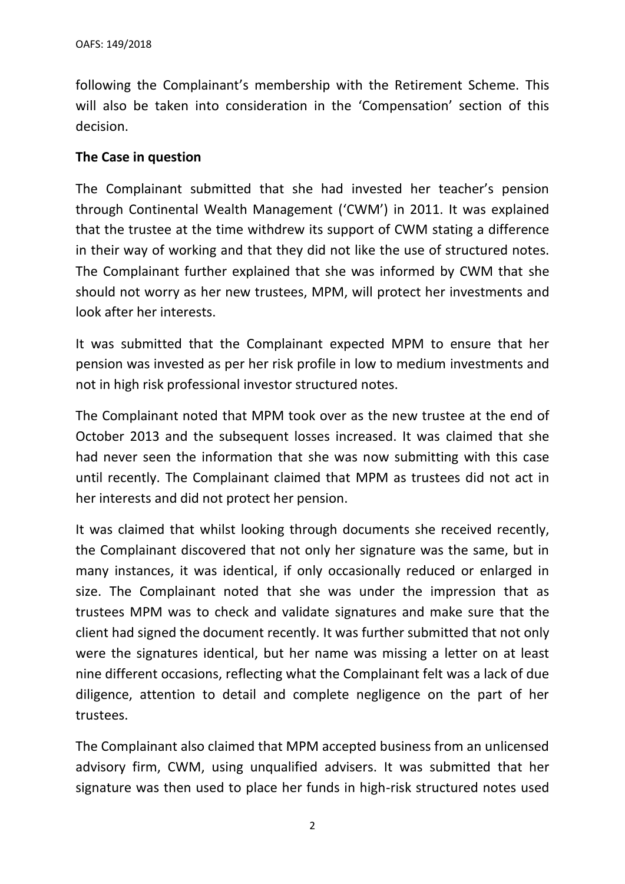following the Complainant's membership with the Retirement Scheme. This will also be taken into consideration in the 'Compensation' section of this decision.

**The Case in question**

The Complainant submitted that she had invested her teacher's pension through Continental Wealth Management ('CWM') in 2011. It was explained that the trustee at the time withdrew its support of CWM stating a difference in their way of working and that they did not like the use of structured notes. The Complainant further explained that she was informed by CWM that she should not worry as her new trustees, MPM, will protect her investments and look after her interests.

It was submitted that the Complainant expected MPM to ensure that her pension was invested as per her risk profile in low to medium investments and not in high risk professional investor structured notes.

The Complainant noted that MPM took over as the new trustee at the end of October 2013 and the subsequent losses increased. It was claimed that she had never seen the information that she was now submitting with this case until recently. The Complainant claimed that MPM as trustees did not act in her interests and did not protect her pension.

It was claimed that whilst looking through documents she received recently, the Complainant discovered that not only her signature was the same, but in many instances, it was identical, if only occasionally reduced or enlarged in size. The Complainant noted that she was under the impression that as trustees MPM was to check and validate signatures and make sure that the client had signed the document recently. It was further submitted that not only were the signatures identical, but her name was missing a letter on at least nine different occasions, reflecting what the Complainant felt was a lack of due diligence, attention to detail and complete negligence on the part of her trustees.

The Complainant also claimed that MPM accepted business from an unlicensed advisory firm, CWM, using unqualified advisers. It was submitted that her signature was then used to place her funds in high-risk structured notes used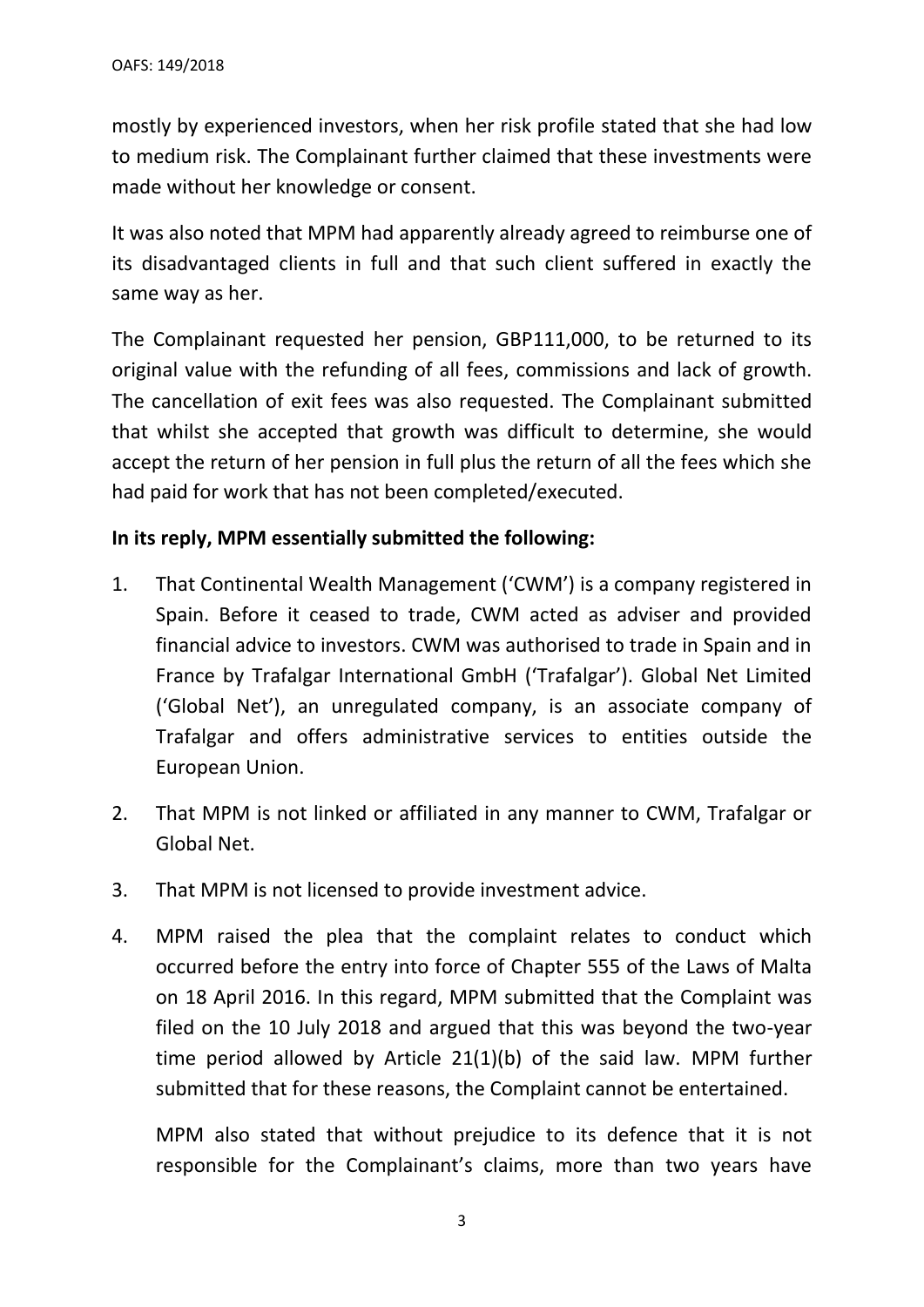mostly by experienced investors, when her risk profile stated that she had low to medium risk. The Complainant further claimed that these investments were made without her knowledge or consent.

It was also noted that MPM had apparently already agreed to reimburse one of its disadvantaged clients in full and that such client suffered in exactly the same way as her.

The Complainant requested her pension, GBP111,000, to be returned to its original value with the refunding of all fees, commissions and lack of growth. The cancellation of exit fees was also requested. The Complainant submitted that whilst she accepted that growth was difficult to determine, she would accept the return of her pension in full plus the return of all the fees which she had paid for work that has not been completed/executed.

**In its reply, MPM essentially submitted the following:**

1. That Continental Wealth Management ('CWM') is a company registered in Spain. Before it ceased to trade, CWM acted as adviser and provided financial advice to investors. CWM was authorised to trade in Spain and in France by Trafalgar International GmbH ('Trafalgar'). Global Net Limited ('Global Net'), an unregulated company, is an associate company of Trafalgar and offers administrative services to entities outside the European Union.

2. That MPM is not linked or affiliated in any manner to CWM, Trafalgar or Global Net.

3. That MPM is not licensed to provide investment advice.

4. MPM raised the plea that the complaint relates to conduct which occurred before the entry into force of Chapter 555 of the Laws of Malta on 18 April 2016. In this regard, MPM submitted that the Complaint was filed on the 10 July 2018 and argued that this was beyond the two-year time period allowed by Article 21(1)(b) of the said law. MPM further submitted that for these reasons, the Complaint cannot be entertained.

   MPM also stated that without prejudice to its defence that it is not responsible for the Complainant's claims, more than two years have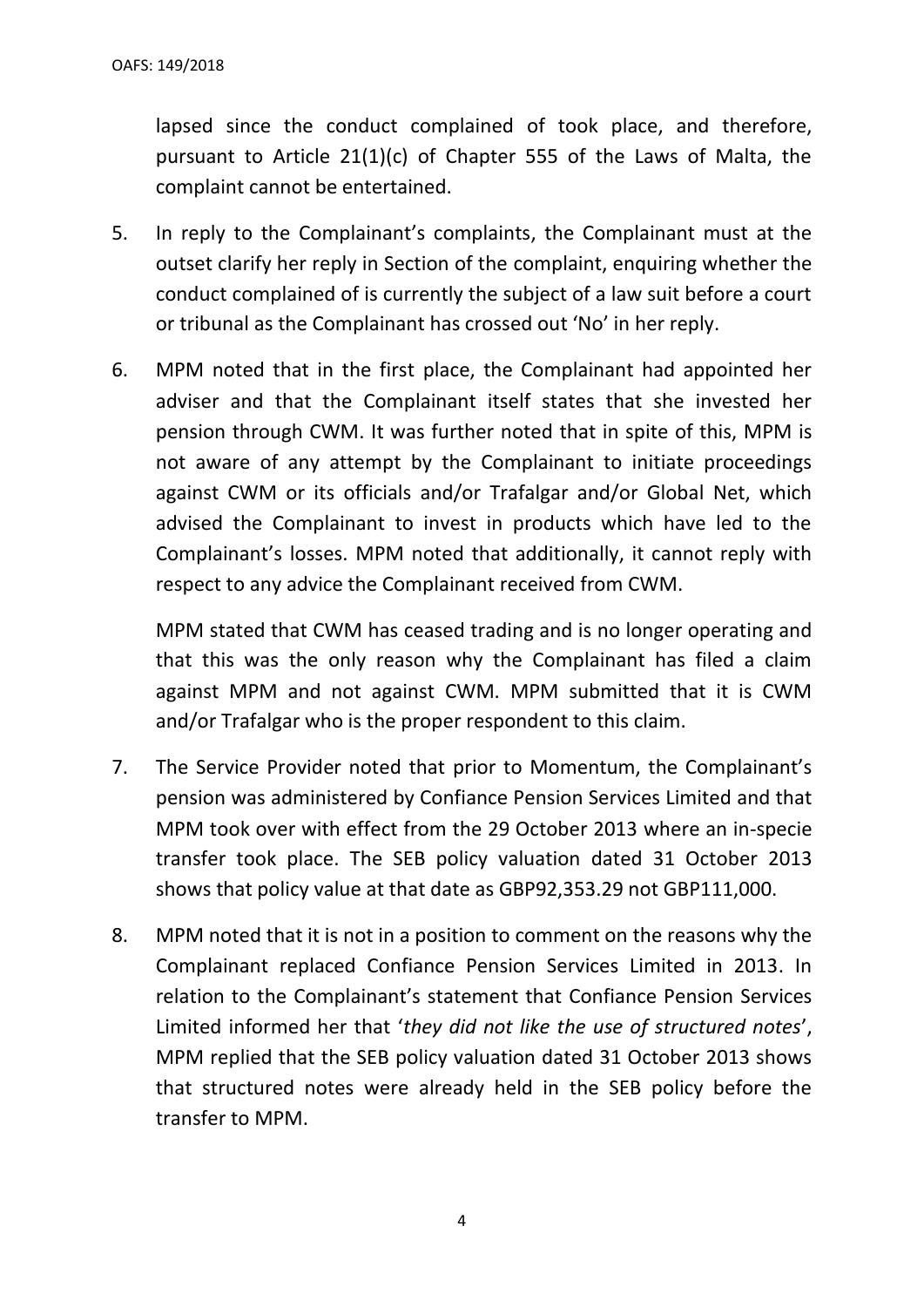lapsed since the conduct complained of took place, and therefore, pursuant to Article 21(1)(c) of Chapter 555 of the Laws of Malta, the complaint cannot be entertained.

5. In reply to the Complainant's complaints, the Complainant must at the outset clarify her reply in Section of the complaint, enquiring whether the conduct complained of is currently the subject of a law suit before a court or tribunal as the Complainant has crossed out 'No' in her reply.

6. MPM noted that in the first place, the Complainant had appointed her adviser and that the Complainant itself states that she invested her pension through CWM. It was further noted that in spite of this, MPM is not aware of any attempt by the Complainant to initiate proceedings against CWM or its officials and/or Trafalgar and/or Global Net, which advised the Complainant to invest in products which have led to the Complainant's losses. MPM noted that additionally, it cannot reply with respect to any advice the Complainant received from CWM.

   MPM stated that CWM has ceased trading and is no longer operating and that this was the only reason why the Complainant has filed a claim against MPM and not against CWM. MPM submitted that it is CWM and/or Trafalgar who is the proper respondent to this claim.

7. The Service Provider noted that prior to Momentum, the Complainant's pension was administered by Confiance Pension Services Limited and that MPM took over with effect from the 29 October 2013 where an in-specie transfer took place. The SEB policy valuation dated 31 October 2013 shows that policy value at that date as GBP92,353.29 not GBP111,000.

8. MPM noted that it is not in a position to comment on the reasons why the Complainant replaced Confiance Pension Services Limited in 2013. In relation to the Complainant's statement that Confiance Pension Services Limited informed her that '*they did not like the use of structured notes*', MPM replied that the SEB policy valuation dated 31 October 2013 shows that structured notes were already held in the SEB policy before the transfer to MPM.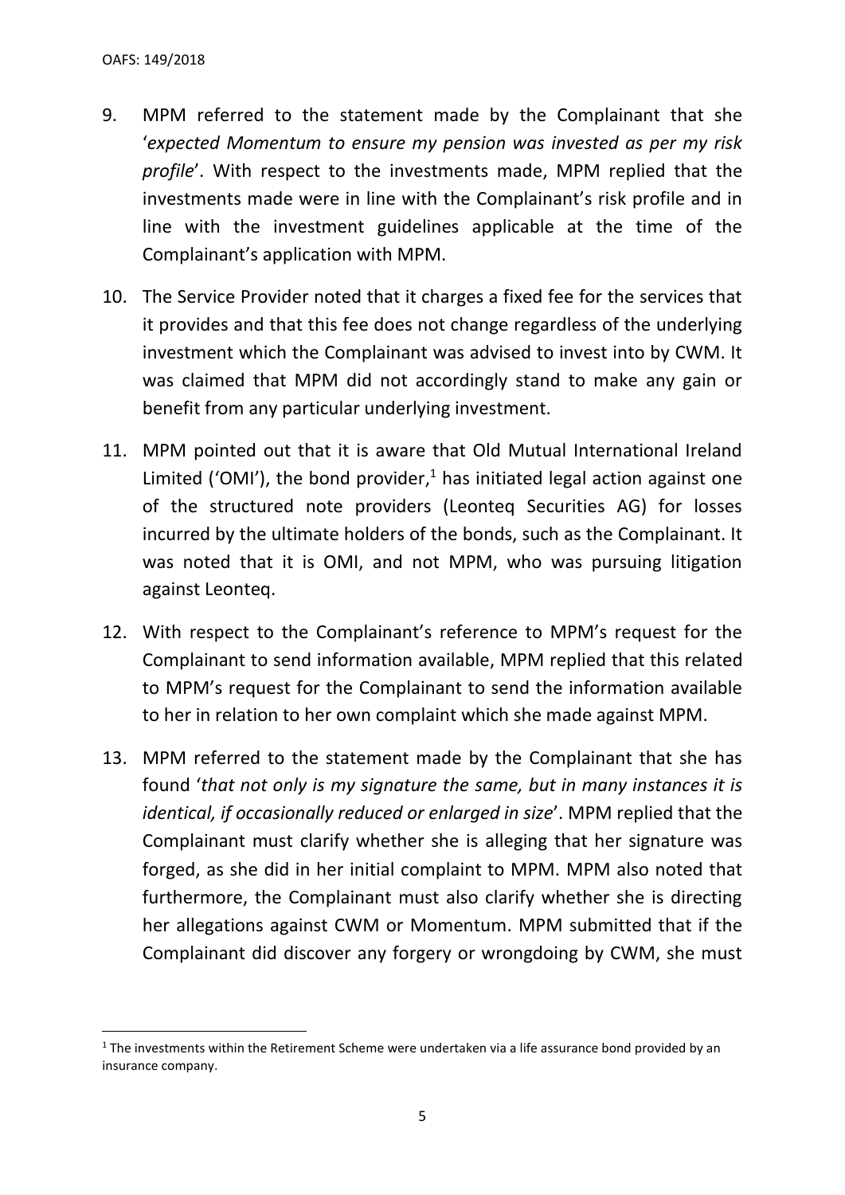9. MPM referred to the statement made by the Complainant that she '*expected Momentum to ensure my pension was invested as per my risk profile*'. With respect to the investments made, MPM replied that the investments made were in line with the Complainant's risk profile and in line with the investment guidelines applicable at the time of the Complainant's application with MPM.

10. The Service Provider noted that it charges a fixed fee for the services that it provides and that this fee does not change regardless of the underlying investment which the Complainant was advised to invest into by CWM. It was claimed that MPM did not accordingly stand to make any gain or benefit from any particular underlying investment.

11. MPM pointed out that it is aware that Old Mutual International Ireland Limited ('OMI'), the bond provider,[1] has initiated legal action against one of the structured note providers (Leonteq Securities AG) for losses incurred by the ultimate holders of the bonds, such as the Complainant. It was noted that it is OMI, and not MPM, who was pursuing litigation against Leonteq.

12. With respect to the Complainant's reference to MPM's request for the Complainant to send information available, MPM replied that this related to MPM's request for the Complainant to send the information available to her in relation to her own complaint which she made against MPM.

13. MPM referred to the statement made by the Complainant that she has found '*that not only is my signature the same, but in many instances it is identical, if occasionally reduced or enlarged in size*'. MPM replied that the Complainant must clarify whether she is alleging that her signature was forged, as she did in her initial complaint to MPM. MPM also noted that furthermore, the Complainant must also clarify whether she is directing her allegations against CWM or Momentum. MPM submitted that if the Complainant did discover any forgery or wrongdoing by CWM, she must

[1] The investments within the Retirement Scheme were undertaken via a life assurance bond provided by an insurance company.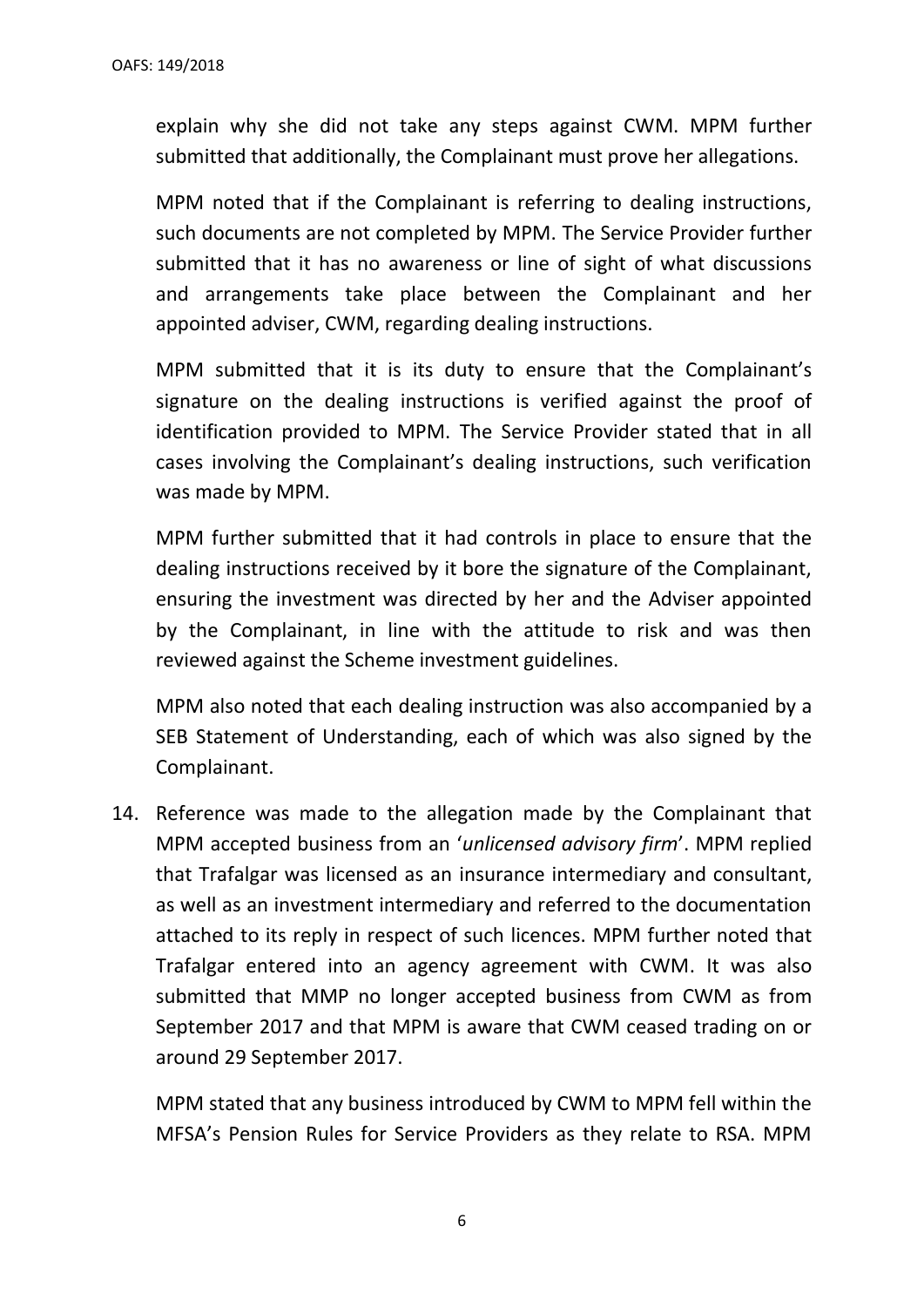explain why she did not take any steps against CWM. MPM further submitted that additionally, the Complainant must prove her allegations.

MPM noted that if the Complainant is referring to dealing instructions, such documents are not completed by MPM. The Service Provider further submitted that it has no awareness or line of sight of what discussions and arrangements take place between the Complainant and her appointed adviser, CWM, regarding dealing instructions.

MPM submitted that it is its duty to ensure that the Complainant's signature on the dealing instructions is verified against the proof of identification provided to MPM. The Service Provider stated that in all cases involving the Complainant's dealing instructions, such verification was made by MPM.

MPM further submitted that it had controls in place to ensure that the dealing instructions received by it bore the signature of the Complainant, ensuring the investment was directed by her and the Adviser appointed by the Complainant, in line with the attitude to risk and was then reviewed against the Scheme investment guidelines.

MPM also noted that each dealing instruction was also accompanied by a SEB Statement of Understanding, each of which was also signed by the Complainant.

14. Reference was made to the allegation made by the Complainant that MPM accepted business from an '*unlicensed advisory firm*'. MPM replied that Trafalgar was licensed as an insurance intermediary and consultant, as well as an investment intermediary and referred to the documentation attached to its reply in respect of such licences. MPM further noted that Trafalgar entered into an agency agreement with CWM. It was also submitted that MMP no longer accepted business from CWM as from September 2017 and that MPM is aware that CWM ceased trading on or around 29 September 2017.

    MPM stated that any business introduced by CWM to MPM fell within the MFSA's Pension Rules for Service Providers as they relate to RSA. MPM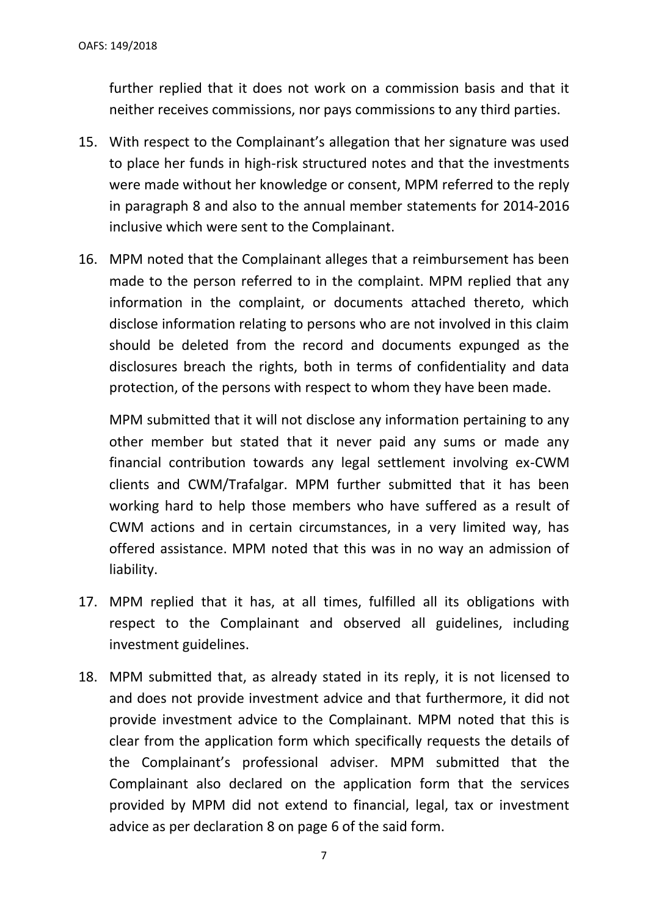further replied that it does not work on a commission basis and that it neither receives commissions, nor pays commissions to any third parties.

15. With respect to the Complainant's allegation that her signature was used to place her funds in high-risk structured notes and that the investments were made without her knowledge or consent, MPM referred to the reply in paragraph 8 and also to the annual member statements for 2014-2016 inclusive which were sent to the Complainant.

16. MPM noted that the Complainant alleges that a reimbursement has been made to the person referred to in the complaint. MPM replied that any information in the complaint, or documents attached thereto, which disclose information relating to persons who are not involved in this claim should be deleted from the record and documents expunged as the disclosures breach the rights, both in terms of confidentiality and data protection, of the persons with respect to whom they have been made.

    MPM submitted that it will not disclose any information pertaining to any other member but stated that it never paid any sums or made any financial contribution towards any legal settlement involving ex-CWM clients and CWM/Trafalgar. MPM further submitted that it has been working hard to help those members who have suffered as a result of CWM actions and in certain circumstances, in a very limited way, has offered assistance. MPM noted that this was in no way an admission of liability.

17. MPM replied that it has, at all times, fulfilled all its obligations with respect to the Complainant and observed all guidelines, including investment guidelines.

18. MPM submitted that, as already stated in its reply, it is not licensed to and does not provide investment advice and that furthermore, it did not provide investment advice to the Complainant. MPM noted that this is clear from the application form which specifically requests the details of the Complainant's professional adviser. MPM submitted that the Complainant also declared on the application form that the services provided by MPM did not extend to financial, legal, tax or investment advice as per declaration 8 on page 6 of the said form.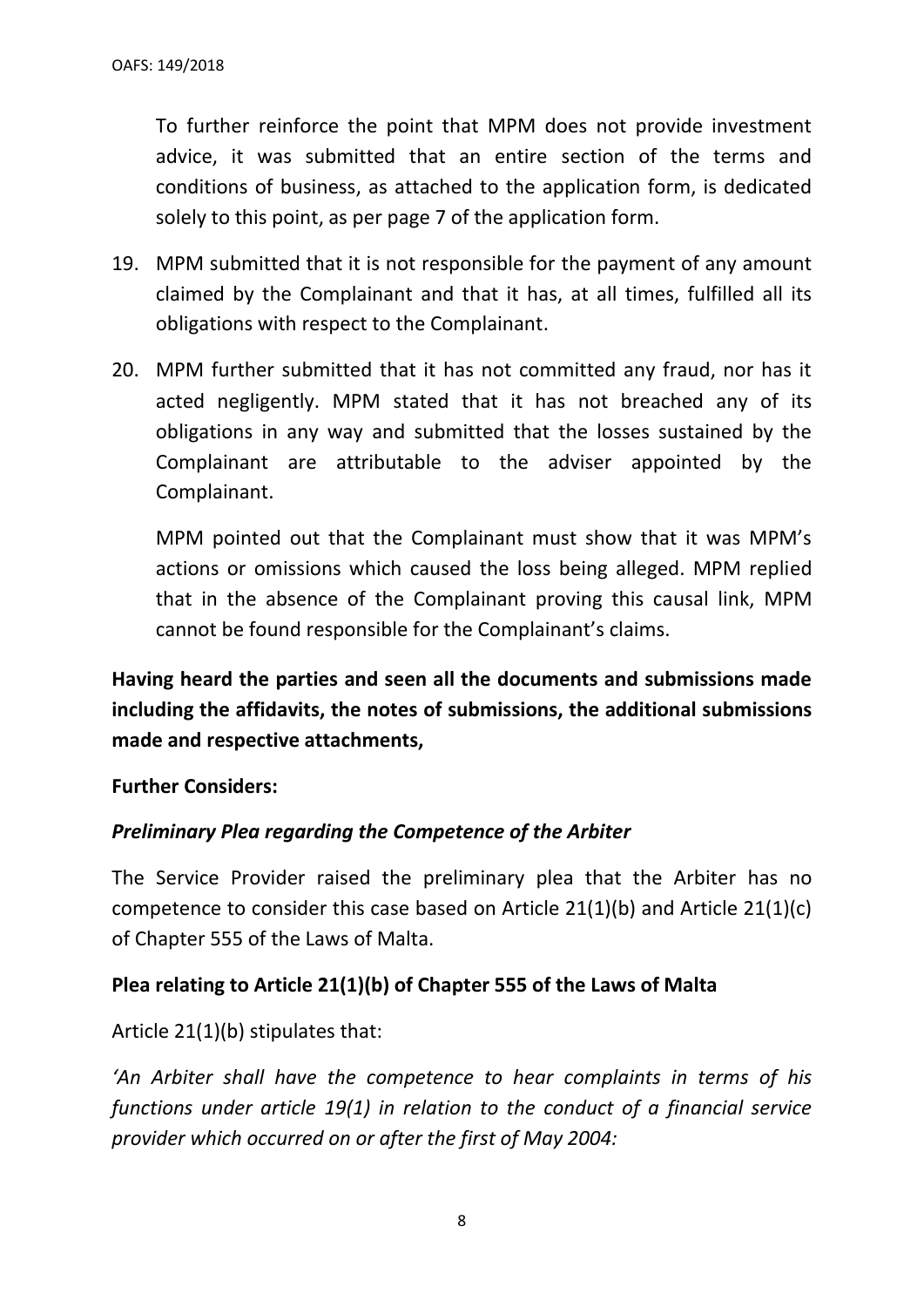To further reinforce the point that MPM does not provide investment advice, it was submitted that an entire section of the terms and conditions of business, as attached to the application form, is dedicated solely to this point, as per page 7 of the application form.

19. MPM submitted that it is not responsible for the payment of any amount claimed by the Complainant and that it has, at all times, fulfilled all its obligations with respect to the Complainant.

20. MPM further submitted that it has not committed any fraud, nor has it acted negligently. MPM stated that it has not breached any of its obligations in any way and submitted that the losses sustained by the Complainant are attributable to the adviser appointed by the Complainant.

    MPM pointed out that the Complainant must show that it was MPM's actions or omissions which caused the loss being alleged. MPM replied that in the absence of the Complainant proving this causal link, MPM cannot be found responsible for the Complainant's claims.

**Having heard the parties and seen all the documents and submissions made including the affidavits, the notes of submissions, the additional submissions made and respective attachments,**

**Further Considers:**

***Preliminary Plea regarding the Competence of the Arbiter***

The Service Provider raised the preliminary plea that the Arbiter has no competence to consider this case based on Article 21(1)(b) and Article 21(1)(c) of Chapter 555 of the Laws of Malta.

**Plea relating to Article 21(1)(b) of Chapter 555 of the Laws of Malta**

Article 21(1)(b) stipulates that:

*'An Arbiter shall have the competence to hear complaints in terms of his functions under article 19(1) in relation to the conduct of a financial service provider which occurred on or after the first of May 2004:*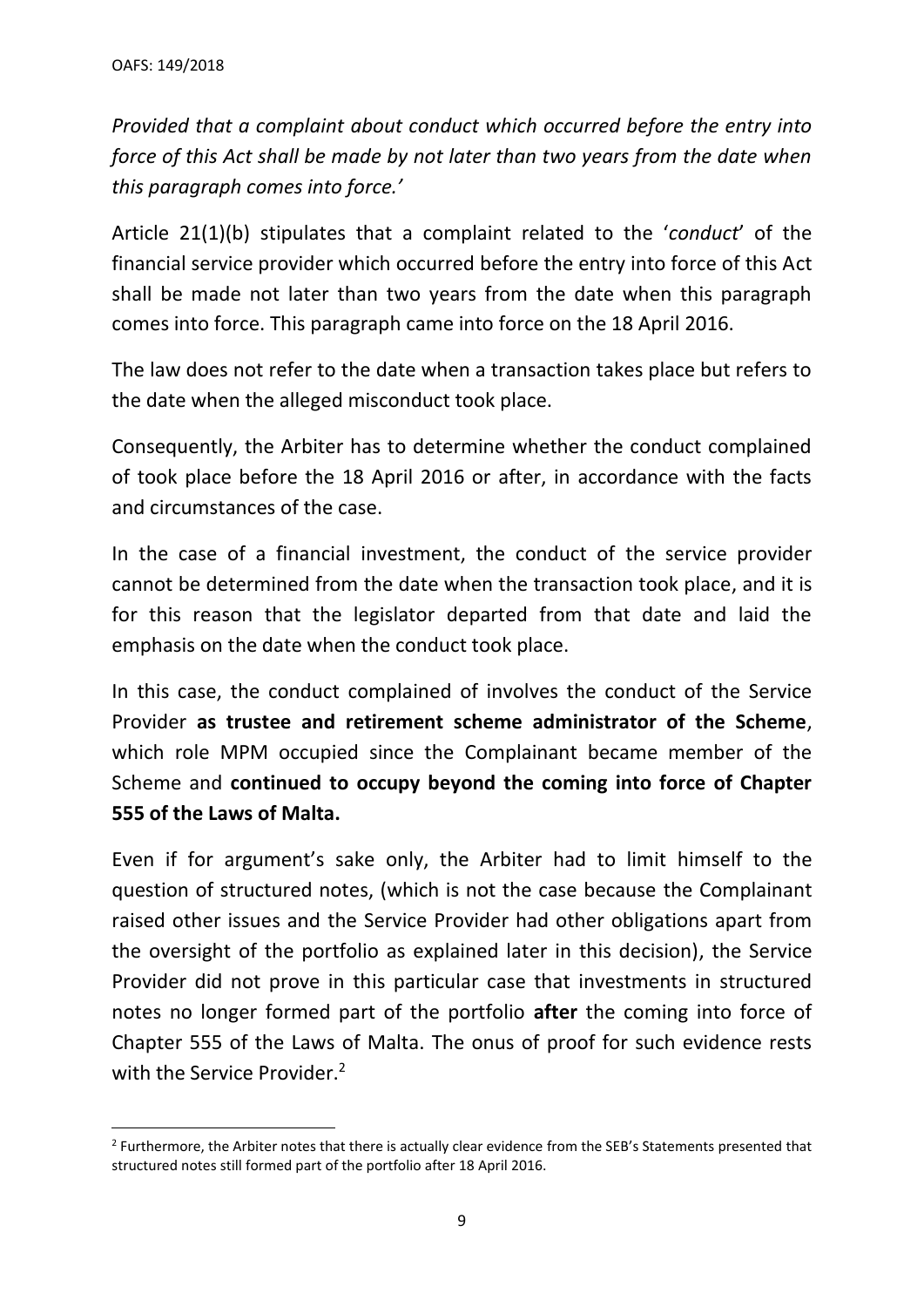*Provided that a complaint about conduct which occurred before the entry into force of this Act shall be made by not later than two years from the date when this paragraph comes into force.'*

Article 21(1)(b) stipulates that a complaint related to the '*conduct*' of the financial service provider which occurred before the entry into force of this Act shall be made not later than two years from the date when this paragraph comes into force. This paragraph came into force on the 18 April 2016.

The law does not refer to the date when a transaction takes place but refers to the date when the alleged misconduct took place.

Consequently, the Arbiter has to determine whether the conduct complained of took place before the 18 April 2016 or after, in accordance with the facts and circumstances of the case.

In the case of a financial investment, the conduct of the service provider cannot be determined from the date when the transaction took place, and it is for this reason that the legislator departed from that date and laid the emphasis on the date when the conduct took place.

In this case, the conduct complained of involves the conduct of the Service Provider **as trustee and retirement scheme administrator of the Scheme**, which role MPM occupied since the Complainant became member of the Scheme and **continued to occupy beyond the coming into force of Chapter 555 of the Laws of Malta.**

Even if for argument's sake only, the Arbiter had to limit himself to the question of structured notes, (which is not the case because the Complainant raised other issues and the Service Provider had other obligations apart from the oversight of the portfolio as explained later in this decision), the Service Provider did not prove in this particular case that investments in structured notes no longer formed part of the portfolio **after** the coming into force of Chapter 555 of the Laws of Malta. The onus of proof for such evidence rests with the Service Provider.[2]

[2] Furthermore, the Arbiter notes that there is actually clear evidence from the SEB's Statements presented that structured notes still formed part of the portfolio after 18 April 2016.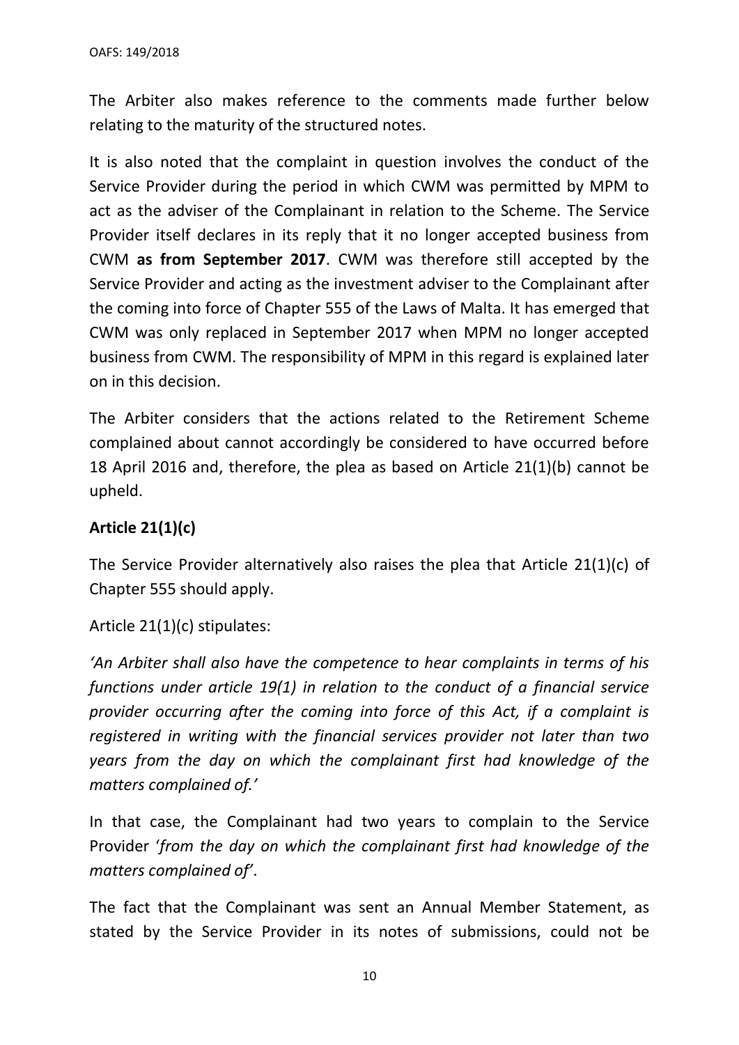The Arbiter also makes reference to the comments made further below relating to the maturity of the structured notes.

It is also noted that the complaint in question involves the conduct of the Service Provider during the period in which CWM was permitted by MPM to act as the adviser of the Complainant in relation to the Scheme. The Service Provider itself declares in its reply that it no longer accepted business from CWM **as from September 2017**. CWM was therefore still accepted by the Service Provider and acting as the investment adviser to the Complainant after the coming into force of Chapter 555 of the Laws of Malta. It has emerged that CWM was only replaced in September 2017 when MPM no longer accepted business from CWM. The responsibility of MPM in this regard is explained later on in this decision.

The Arbiter considers that the actions related to the Retirement Scheme complained about cannot accordingly be considered to have occurred before 18 April 2016 and, therefore, the plea as based on Article 21(1)(b) cannot be upheld.

**Article 21(1)(c)**

The Service Provider alternatively also raises the plea that Article 21(1)(c) of Chapter 555 should apply.

Article 21(1)(c) stipulates:

*'An Arbiter shall also have the competence to hear complaints in terms of his functions under article 19(1) in relation to the conduct of a financial service provider occurring after the coming into force of this Act, if a complaint is registered in writing with the financial services provider not later than two years from the day on which the complainant first had knowledge of the matters complained of.'*

In that case, the Complainant had two years to complain to the Service Provider '*from the day on which the complainant first had knowledge of the matters complained of*'.

The fact that the Complainant was sent an Annual Member Statement, as stated by the Service Provider in its notes of submissions, could not be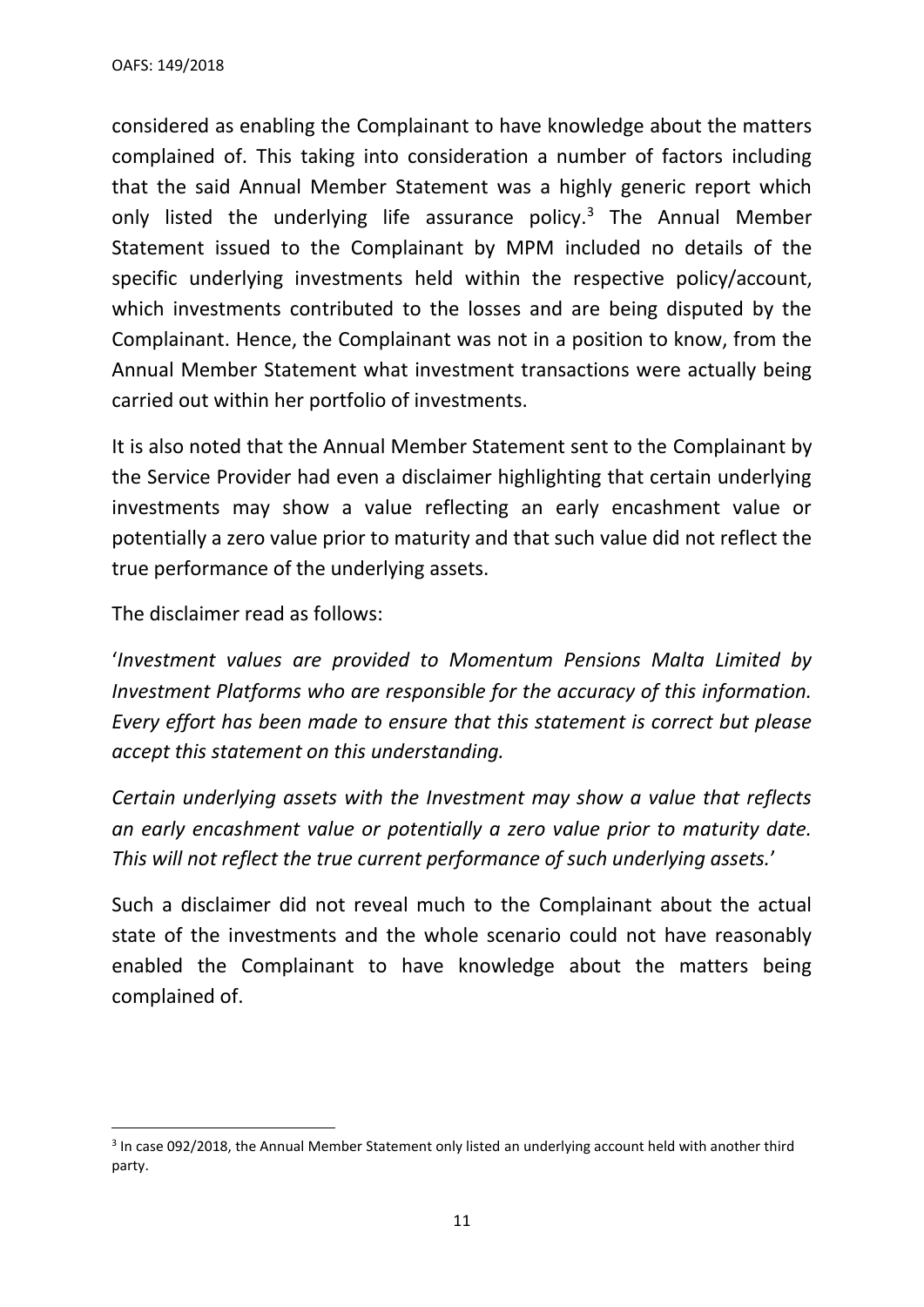considered as enabling the Complainant to have knowledge about the matters complained of. This taking into consideration a number of factors including that the said Annual Member Statement was a highly generic report which only listed the underlying life assurance policy.[3] The Annual Member Statement issued to the Complainant by MPM included no details of the specific underlying investments held within the respective policy/account, which investments contributed to the losses and are being disputed by the Complainant. Hence, the Complainant was not in a position to know, from the Annual Member Statement what investment transactions were actually being carried out within her portfolio of investments.

It is also noted that the Annual Member Statement sent to the Complainant by the Service Provider had even a disclaimer highlighting that certain underlying investments may show a value reflecting an early encashment value or potentially a zero value prior to maturity and that such value did not reflect the true performance of the underlying assets.

The disclaimer read as follows:

'*Investment values are provided to Momentum Pensions Malta Limited by Investment Platforms who are responsible for the accuracy of this information. Every effort has been made to ensure that this statement is correct but please accept this statement on this understanding.*

*Certain underlying assets with the Investment may show a value that reflects an early encashment value or potentially a zero value prior to maturity date. This will not reflect the true current performance of such underlying assets.*'

Such a disclaimer did not reveal much to the Complainant about the actual state of the investments and the whole scenario could not have reasonably enabled the Complainant to have knowledge about the matters being complained of.

[3] In case 092/2018, the Annual Member Statement only listed an underlying account held with another third party.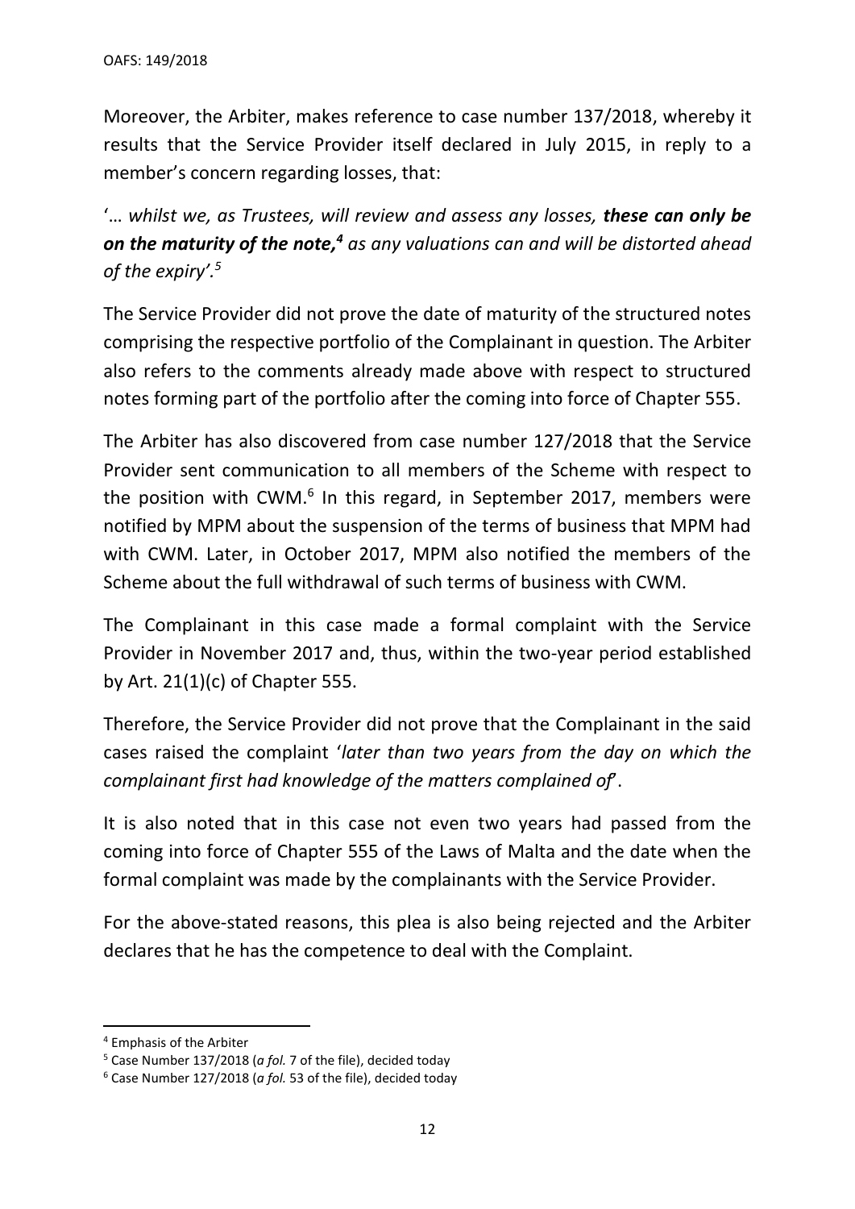Moreover, the Arbiter, makes reference to case number 137/2018, whereby it results that the Service Provider itself declared in July 2015, in reply to a member's concern regarding losses, that:

'*… whilst we, as Trustees, will review and assess any losses,* ***these can only be on the maturity of the note,***[4] *as any valuations can and will be distorted ahead of the expiry'.*[5]

The Service Provider did not prove the date of maturity of the structured notes comprising the respective portfolio of the Complainant in question. The Arbiter also refers to the comments already made above with respect to structured notes forming part of the portfolio after the coming into force of Chapter 555.

The Arbiter has also discovered from case number 127/2018 that the Service Provider sent communication to all members of the Scheme with respect to the position with CWM.[6] In this regard, in September 2017, members were notified by MPM about the suspension of the terms of business that MPM had with CWM. Later, in October 2017, MPM also notified the members of the Scheme about the full withdrawal of such terms of business with CWM.

The Complainant in this case made a formal complaint with the Service Provider in November 2017 and, thus, within the two-year period established by Art. 21(1)(c) of Chapter 555.

Therefore, the Service Provider did not prove that the Complainant in the said cases raised the complaint '*later than two years from the day on which the complainant first had knowledge of the matters complained of*'.

It is also noted that in this case not even two years had passed from the coming into force of Chapter 555 of the Laws of Malta and the date when the formal complaint was made by the complainants with the Service Provider.

For the above-stated reasons, this plea is also being rejected and the Arbiter declares that he has the competence to deal with the Complaint.

---

[4] Emphasis of the Arbiter

[5] Case Number 137/2018 (*a fol.* 7 of the file), decided today

[6] Case Number 127/2018 (*a fol.* 53 of the file), decided today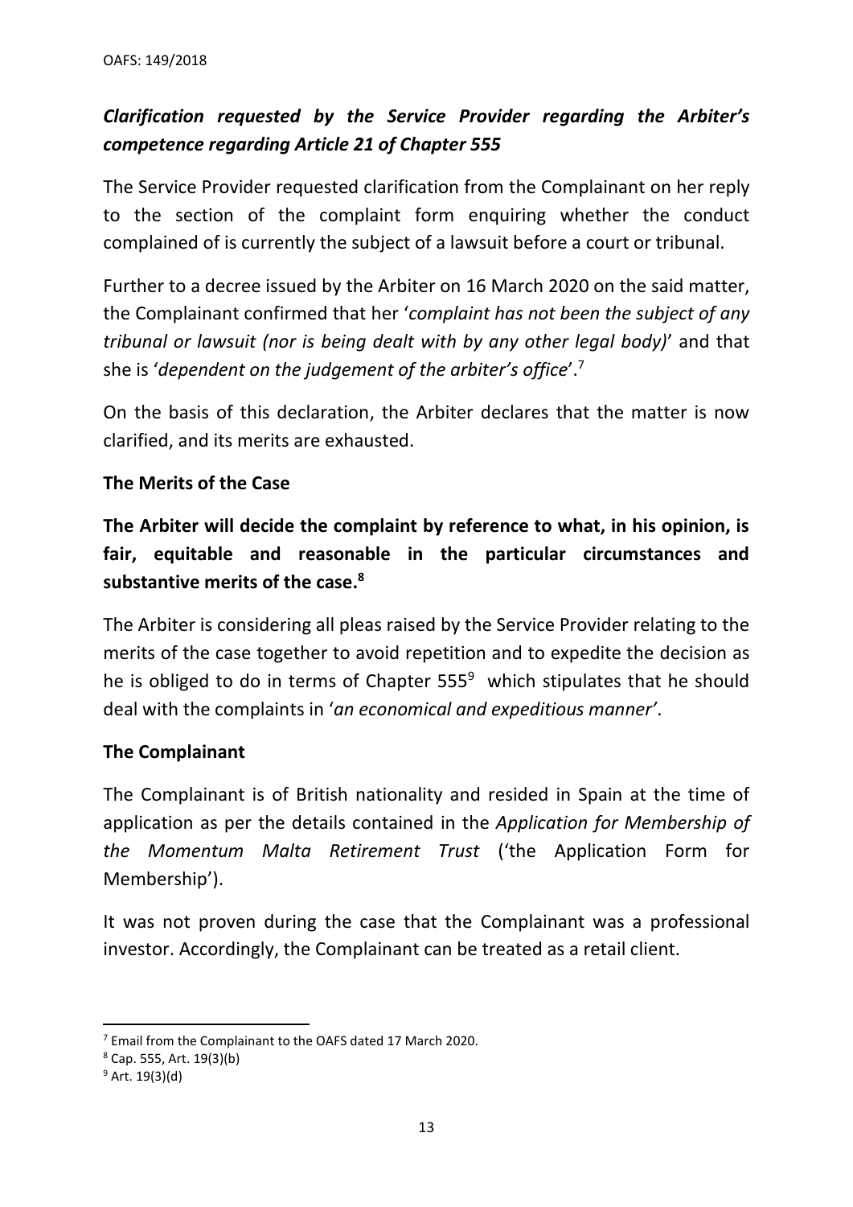## *Clarification requested by the Service Provider regarding the Arbiter's competence regarding Article 21 of Chapter 555*

The Service Provider requested clarification from the Complainant on her reply to the section of the complaint form enquiring whether the conduct complained of is currently the subject of a lawsuit before a court or tribunal.

Further to a decree issued by the Arbiter on 16 March 2020 on the said matter, the Complainant confirmed that her '*complaint has not been the subject of any tribunal or lawsuit (nor is being dealt with by any other legal body)*' and that she is '*dependent on the judgement of the arbiter's office*'.[7]

On the basis of this declaration, the Arbiter declares that the matter is now clarified, and its merits are exhausted.

### The Merits of the Case

**The Arbiter will decide the complaint by reference to what, in his opinion, is fair, equitable and reasonable in the particular circumstances and substantive merits of the case.[8]**

The Arbiter is considering all pleas raised by the Service Provider relating to the merits of the case together to avoid repetition and to expedite the decision as he is obliged to do in terms of Chapter 555[9] which stipulates that he should deal with the complaints in '*an economical and expeditious manner*'.

### The Complainant

The Complainant is of British nationality and resided in Spain at the time of application as per the details contained in the *Application for Membership of the Momentum Malta Retirement Trust* ('the Application Form for Membership').

It was not proven during the case that the Complainant was a professional investor. Accordingly, the Complainant can be treated as a retail client.

---

[7] Email from the Complainant to the OAFS dated 17 March 2020.

[8] Cap. 555, Art. 19(3)(b)

[9] Art. 19(3)(d)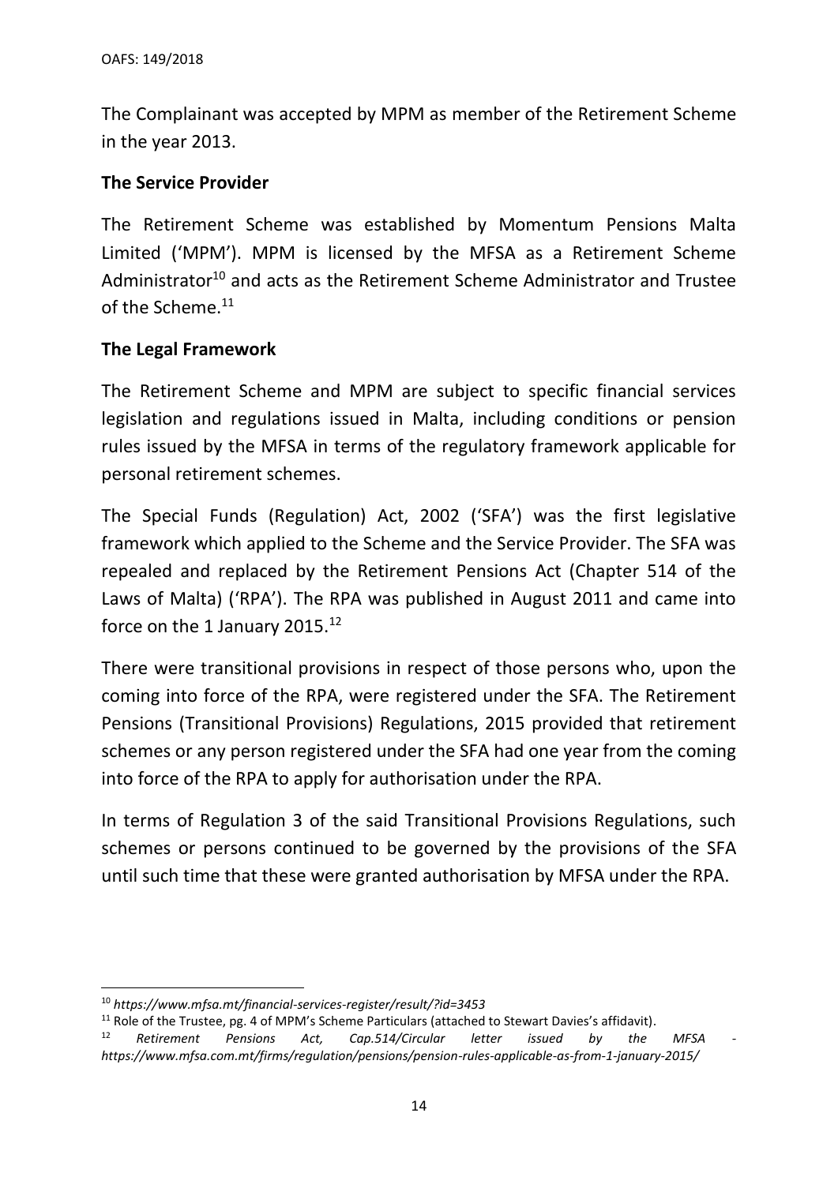The Complainant was accepted by MPM as member of the Retirement Scheme in the year 2013.

**The Service Provider**

The Retirement Scheme was established by Momentum Pensions Malta Limited ('MPM'). MPM is licensed by the MFSA as a Retirement Scheme Administrator[10] and acts as the Retirement Scheme Administrator and Trustee of the Scheme.[11]

**The Legal Framework**

The Retirement Scheme and MPM are subject to specific financial services legislation and regulations issued in Malta, including conditions or pension rules issued by the MFSA in terms of the regulatory framework applicable for personal retirement schemes.

The Special Funds (Regulation) Act, 2002 ('SFA') was the first legislative framework which applied to the Scheme and the Service Provider. The SFA was repealed and replaced by the Retirement Pensions Act (Chapter 514 of the Laws of Malta) ('RPA'). The RPA was published in August 2011 and came into force on the 1 January 2015.[12]

There were transitional provisions in respect of those persons who, upon the coming into force of the RPA, were registered under the SFA. The Retirement Pensions (Transitional Provisions) Regulations, 2015 provided that retirement schemes or any person registered under the SFA had one year from the coming into force of the RPA to apply for authorisation under the RPA.

In terms of Regulation 3 of the said Transitional Provisions Regulations, such schemes or persons continued to be governed by the provisions of the SFA until such time that these were granted authorisation by MFSA under the RPA.

---

[10] *https://www.mfsa.mt/financial-services-register/result/?id=3453*

[11] Role of the Trustee, pg. 4 of MPM's Scheme Particulars (attached to Stewart Davies's affidavit).

[12] *Retirement Pensions Act, Cap.514/Circular letter issued by the MFSA - https://www.mfsa.com.mt/firms/regulation/pensions/pension-rules-applicable-as-from-1-january-2015/*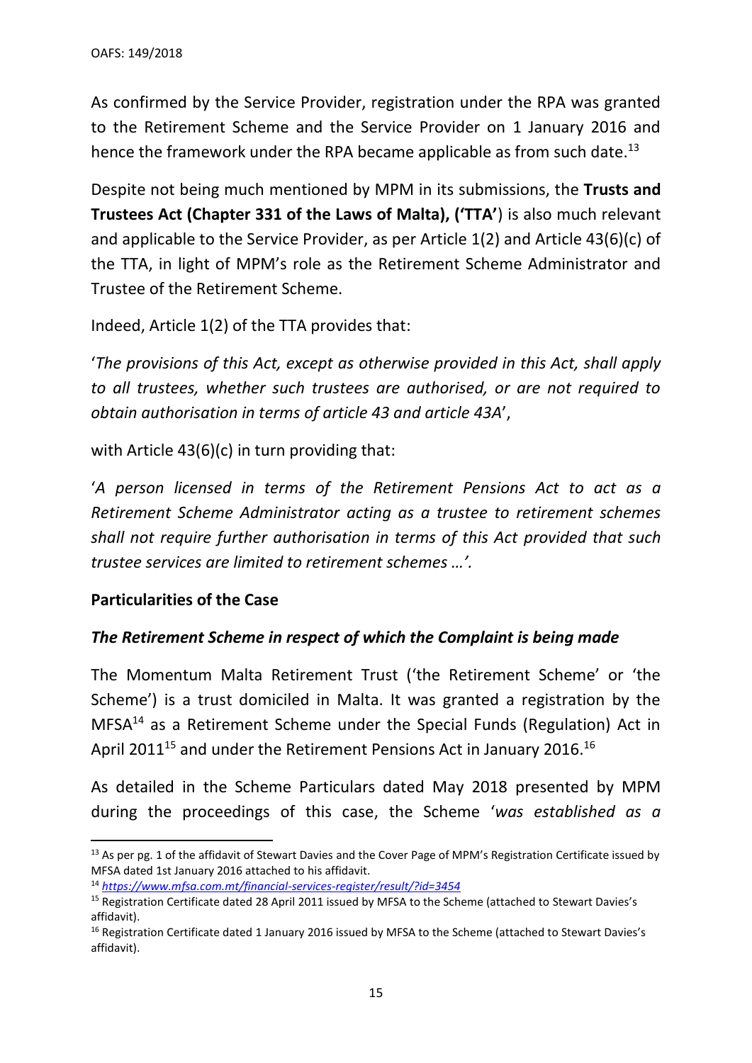As confirmed by the Service Provider, registration under the RPA was granted to the Retirement Scheme and the Service Provider on 1 January 2016 and hence the framework under the RPA became applicable as from such date.[13]

Despite not being much mentioned by MPM in its submissions, the **Trusts and Trustees Act (Chapter 331 of the Laws of Malta), ('TTA'**) is also much relevant and applicable to the Service Provider, as per Article 1(2) and Article 43(6)(c) of the TTA, in light of MPM's role as the Retirement Scheme Administrator and Trustee of the Retirement Scheme.

Indeed, Article 1(2) of the TTA provides that:

'*The provisions of this Act, except as otherwise provided in this Act, shall apply to all trustees, whether such trustees are authorised, or are not required to obtain authorisation in terms of article 43 and article 43A*',

with Article 43(6)(c) in turn providing that:

'*A person licensed in terms of the Retirement Pensions Act to act as a Retirement Scheme Administrator acting as a trustee to retirement schemes shall not require further authorisation in terms of this Act provided that such trustee services are limited to retirement schemes …'.*

**Particularities of the Case**

***The Retirement Scheme in respect of which the Complaint is being made***

The Momentum Malta Retirement Trust ('the Retirement Scheme' or 'the Scheme') is a trust domiciled in Malta. It was granted a registration by the MFSA[14] as a Retirement Scheme under the Special Funds (Regulation) Act in April 2011[15] and under the Retirement Pensions Act in January 2016.[16]

As detailed in the Scheme Particulars dated May 2018 presented by MPM during the proceedings of this case, the Scheme '*was established as a*

---

[13] As per pg. 1 of the affidavit of Stewart Davies and the Cover Page of MPM's Registration Certificate issued by MFSA dated 1st January 2016 attached to his affidavit.

[14] *https://www.mfsa.com.mt/financial-services-register/result/?id=3454*

[15] Registration Certificate dated 28 April 2011 issued by MFSA to the Scheme (attached to Stewart Davies's affidavit).

[16] Registration Certificate dated 1 January 2016 issued by MFSA to the Scheme (attached to Stewart Davies's affidavit).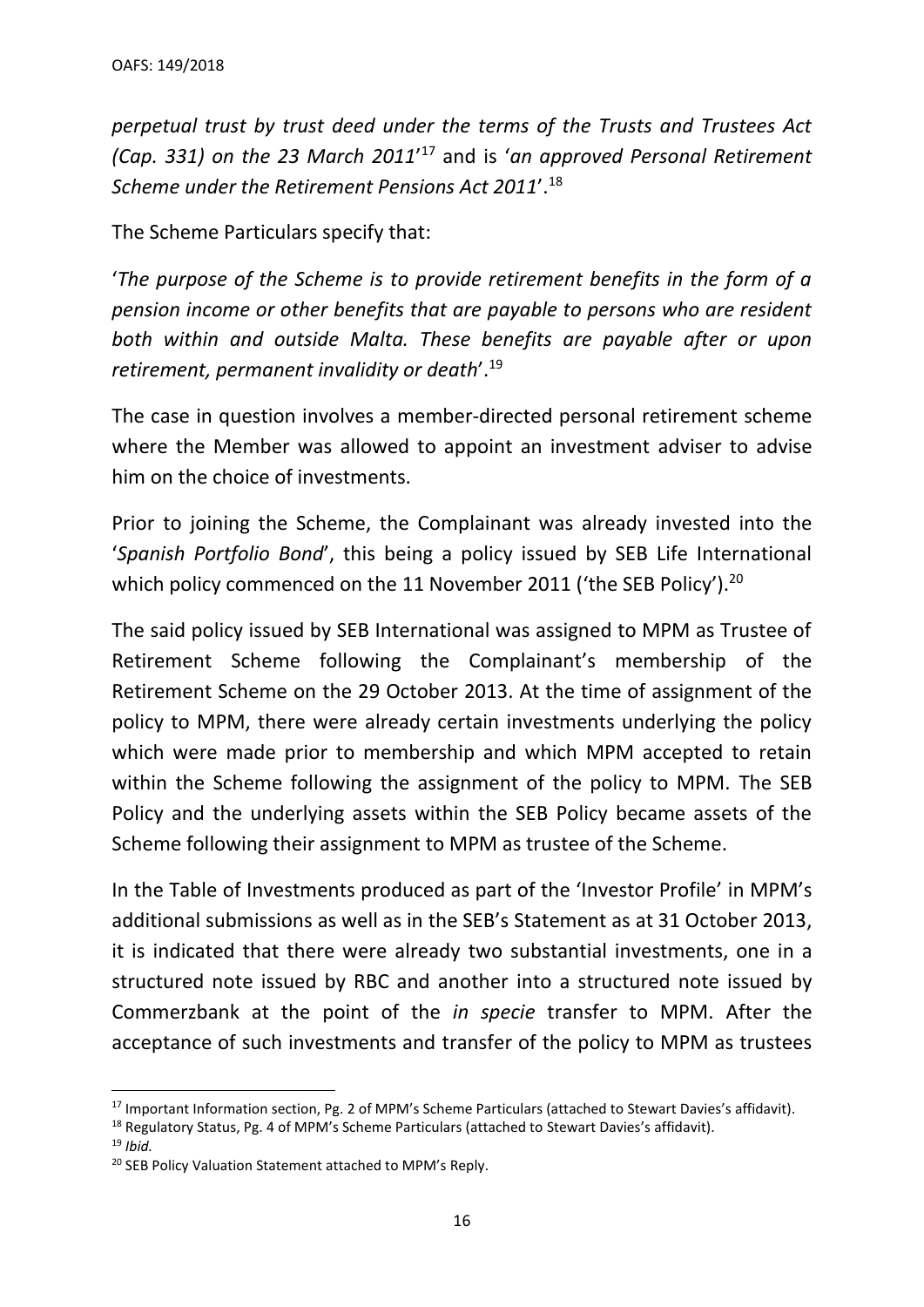*perpetual trust by trust deed under the terms of the Trusts and Trustees Act (Cap. 331) on the 23 March 2011*'[17] and is '*an approved Personal Retirement Scheme under the Retirement Pensions Act 2011*'.[18]

The Scheme Particulars specify that:

'*The purpose of the Scheme is to provide retirement benefits in the form of a pension income or other benefits that are payable to persons who are resident both within and outside Malta. These benefits are payable after or upon retirement, permanent invalidity or death*'.[19]

The case in question involves a member-directed personal retirement scheme where the Member was allowed to appoint an investment adviser to advise him on the choice of investments.

Prior to joining the Scheme, the Complainant was already invested into the '*Spanish Portfolio Bond*', this being a policy issued by SEB Life International which policy commenced on the 11 November 2011 ('the SEB Policy').[20]

The said policy issued by SEB International was assigned to MPM as Trustee of Retirement Scheme following the Complainant's membership of the Retirement Scheme on the 29 October 2013. At the time of assignment of the policy to MPM, there were already certain investments underlying the policy which were made prior to membership and which MPM accepted to retain within the Scheme following the assignment of the policy to MPM. The SEB Policy and the underlying assets within the SEB Policy became assets of the Scheme following their assignment to MPM as trustee of the Scheme.

In the Table of Investments produced as part of the 'Investor Profile' in MPM's additional submissions as well as in the SEB's Statement as at 31 October 2013, it is indicated that there were already two substantial investments, one in a structured note issued by RBC and another into a structured note issued by Commerzbank at the point of the *in specie* transfer to MPM. After the acceptance of such investments and transfer of the policy to MPM as trustees

[17] Important Information section, Pg. 2 of MPM's Scheme Particulars (attached to Stewart Davies's affidavit).

[18] Regulatory Status, Pg. 4 of MPM's Scheme Particulars (attached to Stewart Davies's affidavit).

[19] *Ibid.*

[20] SEB Policy Valuation Statement attached to MPM's Reply.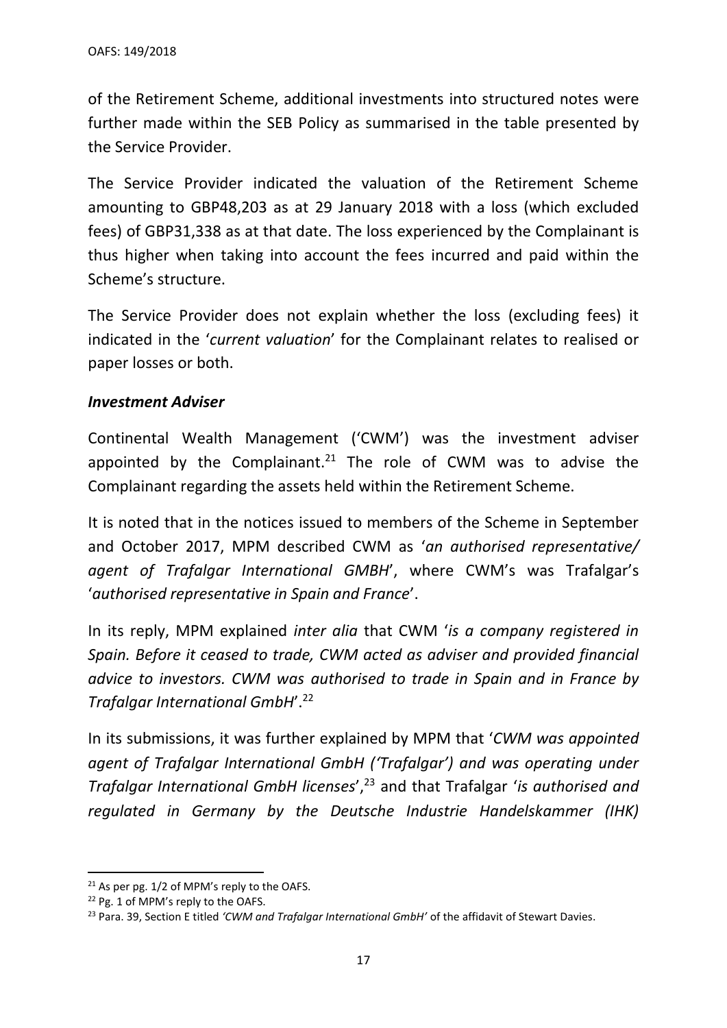of the Retirement Scheme, additional investments into structured notes were further made within the SEB Policy as summarised in the table presented by the Service Provider.

The Service Provider indicated the valuation of the Retirement Scheme amounting to GBP48,203 as at 29 January 2018 with a loss (which excluded fees) of GBP31,338 as at that date. The loss experienced by the Complainant is thus higher when taking into account the fees incurred and paid within the Scheme's structure.

The Service Provider does not explain whether the loss (excluding fees) it indicated in the '*current valuation*' for the Complainant relates to realised or paper losses or both.

***Investment Adviser***

Continental Wealth Management ('CWM') was the investment adviser appointed by the Complainant.[21] The role of CWM was to advise the Complainant regarding the assets held within the Retirement Scheme.

It is noted that in the notices issued to members of the Scheme in September and October 2017, MPM described CWM as '*an authorised representative/ agent of Trafalgar International GMBH*', where CWM's was Trafalgar's '*authorised representative in Spain and France*'.

In its reply, MPM explained *inter alia* that CWM '*is a company registered in Spain. Before it ceased to trade, CWM acted as adviser and provided financial advice to investors. CWM was authorised to trade in Spain and in France by Trafalgar International GmbH*'.[22]

In its submissions, it was further explained by MPM that '*CWM was appointed agent of Trafalgar International GmbH ('Trafalgar') and was operating under Trafalgar International GmbH licenses*',[23] and that Trafalgar '*is authorised and regulated in Germany by the Deutsche Industrie Handelskammer (IHK)*

---

[21] As per pg. 1/2 of MPM's reply to the OAFS.

[22] Pg. 1 of MPM's reply to the OAFS.

[23] Para. 39, Section E titled *'CWM and Trafalgar International GmbH'* of the affidavit of Stewart Davies.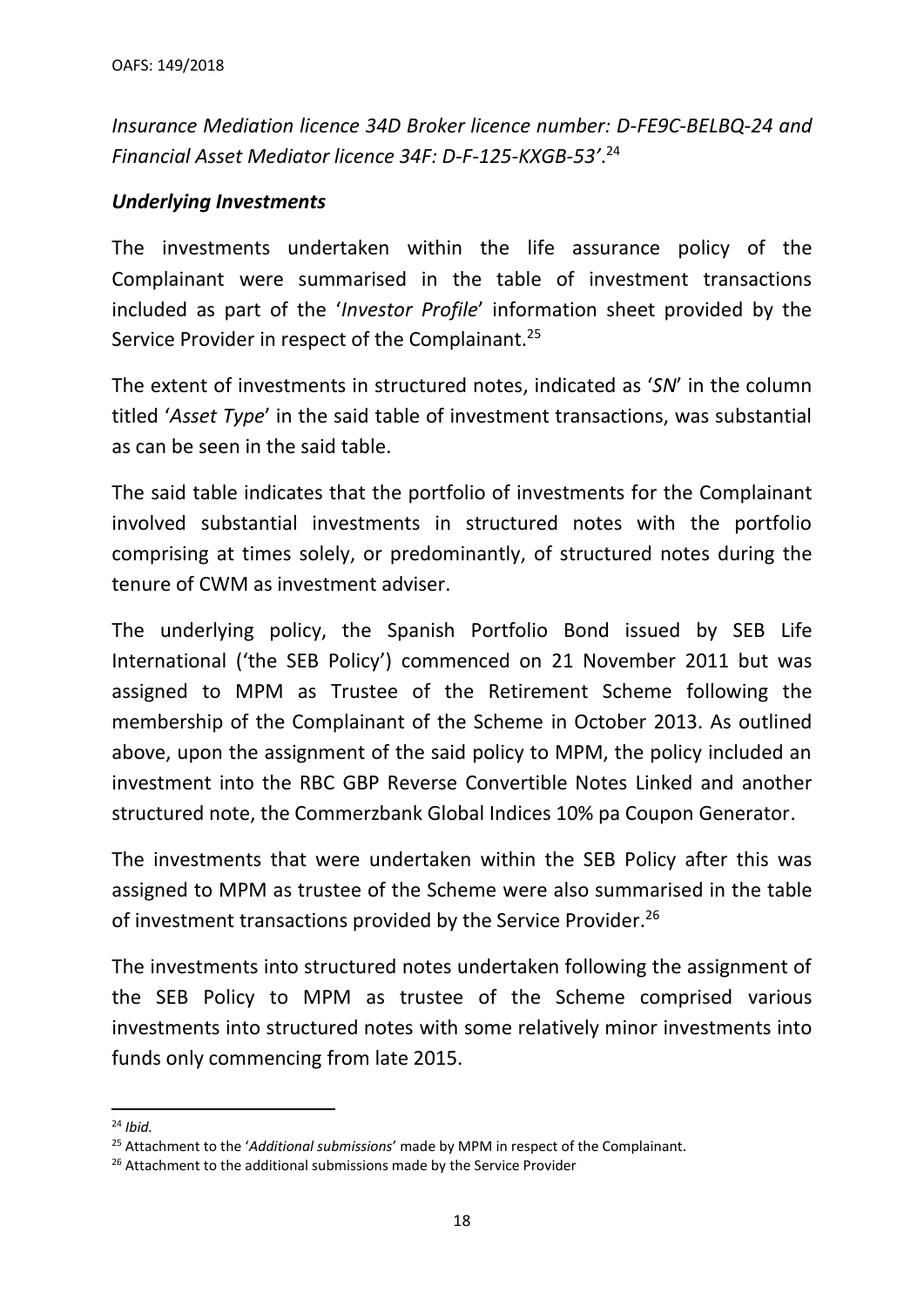*Insurance Mediation licence 34D Broker licence number: D-FE9C-BELBQ-24 and Financial Asset Mediator licence 34F: D-F-125-KXGB-53'*.[24]

***Underlying Investments***

The investments undertaken within the life assurance policy of the Complainant were summarised in the table of investment transactions included as part of the '*Investor Profile*' information sheet provided by the Service Provider in respect of the Complainant.[25]

The extent of investments in structured notes, indicated as '*SN*' in the column titled '*Asset Type*' in the said table of investment transactions, was substantial as can be seen in the said table.

The said table indicates that the portfolio of investments for the Complainant involved substantial investments in structured notes with the portfolio comprising at times solely, or predominantly, of structured notes during the tenure of CWM as investment adviser.

The underlying policy, the Spanish Portfolio Bond issued by SEB Life International ('the SEB Policy') commenced on 21 November 2011 but was assigned to MPM as Trustee of the Retirement Scheme following the membership of the Complainant of the Scheme in October 2013. As outlined above, upon the assignment of the said policy to MPM, the policy included an investment into the RBC GBP Reverse Convertible Notes Linked and another structured note, the Commerzbank Global Indices 10% pa Coupon Generator.

The investments that were undertaken within the SEB Policy after this was assigned to MPM as trustee of the Scheme were also summarised in the table of investment transactions provided by the Service Provider.[26]

The investments into structured notes undertaken following the assignment of the SEB Policy to MPM as trustee of the Scheme comprised various investments into structured notes with some relatively minor investments into funds only commencing from late 2015.

---

[24] *Ibid.*

[25] Attachment to the '*Additional submissions*' made by MPM in respect of the Complainant.

[26] Attachment to the additional submissions made by the Service Provider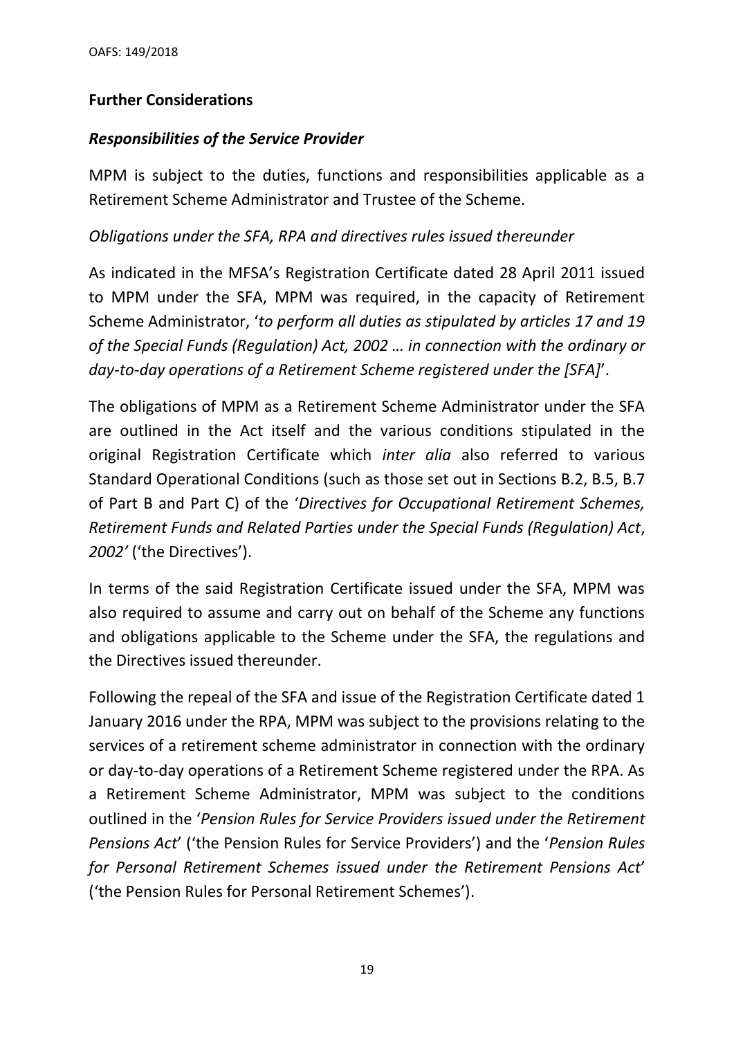## Further Considerations

### *Responsibilities of the Service Provider*

MPM is subject to the duties, functions and responsibilities applicable as a Retirement Scheme Administrator and Trustee of the Scheme.

*Obligations under the SFA, RPA and directives rules issued thereunder*

As indicated in the MFSA's Registration Certificate dated 28 April 2011 issued to MPM under the SFA, MPM was required, in the capacity of Retirement Scheme Administrator, '*to perform all duties as stipulated by articles 17 and 19 of the Special Funds (Regulation) Act, 2002 … in connection with the ordinary or day-to-day operations of a Retirement Scheme registered under the [SFA]*'.

The obligations of MPM as a Retirement Scheme Administrator under the SFA are outlined in the Act itself and the various conditions stipulated in the original Registration Certificate which *inter alia* also referred to various Standard Operational Conditions (such as those set out in Sections B.2, B.5, B.7 of Part B and Part C) of the '*Directives for Occupational Retirement Schemes, Retirement Funds and Related Parties under the Special Funds (Regulation) Act, 2002'* ('the Directives').

In terms of the said Registration Certificate issued under the SFA, MPM was also required to assume and carry out on behalf of the Scheme any functions and obligations applicable to the Scheme under the SFA, the regulations and the Directives issued thereunder.

Following the repeal of the SFA and issue of the Registration Certificate dated 1 January 2016 under the RPA, MPM was subject to the provisions relating to the services of a retirement scheme administrator in connection with the ordinary or day-to-day operations of a Retirement Scheme registered under the RPA. As a Retirement Scheme Administrator, MPM was subject to the conditions outlined in the '*Pension Rules for Service Providers issued under the Retirement Pensions Act*' ('the Pension Rules for Service Providers') and the '*Pension Rules for Personal Retirement Schemes issued under the Retirement Pensions Act*' ('the Pension Rules for Personal Retirement Schemes').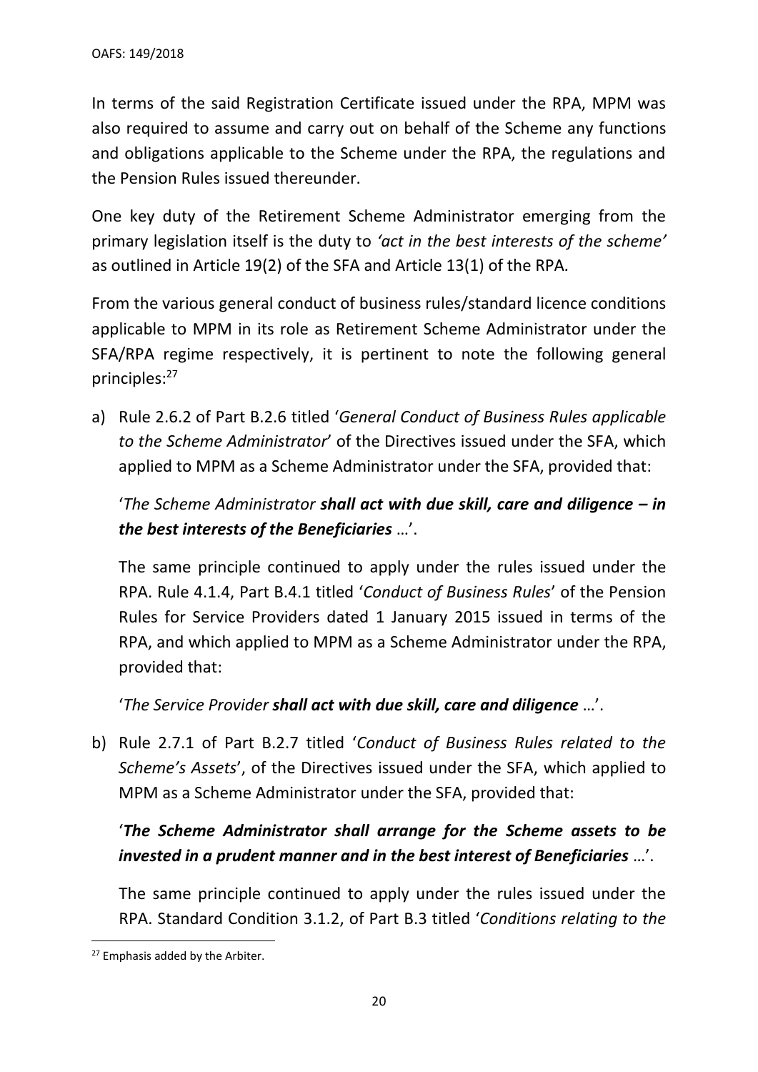In terms of the said Registration Certificate issued under the RPA, MPM was also required to assume and carry out on behalf of the Scheme any functions and obligations applicable to the Scheme under the RPA, the regulations and the Pension Rules issued thereunder.

One key duty of the Retirement Scheme Administrator emerging from the primary legislation itself is the duty to *'act in the best interests of the scheme'* as outlined in Article 19(2) of the SFA and Article 13(1) of the RPA.

From the various general conduct of business rules/standard licence conditions applicable to MPM in its role as Retirement Scheme Administrator under the SFA/RPA regime respectively, it is pertinent to note the following general principles:[27]

a) Rule 2.6.2 of Part B.2.6 titled '*General Conduct of Business Rules applicable to the Scheme Administrator*' of the Directives issued under the SFA, which applied to MPM as a Scheme Administrator under the SFA, provided that:

   '*The Scheme Administrator* ***shall act with due skill, care and diligence – in the best interests of the Beneficiaries*** …'.

   The same principle continued to apply under the rules issued under the RPA. Rule 4.1.4, Part B.4.1 titled '*Conduct of Business Rules*' of the Pension Rules for Service Providers dated 1 January 2015 issued in terms of the RPA, and which applied to MPM as a Scheme Administrator under the RPA, provided that:

   '*The Service Provider* ***shall act with due skill, care and diligence*** …'.

b) Rule 2.7.1 of Part B.2.7 titled '*Conduct of Business Rules related to the Scheme's Assets*', of the Directives issued under the SFA, which applied to MPM as a Scheme Administrator under the SFA, provided that:

   '***The Scheme Administrator shall arrange for the Scheme assets to be invested in a prudent manner and in the best interest of Beneficiaries*** …'.

   The same principle continued to apply under the rules issued under the RPA. Standard Condition 3.1.2, of Part B.3 titled '*Conditions relating to the*

[27] Emphasis added by the Arbiter.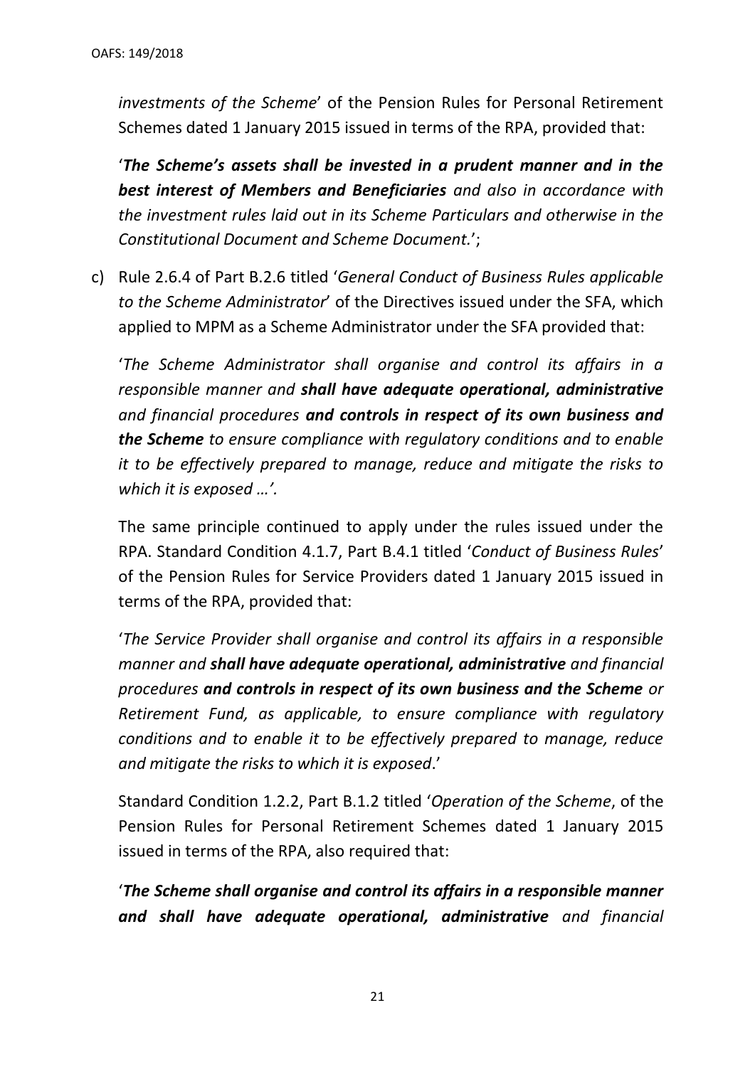*investments of the Scheme*' of the Pension Rules for Personal Retirement Schemes dated 1 January 2015 issued in terms of the RPA, provided that:

'***The Scheme's assets shall be invested in a prudent manner and in the best interest of Members and Beneficiaries*** *and also in accordance with the investment rules laid out in its Scheme Particulars and otherwise in the Constitutional Document and Scheme Document.*';

c) Rule 2.6.4 of Part B.2.6 titled '*General Conduct of Business Rules applicable to the Scheme Administrator*' of the Directives issued under the SFA, which applied to MPM as a Scheme Administrator under the SFA provided that:

'*The Scheme Administrator shall organise and control its affairs in a responsible manner and* ***shall have adequate operational, administrative*** *and financial procedures* ***and controls in respect of its own business and the Scheme*** *to ensure compliance with regulatory conditions and to enable it to be effectively prepared to manage, reduce and mitigate the risks to which it is exposed …'.*

The same principle continued to apply under the rules issued under the RPA. Standard Condition 4.1.7, Part B.4.1 titled '*Conduct of Business Rules*' of the Pension Rules for Service Providers dated 1 January 2015 issued in terms of the RPA, provided that:

'*The Service Provider shall organise and control its affairs in a responsible manner and* ***shall have adequate operational, administrative*** *and financial procedures* ***and controls in respect of its own business and the Scheme*** *or Retirement Fund, as applicable, to ensure compliance with regulatory conditions and to enable it to be effectively prepared to manage, reduce and mitigate the risks to which it is exposed*.'

Standard Condition 1.2.2, Part B.1.2 titled '*Operation of the Scheme*, of the Pension Rules for Personal Retirement Schemes dated 1 January 2015 issued in terms of the RPA, also required that:

'***The Scheme shall organise and control its affairs in a responsible manner and shall have adequate operational, administrative*** *and financial*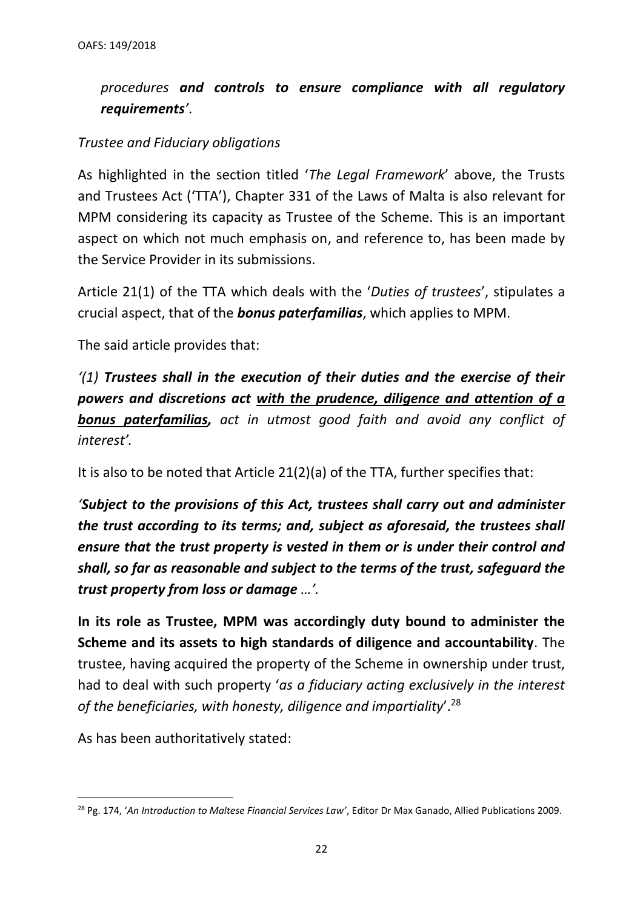*procedures* ***and controls to ensure compliance with all regulatory requirements****'*.

*Trustee and Fiduciary obligations*

As highlighted in the section titled '*The Legal Framework*' above, the Trusts and Trustees Act ('TTA'), Chapter 331 of the Laws of Malta is also relevant for MPM considering its capacity as Trustee of the Scheme. This is an important aspect on which not much emphasis on, and reference to, has been made by the Service Provider in its submissions.

Article 21(1) of the TTA which deals with the '*Duties of trustees*', stipulates a crucial aspect, that of the ***bonus paterfamilias***, which applies to MPM.

The said article provides that:

*'(1)* ***Trustees shall in the execution of their duties and the exercise of their powers and discretions act <u>with the prudence, diligence and attention of a bonus paterfamilias</u>,*** *act in utmost good faith and avoid any conflict of interest'.*

It is also to be noted that Article 21(2)(a) of the TTA, further specifies that:

***'Subject to the provisions of this Act, trustees shall carry out and administer the trust according to its terms; and, subject as aforesaid, the trustees shall ensure that the trust property is vested in them or is under their control and shall, so far as reasonable and subject to the terms of the trust, safeguard the trust property from loss or damage*** *…'.*

**In its role as Trustee, MPM was accordingly duty bound to administer the Scheme and its assets to high standards of diligence and accountability**. The trustee, having acquired the property of the Scheme in ownership under trust, had to deal with such property '*as a fiduciary acting exclusively in the interest of the beneficiaries, with honesty, diligence and impartiality*'.[28]

As has been authoritatively stated:

[28] Pg. 174, '*An Introduction to Maltese Financial Services Law'*, Editor Dr Max Ganado, Allied Publications 2009.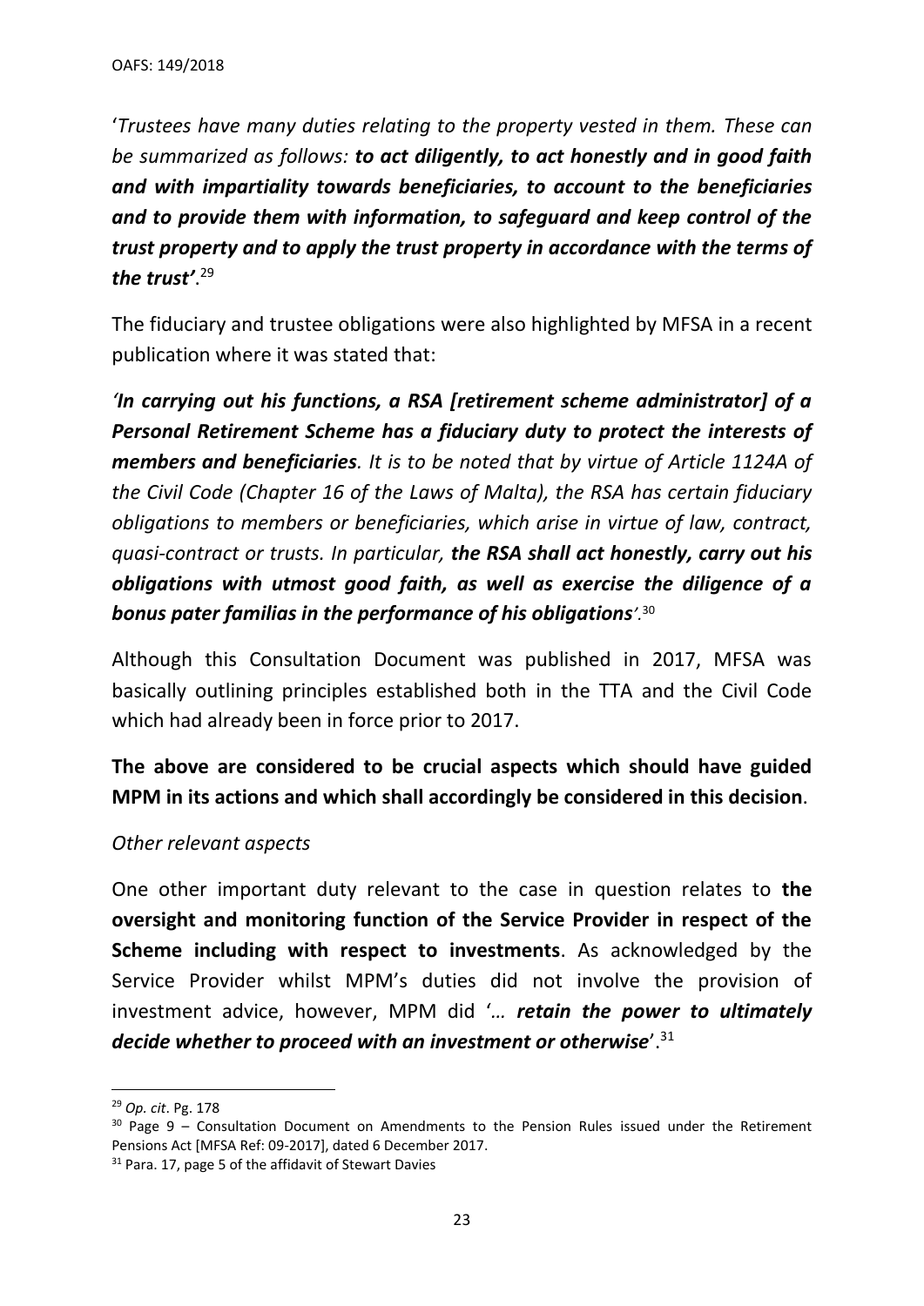'*Trustees have many duties relating to the property vested in them. These can be summarized as follows: **to act diligently, to act honestly and in good faith and with impartiality towards beneficiaries, to account to the beneficiaries and to provide them with information, to safeguard and keep control of the trust property and to apply the trust property in accordance with the terms of the trust'***.[29]

The fiduciary and trustee obligations were also highlighted by MFSA in a recent publication where it was stated that:

*'**In carrying out his functions, a RSA [retirement scheme administrator] of a Personal Retirement Scheme has a fiduciary duty to protect the interests of members and beneficiaries**. It is to be noted that by virtue of Article 1124A of the Civil Code (Chapter 16 of the Laws of Malta), the RSA has certain fiduciary obligations to members or beneficiaries, which arise in virtue of law, contract, quasi-contract or trusts. In particular, **the RSA shall act honestly, carry out his obligations with utmost good faith, as well as exercise the diligence of a bonus pater familias in the performance of his obligations**'.*[30]

Although this Consultation Document was published in 2017, MFSA was basically outlining principles established both in the TTA and the Civil Code which had already been in force prior to 2017.

**The above are considered to be crucial aspects which should have guided MPM in its actions and which shall accordingly be considered in this decision**.

*Other relevant aspects*

One other important duty relevant to the case in question relates to **the oversight and monitoring function of the Service Provider in respect of the Scheme including with respect to investments**. As acknowledged by the Service Provider whilst MPM's duties did not involve the provision of investment advice, however, MPM did '*… **retain the power to ultimately decide whether to proceed with an investment or otherwise***'.[31]

---

[29] *Op. cit*. Pg. 178

[30] Page 9 – Consultation Document on Amendments to the Pension Rules issued under the Retirement Pensions Act [MFSA Ref: 09-2017], dated 6 December 2017.

[31] Para. 17, page 5 of the affidavit of Stewart Davies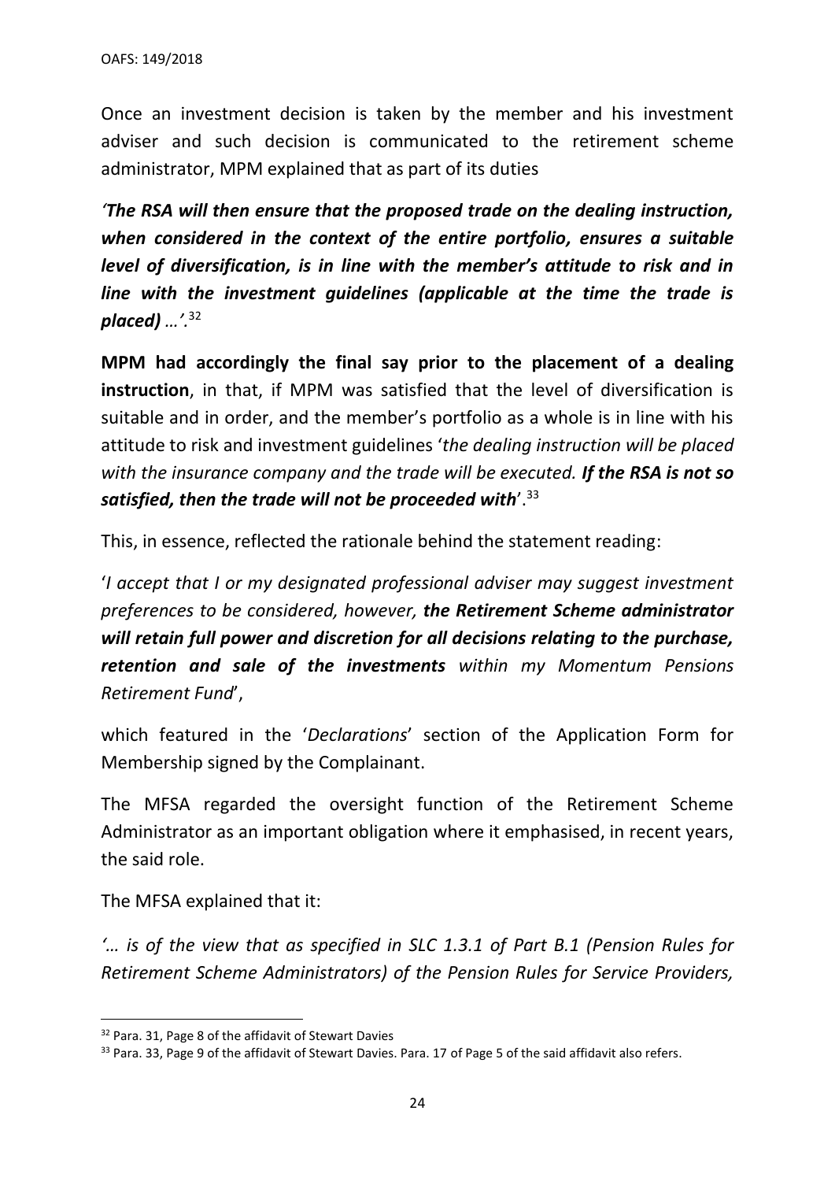Once an investment decision is taken by the member and his investment adviser and such decision is communicated to the retirement scheme administrator, MPM explained that as part of its duties

*'**The RSA will then ensure that the proposed trade on the dealing instruction, when considered in the context of the entire portfolio, ensures a suitable level of diversification, is in line with the member's attitude to risk and in line with the investment guidelines (applicable at the time the trade is placed)** …'.*[32]

**MPM had accordingly the final say prior to the placement of a dealing instruction**, in that, if MPM was satisfied that the level of diversification is suitable and in order, and the member's portfolio as a whole is in line with his attitude to risk and investment guidelines '*the dealing instruction will be placed with the insurance company and the trade will be executed. **If the RSA is not so satisfied, then the trade will not be proceeded with***'.[33]

This, in essence, reflected the rationale behind the statement reading:

'*I accept that I or my designated professional adviser may suggest investment preferences to be considered, however, **the Retirement Scheme administrator will retain full power and discretion for all decisions relating to the purchase, retention and sale of the investments** within my Momentum Pensions Retirement Fund*',

which featured in the '*Declarations*' section of the Application Form for Membership signed by the Complainant.

The MFSA regarded the oversight function of the Retirement Scheme Administrator as an important obligation where it emphasised, in recent years, the said role.

The MFSA explained that it:

*'… is of the view that as specified in SLC 1.3.1 of Part B.1 (Pension Rules for Retirement Scheme Administrators) of the Pension Rules for Service Providers,*

---

[32] Para. 31, Page 8 of the affidavit of Stewart Davies

[33] Para. 33, Page 9 of the affidavit of Stewart Davies. Para. 17 of Page 5 of the said affidavit also refers.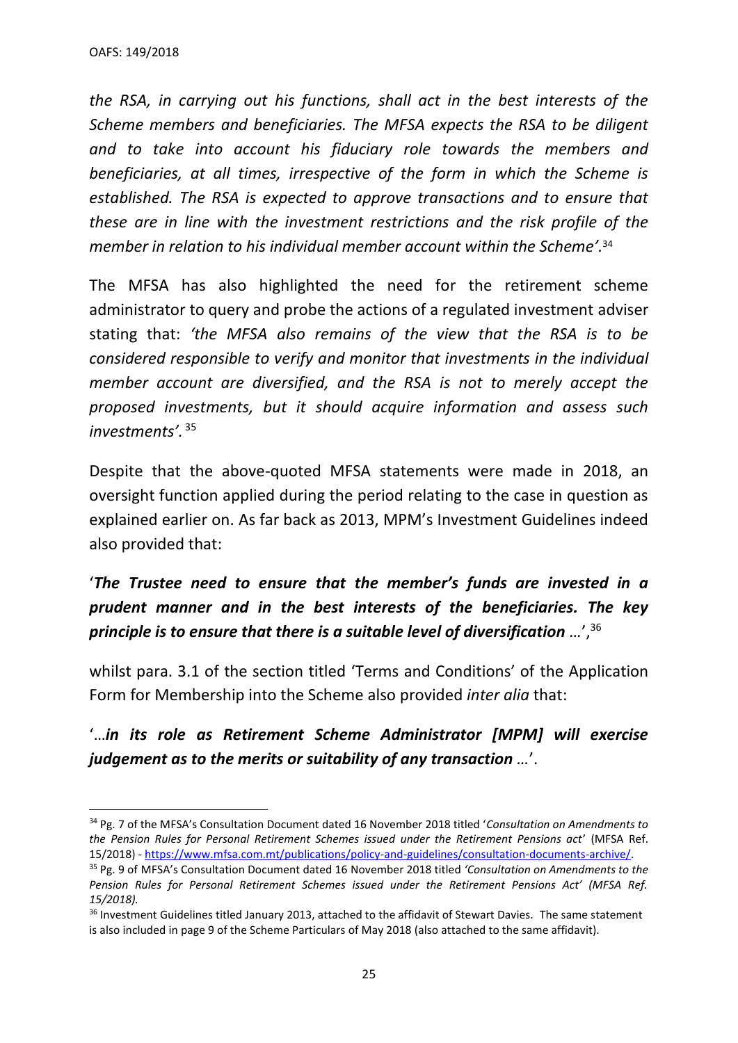*the RSA, in carrying out his functions, shall act in the best interests of the Scheme members and beneficiaries. The MFSA expects the RSA to be diligent and to take into account his fiduciary role towards the members and beneficiaries, at all times, irrespective of the form in which the Scheme is established. The RSA is expected to approve transactions and to ensure that these are in line with the investment restrictions and the risk profile of the member in relation to his individual member account within the Scheme'.*[34]

The MFSA has also highlighted the need for the retirement scheme administrator to query and probe the actions of a regulated investment adviser stating that: *'the MFSA also remains of the view that the RSA is to be considered responsible to verify and monitor that investments in the individual member account are diversified, and the RSA is not to merely accept the proposed investments, but it should acquire information and assess such investments'.* [35]

Despite that the above-quoted MFSA statements were made in 2018, an oversight function applied during the period relating to the case in question as explained earlier on. As far back as 2013, MPM's Investment Guidelines indeed also provided that:

'***The Trustee need to ensure that the member's funds are invested in a prudent manner and in the best interests of the beneficiaries. The key principle is to ensure that there is a suitable level of diversification** …*',[36]

whilst para. 3.1 of the section titled 'Terms and Conditions' of the Application Form for Membership into the Scheme also provided *inter alia* that:

'…***in its role as Retirement Scheme Administrator [MPM] will exercise judgement as to the merits or suitability of any transaction** …*'.

---

[34] Pg. 7 of the MFSA's Consultation Document dated 16 November 2018 titled '*Consultation on Amendments to the Pension Rules for Personal Retirement Schemes issued under the Retirement Pensions act*' (MFSA Ref. 15/2018) - https://www.mfsa.com.mt/publications/policy-and-guidelines/consultation-documents-archive/.

[35] Pg. 9 of MFSA's Consultation Document dated 16 November 2018 titled *'Consultation on Amendments to the Pension Rules for Personal Retirement Schemes issued under the Retirement Pensions Act' (MFSA Ref. 15/2018).*

[36] Investment Guidelines titled January 2013, attached to the affidavit of Stewart Davies. The same statement is also included in page 9 of the Scheme Particulars of May 2018 (also attached to the same affidavit).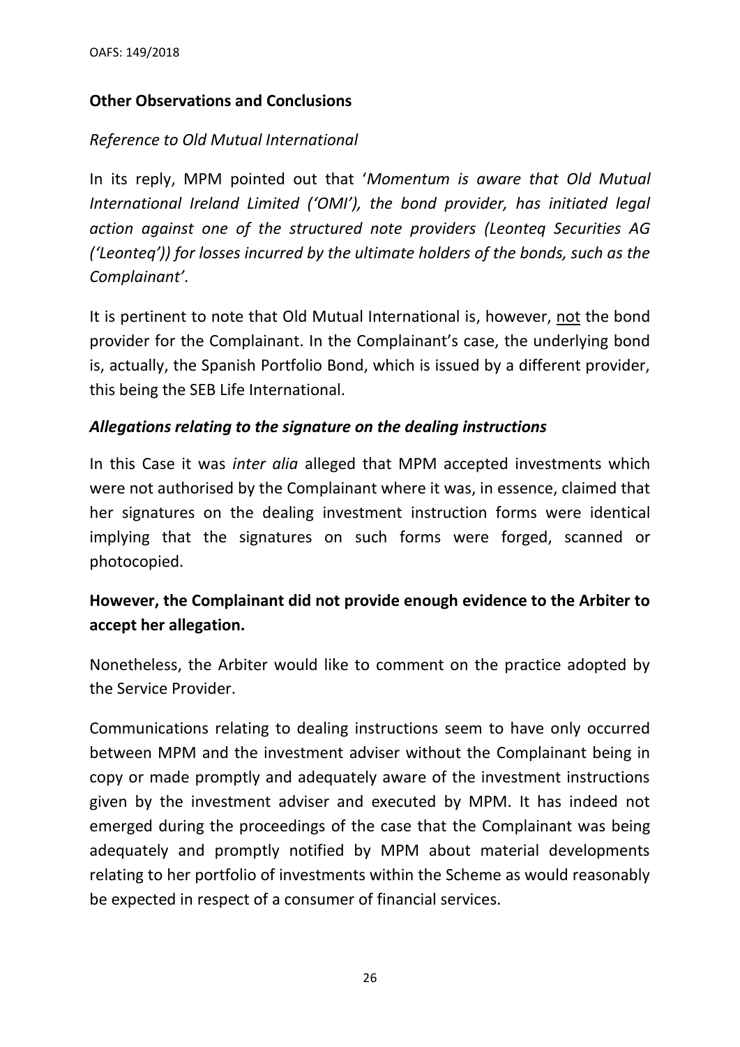**Other Observations and Conclusions**

*Reference to Old Mutual International*

In its reply, MPM pointed out that '*Momentum is aware that Old Mutual International Ireland Limited ('OMI'), the bond provider, has initiated legal action against one of the structured note providers (Leonteq Securities AG ('Leonteq')) for losses incurred by the ultimate holders of the bonds, such as the Complainant'*.

It is pertinent to note that Old Mutual International is, however, <u>not</u> the bond provider for the Complainant. In the Complainant's case, the underlying bond is, actually, the Spanish Portfolio Bond, which is issued by a different provider, this being the SEB Life International.

***Allegations relating to the signature on the dealing instructions***

In this Case it was *inter alia* alleged that MPM accepted investments which were not authorised by the Complainant where it was, in essence, claimed that her signatures on the dealing investment instruction forms were identical implying that the signatures on such forms were forged, scanned or photocopied.

**However, the Complainant did not provide enough evidence to the Arbiter to accept her allegation.**

Nonetheless, the Arbiter would like to comment on the practice adopted by the Service Provider.

Communications relating to dealing instructions seem to have only occurred between MPM and the investment adviser without the Complainant being in copy or made promptly and adequately aware of the investment instructions given by the investment adviser and executed by MPM. It has indeed not emerged during the proceedings of the case that the Complainant was being adequately and promptly notified by MPM about material developments relating to her portfolio of investments within the Scheme as would reasonably be expected in respect of a consumer of financial services.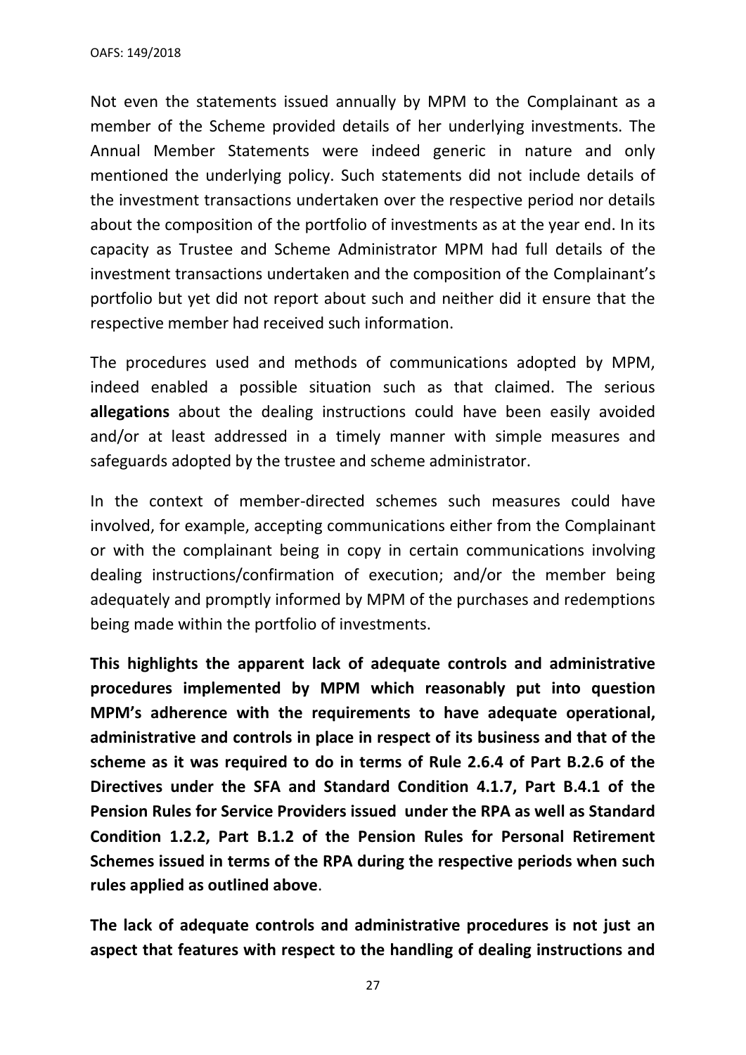Not even the statements issued annually by MPM to the Complainant as a member of the Scheme provided details of her underlying investments. The Annual Member Statements were indeed generic in nature and only mentioned the underlying policy. Such statements did not include details of the investment transactions undertaken over the respective period nor details about the composition of the portfolio of investments as at the year end. In its capacity as Trustee and Scheme Administrator MPM had full details of the investment transactions undertaken and the composition of the Complainant's portfolio but yet did not report about such and neither did it ensure that the respective member had received such information.

The procedures used and methods of communications adopted by MPM, indeed enabled a possible situation such as that claimed. The serious **allegations** about the dealing instructions could have been easily avoided and/or at least addressed in a timely manner with simple measures and safeguards adopted by the trustee and scheme administrator.

In the context of member-directed schemes such measures could have involved, for example, accepting communications either from the Complainant or with the complainant being in copy in certain communications involving dealing instructions/confirmation of execution; and/or the member being adequately and promptly informed by MPM of the purchases and redemptions being made within the portfolio of investments.

**This highlights the apparent lack of adequate controls and administrative procedures implemented by MPM which reasonably put into question MPM's adherence with the requirements to have adequate operational, administrative and controls in place in respect of its business and that of the scheme as it was required to do in terms of Rule 2.6.4 of Part B.2.6 of the Directives under the SFA and Standard Condition 4.1.7, Part B.4.1 of the Pension Rules for Service Providers issued under the RPA as well as Standard Condition 1.2.2, Part B.1.2 of the Pension Rules for Personal Retirement Schemes issued in terms of the RPA during the respective periods when such rules applied as outlined above**.

**The lack of adequate controls and administrative procedures is not just an aspect that features with respect to the handling of dealing instructions and**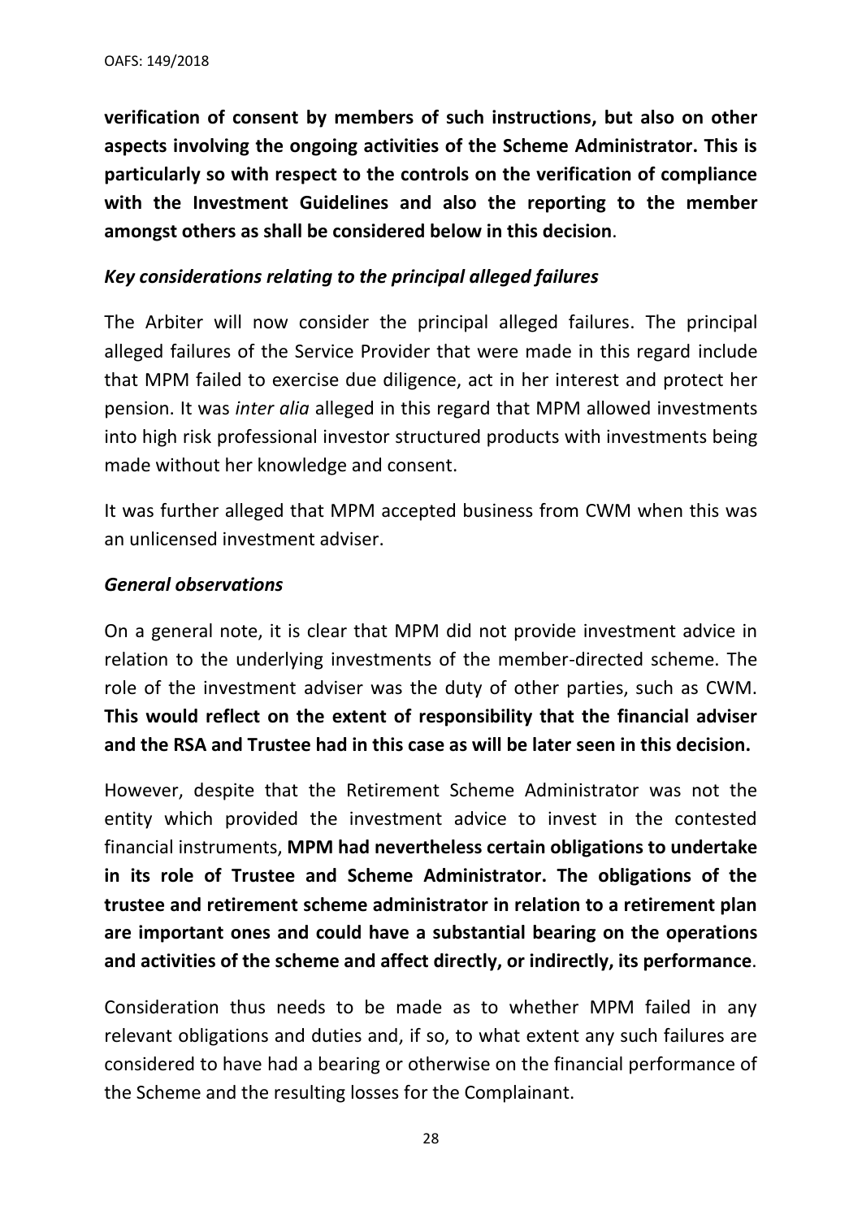**verification of consent by members of such instructions, but also on other aspects involving the ongoing activities of the Scheme Administrator. This is particularly so with respect to the controls on the verification of compliance with the Investment Guidelines and also the reporting to the member amongst others as shall be considered below in this decision**.

***Key considerations relating to the principal alleged failures***

The Arbiter will now consider the principal alleged failures. The principal alleged failures of the Service Provider that were made in this regard include that MPM failed to exercise due diligence, act in her interest and protect her pension. It was *inter alia* alleged in this regard that MPM allowed investments into high risk professional investor structured products with investments being made without her knowledge and consent.

It was further alleged that MPM accepted business from CWM when this was an unlicensed investment adviser.

***General observations***

On a general note, it is clear that MPM did not provide investment advice in relation to the underlying investments of the member-directed scheme. The role of the investment adviser was the duty of other parties, such as CWM. **This would reflect on the extent of responsibility that the financial adviser and the RSA and Trustee had in this case as will be later seen in this decision.**

However, despite that the Retirement Scheme Administrator was not the entity which provided the investment advice to invest in the contested financial instruments, **MPM had nevertheless certain obligations to undertake in its role of Trustee and Scheme Administrator. The obligations of the trustee and retirement scheme administrator in relation to a retirement plan are important ones and could have a substantial bearing on the operations and activities of the scheme and affect directly, or indirectly, its performance**.

Consideration thus needs to be made as to whether MPM failed in any relevant obligations and duties and, if so, to what extent any such failures are considered to have had a bearing or otherwise on the financial performance of the Scheme and the resulting losses for the Complainant.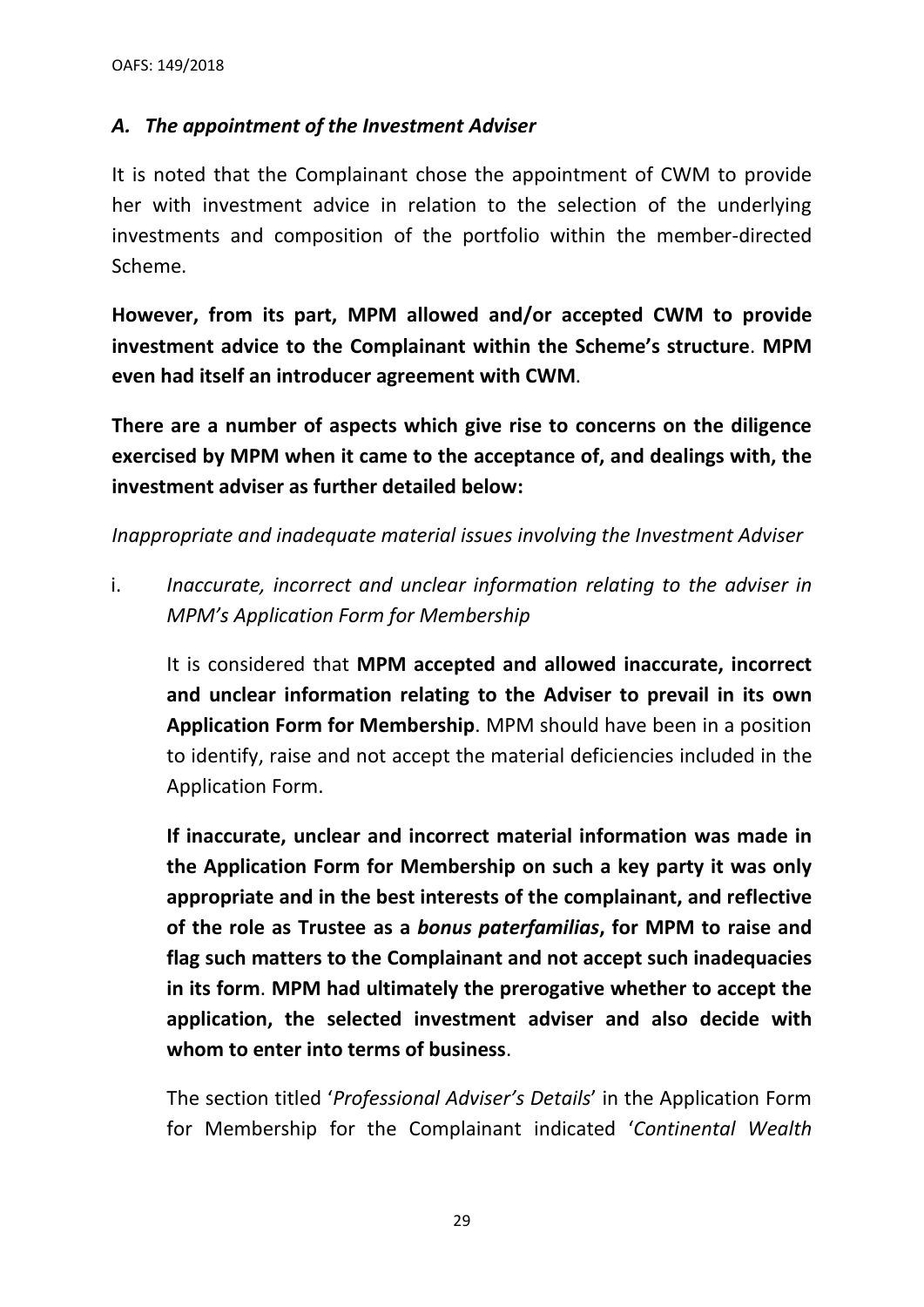### *A. The appointment of the Investment Adviser*

It is noted that the Complainant chose the appointment of CWM to provide her with investment advice in relation to the selection of the underlying investments and composition of the portfolio within the member-directed Scheme.

**However, from its part, MPM allowed and/or accepted CWM to provide investment advice to the Complainant within the Scheme's structure**. **MPM even had itself an introducer agreement with CWM**.

**There are a number of aspects which give rise to concerns on the diligence exercised by MPM when it came to the acceptance of, and dealings with, the investment adviser as further detailed below:**

*Inappropriate and inadequate material issues involving the Investment Adviser*

i. *Inaccurate, incorrect and unclear information relating to the adviser in MPM's Application Form for Membership*

   It is considered that **MPM accepted and allowed inaccurate, incorrect and unclear information relating to the Adviser to prevail in its own Application Form for Membership**. MPM should have been in a position to identify, raise and not accept the material deficiencies included in the Application Form.

   **If inaccurate, unclear and incorrect material information was made in the Application Form for Membership on such a key party it was only appropriate and in the best interests of the complainant, and reflective of the role as Trustee as a *bonus paterfamilias*, for MPM to raise and flag such matters to the Complainant and not accept such inadequacies in its form**. **MPM had ultimately the prerogative whether to accept the application, the selected investment adviser and also decide with whom to enter into terms of business**.

   The section titled '*Professional Adviser's Details*' in the Application Form for Membership for the Complainant indicated '*Continental Wealth*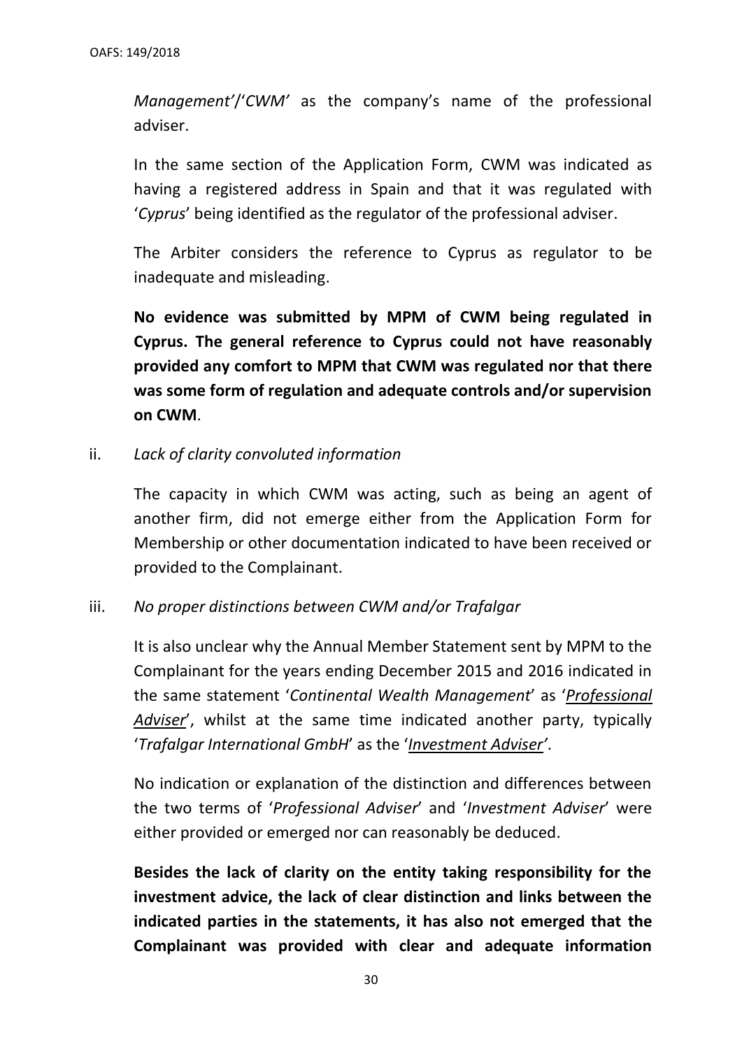*Management'*/'*CWM'* as the company's name of the professional adviser.

In the same section of the Application Form, CWM was indicated as having a registered address in Spain and that it was regulated with '*Cyprus*' being identified as the regulator of the professional adviser.

The Arbiter considers the reference to Cyprus as regulator to be inadequate and misleading.

**No evidence was submitted by MPM of CWM being regulated in Cyprus. The general reference to Cyprus could not have reasonably provided any comfort to MPM that CWM was regulated nor that there was some form of regulation and adequate controls and/or supervision on CWM**.

ii. *Lack of clarity convoluted information*

The capacity in which CWM was acting, such as being an agent of another firm, did not emerge either from the Application Form for Membership or other documentation indicated to have been received or provided to the Complainant.

iii. *No proper distinctions between CWM and/or Trafalgar*

It is also unclear why the Annual Member Statement sent by MPM to the Complainant for the years ending December 2015 and 2016 indicated in the same statement '*Continental Wealth Management*' as '*<u>Professional Adviser</u>*', whilst at the same time indicated another party, typically '*Trafalgar International GmbH*' as the '*<u>Investment Adviser</u>'*.

No indication or explanation of the distinction and differences between the two terms of '*Professional Adviser*' and '*Investment Adviser*' were either provided or emerged nor can reasonably be deduced.

**Besides the lack of clarity on the entity taking responsibility for the investment advice, the lack of clear distinction and links between the indicated parties in the statements, it has also not emerged that the Complainant was provided with clear and adequate information**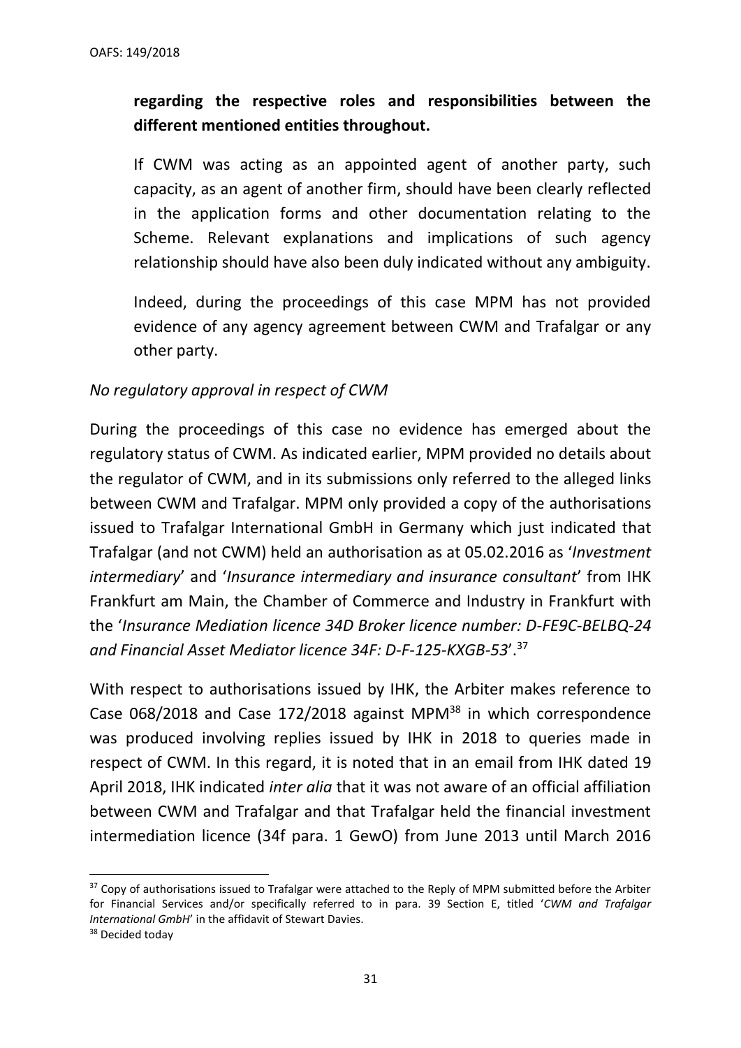**regarding the respective roles and responsibilities between the different mentioned entities throughout.**

If CWM was acting as an appointed agent of another party, such capacity, as an agent of another firm, should have been clearly reflected in the application forms and other documentation relating to the Scheme. Relevant explanations and implications of such agency relationship should have also been duly indicated without any ambiguity.

Indeed, during the proceedings of this case MPM has not provided evidence of any agency agreement between CWM and Trafalgar or any other party.

*No regulatory approval in respect of CWM*

During the proceedings of this case no evidence has emerged about the regulatory status of CWM. As indicated earlier, MPM provided no details about the regulator of CWM, and in its submissions only referred to the alleged links between CWM and Trafalgar. MPM only provided a copy of the authorisations issued to Trafalgar International GmbH in Germany which just indicated that Trafalgar (and not CWM) held an authorisation as at 05.02.2016 as '*Investment intermediary*' and '*Insurance intermediary and insurance consultant*' from IHK Frankfurt am Main, the Chamber of Commerce and Industry in Frankfurt with the '*Insurance Mediation licence 34D Broker licence number: D-FE9C-BELBQ-24 and Financial Asset Mediator licence 34F: D-F-125-KXGB-53*'.[37]

With respect to authorisations issued by IHK, the Arbiter makes reference to Case 068/2018 and Case 172/2018 against MPM[38] in which correspondence was produced involving replies issued by IHK in 2018 to queries made in respect of CWM. In this regard, it is noted that in an email from IHK dated 19 April 2018, IHK indicated *inter alia* that it was not aware of an official affiliation between CWM and Trafalgar and that Trafalgar held the financial investment intermediation licence (34f para. 1 GewO) from June 2013 until March 2016

---

[37] Copy of authorisations issued to Trafalgar were attached to the Reply of MPM submitted before the Arbiter for Financial Services and/or specifically referred to in para. 39 Section E, titled '*CWM and Trafalgar International GmbH*' in the affidavit of Stewart Davies.

[38] Decided today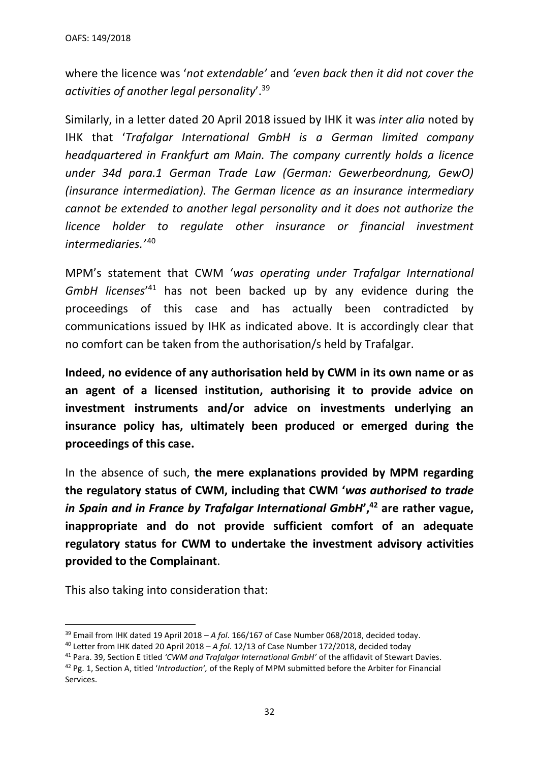where the licence was '*not extendable'* and *'even back then it did not cover the activities of another legal personality*'.[39]

Similarly, in a letter dated 20 April 2018 issued by IHK it was *inter alia* noted by IHK that '*Trafalgar International GmbH is a German limited company headquartered in Frankfurt am Main. The company currently holds a licence under 34d para.1 German Trade Law (German: Gewerbeordnung, GewO) (insurance intermediation). The German licence as an insurance intermediary cannot be extended to another legal personality and it does not authorize the licence holder to regulate other insurance or financial investment intermediaries.'*[40]

MPM's statement that CWM '*was operating under Trafalgar International GmbH licenses*'[41] has not been backed up by any evidence during the proceedings of this case and has actually been contradicted by communications issued by IHK as indicated above. It is accordingly clear that no comfort can be taken from the authorisation/s held by Trafalgar.

**Indeed, no evidence of any authorisation held by CWM in its own name or as an agent of a licensed institution, authorising it to provide advice on investment instruments and/or advice on investments underlying an insurance policy has, ultimately been produced or emerged during the proceedings of this case.**

In the absence of such, **the mere explanations provided by MPM regarding the regulatory status of CWM, including that CWM '*was authorised to trade in Spain and in France by Trafalgar International GmbH*',[42] are rather vague, inappropriate and do not provide sufficient comfort of an adequate regulatory status for CWM to undertake the investment advisory activities provided to the Complainant**.

This also taking into consideration that:

---

[39] Email from IHK dated 19 April 2018 – *A fol*. 166/167 of Case Number 068/2018, decided today.

[40] Letter from IHK dated 20 April 2018 – *A fol*. 12/13 of Case Number 172/2018, decided today

[41] Para. 39, Section E titled *'CWM and Trafalgar International GmbH'* of the affidavit of Stewart Davies.

[42] Pg. 1, Section A, titled '*Introduction',* of the Reply of MPM submitted before the Arbiter for Financial Services.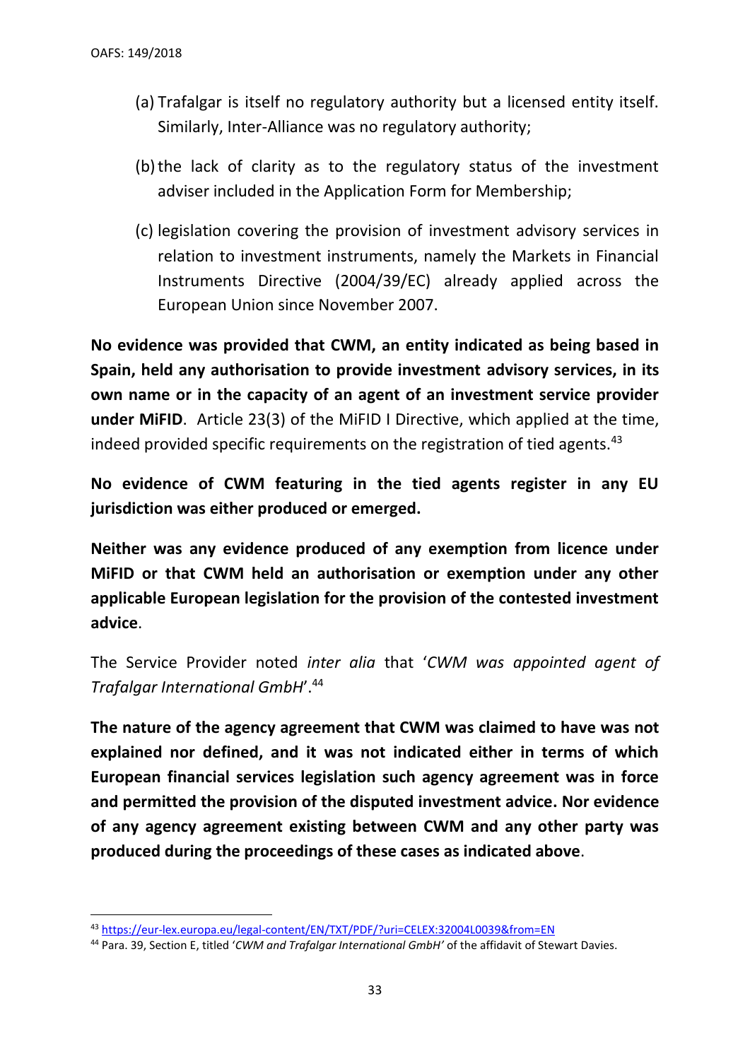(a) Trafalgar is itself no regulatory authority but a licensed entity itself. Similarly, Inter-Alliance was no regulatory authority;

(b) the lack of clarity as to the regulatory status of the investment adviser included in the Application Form for Membership;

(c) legislation covering the provision of investment advisory services in relation to investment instruments, namely the Markets in Financial Instruments Directive (2004/39/EC) already applied across the European Union since November 2007.

**No evidence was provided that CWM, an entity indicated as being based in Spain, held any authorisation to provide investment advisory services, in its own name or in the capacity of an agent of an investment service provider under MiFID**. Article 23(3) of the MiFID I Directive, which applied at the time, indeed provided specific requirements on the registration of tied agents.[43]

**No evidence of CWM featuring in the tied agents register in any EU jurisdiction was either produced or emerged.**

**Neither was any evidence produced of any exemption from licence under MiFID or that CWM held an authorisation or exemption under any other applicable European legislation for the provision of the contested investment advice**.

The Service Provider noted *inter alia* that '*CWM was appointed agent of Trafalgar International GmbH*'.[44]

**The nature of the agency agreement that CWM was claimed to have was not explained nor defined, and it was not indicated either in terms of which European financial services legislation such agency agreement was in force and permitted the provision of the disputed investment advice. Nor evidence of any agency agreement existing between CWM and any other party was produced during the proceedings of these cases as indicated above**.

---

[43] https://eur-lex.europa.eu/legal-content/EN/TXT/PDF/?uri=CELEX:32004L0039&from=EN

[44] Para. 39, Section E, titled '*CWM and Trafalgar International GmbH'* of the affidavit of Stewart Davies.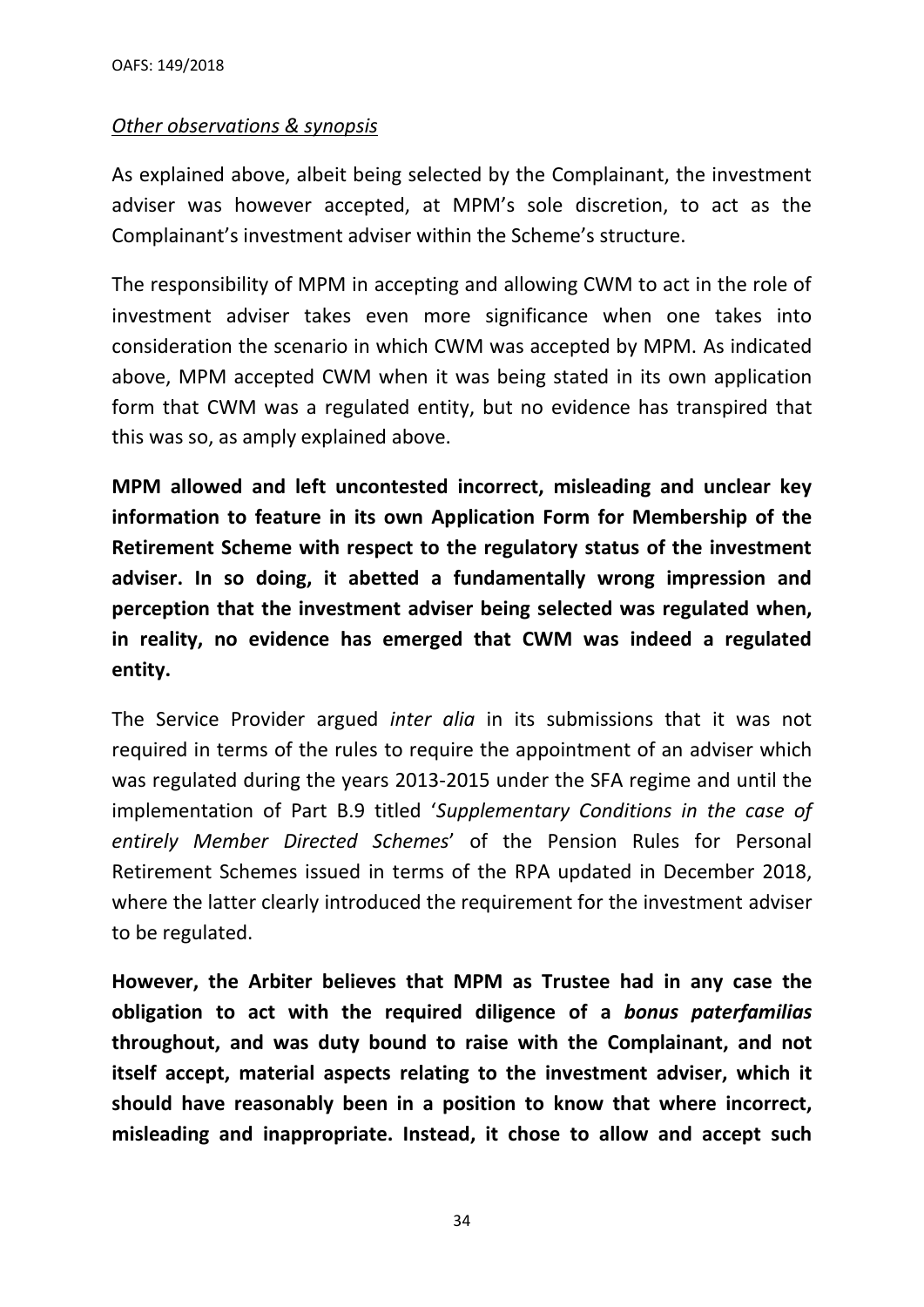*Other observations & synopsis*

As explained above, albeit being selected by the Complainant, the investment adviser was however accepted, at MPM's sole discretion, to act as the Complainant's investment adviser within the Scheme's structure.

The responsibility of MPM in accepting and allowing CWM to act in the role of investment adviser takes even more significance when one takes into consideration the scenario in which CWM was accepted by MPM. As indicated above, MPM accepted CWM when it was being stated in its own application form that CWM was a regulated entity, but no evidence has transpired that this was so, as amply explained above.

**MPM allowed and left uncontested incorrect, misleading and unclear key information to feature in its own Application Form for Membership of the Retirement Scheme with respect to the regulatory status of the investment adviser. In so doing, it abetted a fundamentally wrong impression and perception that the investment adviser being selected was regulated when, in reality, no evidence has emerged that CWM was indeed a regulated entity.**

The Service Provider argued *inter alia* in its submissions that it was not required in terms of the rules to require the appointment of an adviser which was regulated during the years 2013-2015 under the SFA regime and until the implementation of Part B.9 titled '*Supplementary Conditions in the case of entirely Member Directed Schemes*' of the Pension Rules for Personal Retirement Schemes issued in terms of the RPA updated in December 2018, where the latter clearly introduced the requirement for the investment adviser to be regulated.

**However, the Arbiter believes that MPM as Trustee had in any case the obligation to act with the required diligence of a *bonus paterfamilias* throughout, and was duty bound to raise with the Complainant, and not itself accept, material aspects relating to the investment adviser, which it should have reasonably been in a position to know that where incorrect, misleading and inappropriate. Instead, it chose to allow and accept such**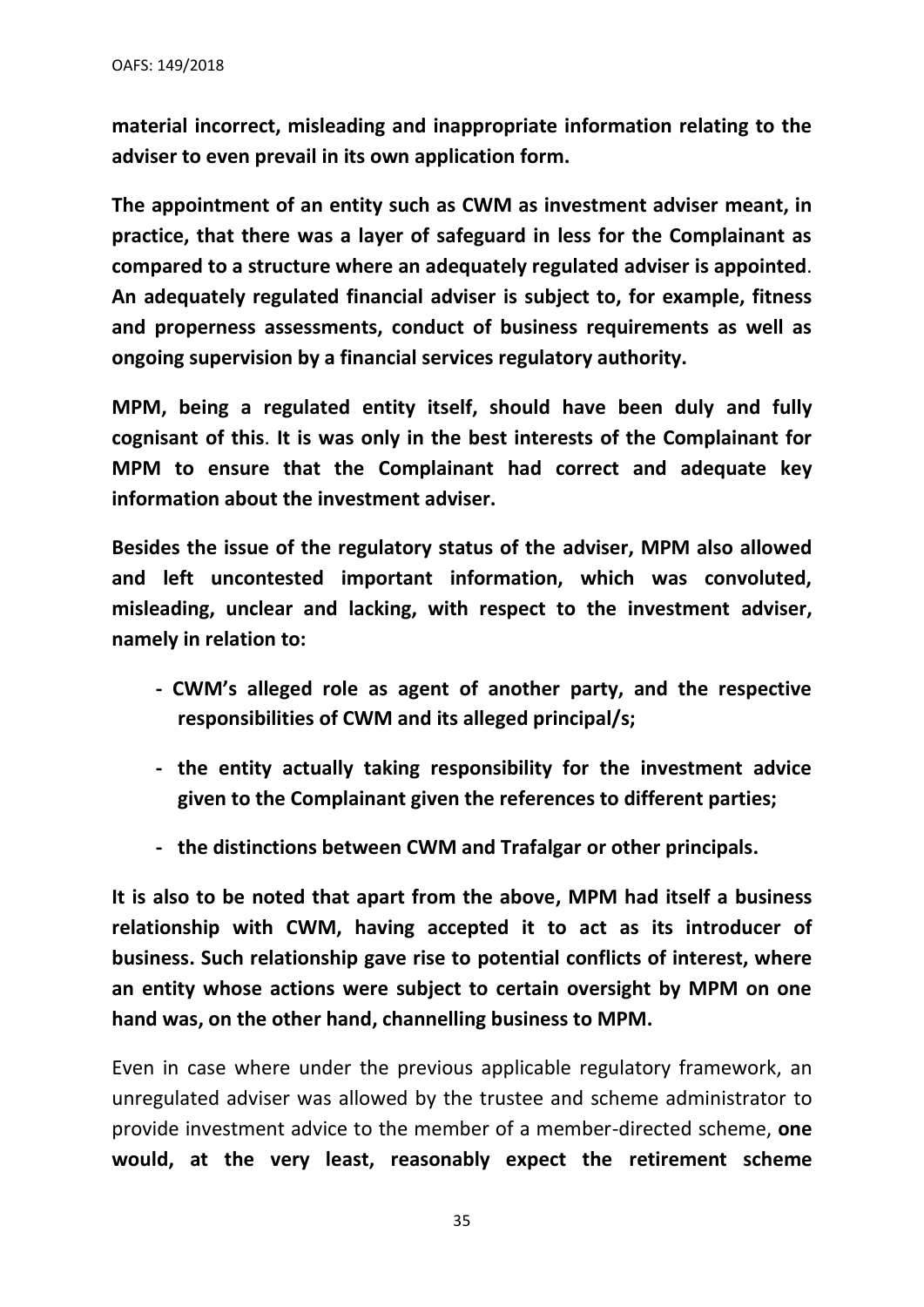**material incorrect, misleading and inappropriate information relating to the adviser to even prevail in its own application form.**

**The appointment of an entity such as CWM as investment adviser meant, in practice, that there was a layer of safeguard in less for the Complainant as compared to a structure where an adequately regulated adviser is appointed**. **An adequately regulated financial adviser is subject to, for example, fitness and properness assessments, conduct of business requirements as well as ongoing supervision by a financial services regulatory authority.**

**MPM, being a regulated entity itself, should have been duly and fully cognisant of this**. **It is was only in the best interests of the Complainant for MPM to ensure that the Complainant had correct and adequate key information about the investment adviser.**

**Besides the issue of the regulatory status of the adviser, MPM also allowed and left uncontested important information, which was convoluted, misleading, unclear and lacking, with respect to the investment adviser, namely in relation to:**

- **CWM's alleged role as agent of another party, and the respective responsibilities of CWM and its alleged principal/s;**
- **the entity actually taking responsibility for the investment advice given to the Complainant given the references to different parties;**
- **the distinctions between CWM and Trafalgar or other principals.**

**It is also to be noted that apart from the above, MPM had itself a business relationship with CWM, having accepted it to act as its introducer of business. Such relationship gave rise to potential conflicts of interest, where an entity whose actions were subject to certain oversight by MPM on one hand was, on the other hand, channelling business to MPM.**

Even in case where under the previous applicable regulatory framework, an unregulated adviser was allowed by the trustee and scheme administrator to provide investment advice to the member of a member-directed scheme, **one would, at the very least, reasonably expect the retirement scheme**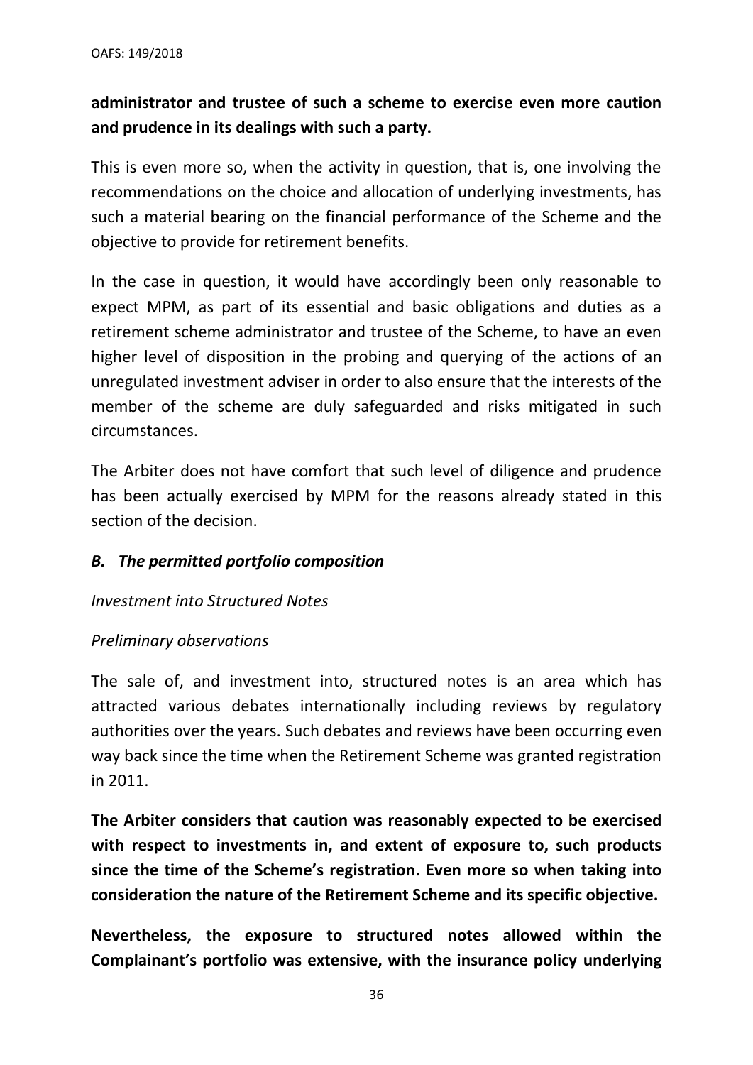**administrator and trustee of such a scheme to exercise even more caution and prudence in its dealings with such a party.**

This is even more so, when the activity in question, that is, one involving the recommendations on the choice and allocation of underlying investments, has such a material bearing on the financial performance of the Scheme and the objective to provide for retirement benefits.

In the case in question, it would have accordingly been only reasonable to expect MPM, as part of its essential and basic obligations and duties as a retirement scheme administrator and trustee of the Scheme, to have an even higher level of disposition in the probing and querying of the actions of an unregulated investment adviser in order to also ensure that the interests of the member of the scheme are duly safeguarded and risks mitigated in such circumstances.

The Arbiter does not have comfort that such level of diligence and prudence has been actually exercised by MPM for the reasons already stated in this section of the decision.

### *B. The permitted portfolio composition*

*Investment into Structured Notes*

*Preliminary observations*

The sale of, and investment into, structured notes is an area which has attracted various debates internationally including reviews by regulatory authorities over the years. Such debates and reviews have been occurring even way back since the time when the Retirement Scheme was granted registration in 2011.

**The Arbiter considers that caution was reasonably expected to be exercised with respect to investments in, and extent of exposure to, such products since the time of the Scheme's registration. Even more so when taking into consideration the nature of the Retirement Scheme and its specific objective.**

**Nevertheless, the exposure to structured notes allowed within the Complainant's portfolio was extensive, with the insurance policy underlying**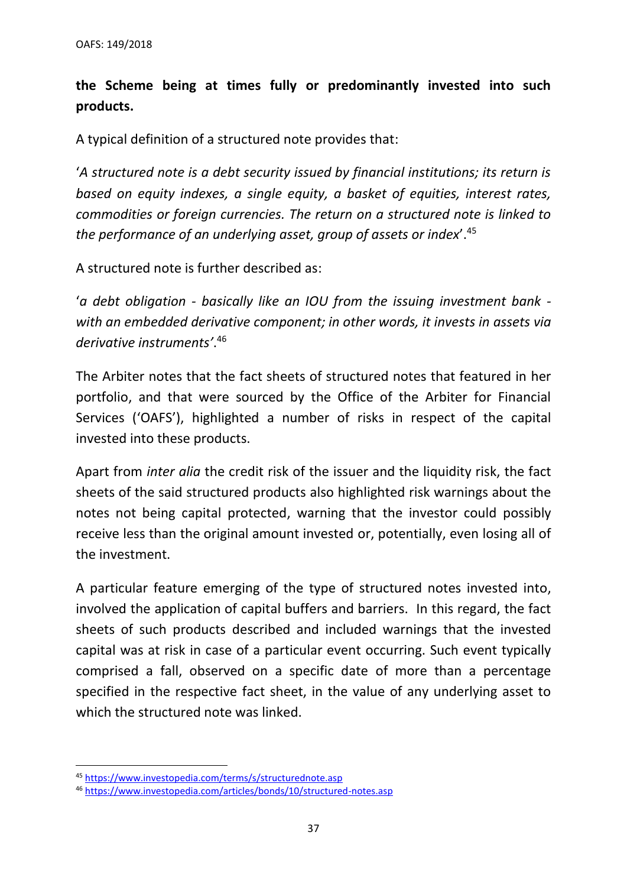**the Scheme being at times fully or predominantly invested into such products.**

A typical definition of a structured note provides that:

'*A structured note is a debt security issued by financial institutions; its return is based on equity indexes, a single equity, a basket of equities, interest rates, commodities or foreign currencies. The return on a structured note is linked to the performance of an underlying asset, group of assets or index*'.[45]

A structured note is further described as:

'*a debt obligation - basically like an IOU from the issuing investment bank - with an embedded derivative component; in other words, it invests in assets via derivative instruments'*.[46]

The Arbiter notes that the fact sheets of structured notes that featured in her portfolio, and that were sourced by the Office of the Arbiter for Financial Services ('OAFS'), highlighted a number of risks in respect of the capital invested into these products.

Apart from *inter alia* the credit risk of the issuer and the liquidity risk, the fact sheets of the said structured products also highlighted risk warnings about the notes not being capital protected, warning that the investor could possibly receive less than the original amount invested or, potentially, even losing all of the investment.

A particular feature emerging of the type of structured notes invested into, involved the application of capital buffers and barriers. In this regard, the fact sheets of such products described and included warnings that the invested capital was at risk in case of a particular event occurring. Such event typically comprised a fall, observed on a specific date of more than a percentage specified in the respective fact sheet, in the value of any underlying asset to which the structured note was linked.

---

[45] https://www.investopedia.com/terms/s/structurednote.asp

[46] https://www.investopedia.com/articles/bonds/10/structured-notes.asp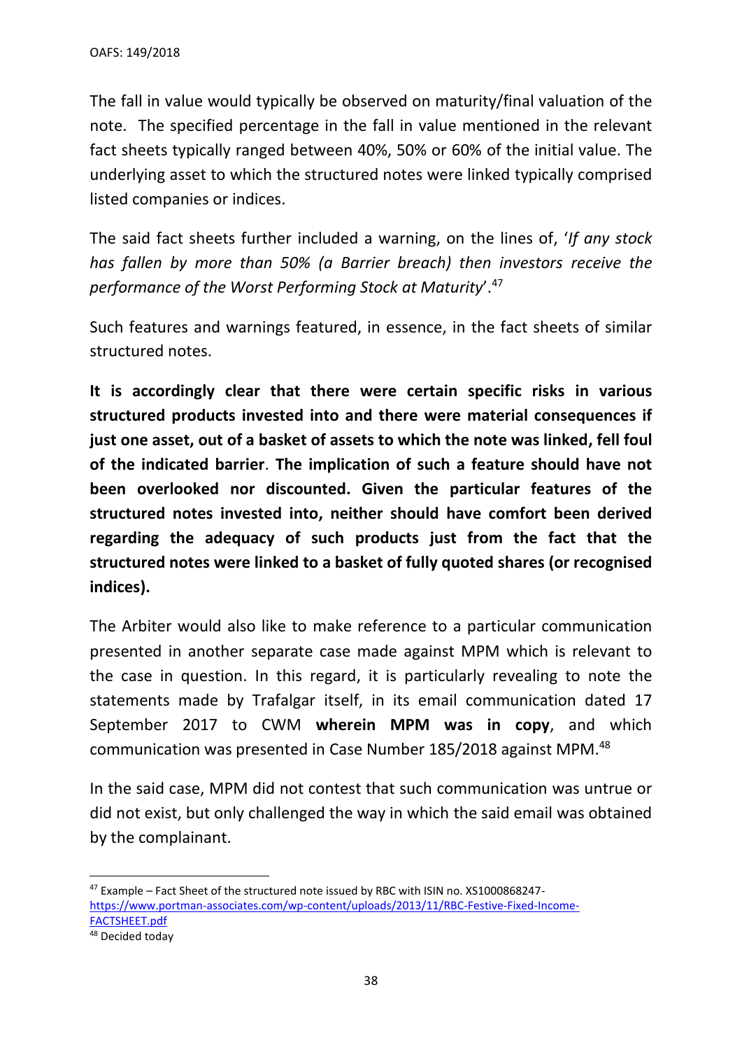The fall in value would typically be observed on maturity/final valuation of the note. The specified percentage in the fall in value mentioned in the relevant fact sheets typically ranged between 40%, 50% or 60% of the initial value. The underlying asset to which the structured notes were linked typically comprised listed companies or indices.

The said fact sheets further included a warning, on the lines of, '*If any stock has fallen by more than 50% (a Barrier breach) then investors receive the performance of the Worst Performing Stock at Maturity*'.[47]

Such features and warnings featured, in essence, in the fact sheets of similar structured notes.

**It is accordingly clear that there were certain specific risks in various structured products invested into and there were material consequences if just one asset, out of a basket of assets to which the note was linked, fell foul of the indicated barrier**. **The implication of such a feature should have not been overlooked nor discounted. Given the particular features of the structured notes invested into, neither should have comfort been derived regarding the adequacy of such products just from the fact that the structured notes were linked to a basket of fully quoted shares (or recognised indices).**

The Arbiter would also like to make reference to a particular communication presented in another separate case made against MPM which is relevant to the case in question. In this regard, it is particularly revealing to note the statements made by Trafalgar itself, in its email communication dated 17 September 2017 to CWM **wherein MPM was in copy**, and which communication was presented in Case Number 185/2018 against MPM.[48]

In the said case, MPM did not contest that such communication was untrue or did not exist, but only challenged the way in which the said email was obtained by the complainant.

---

[47] Example – Fact Sheet of the structured note issued by RBC with ISIN no. XS1000868247- https://www.portman-associates.com/wp-content/uploads/2013/11/RBC-Festive-Fixed-Income-FACTSHEET.pdf

[48] Decided today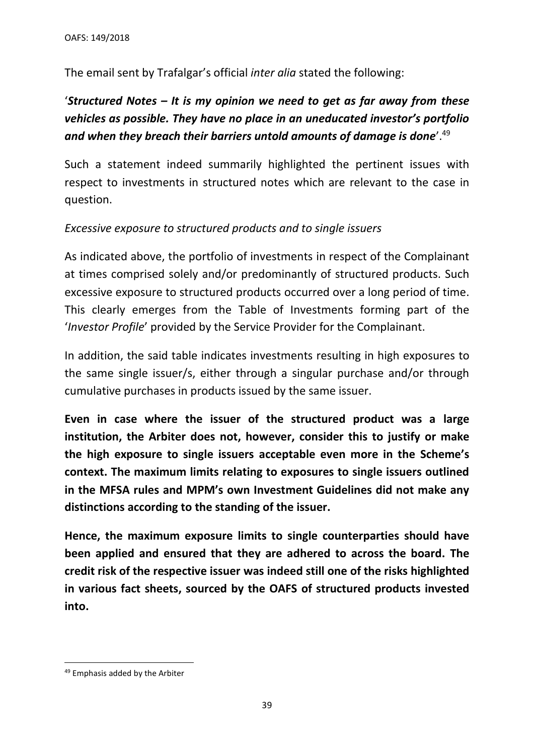The email sent by Trafalgar's official *inter alia* stated the following:

'***Structured Notes – It is my opinion we need to get as far away from these vehicles as possible. They have no place in an uneducated investor's portfolio and when they breach their barriers untold amounts of damage is done***'.[49]

Such a statement indeed summarily highlighted the pertinent issues with respect to investments in structured notes which are relevant to the case in question.

*Excessive exposure to structured products and to single issuers*

As indicated above, the portfolio of investments in respect of the Complainant at times comprised solely and/or predominantly of structured products. Such excessive exposure to structured products occurred over a long period of time. This clearly emerges from the Table of Investments forming part of the '*Investor Profile*' provided by the Service Provider for the Complainant.

In addition, the said table indicates investments resulting in high exposures to the same single issuer/s, either through a singular purchase and/or through cumulative purchases in products issued by the same issuer.

**Even in case where the issuer of the structured product was a large institution, the Arbiter does not, however, consider this to justify or make the high exposure to single issuers acceptable even more in the Scheme's context. The maximum limits relating to exposures to single issuers outlined in the MFSA rules and MPM's own Investment Guidelines did not make any distinctions according to the standing of the issuer.**

**Hence, the maximum exposure limits to single counterparties should have been applied and ensured that they are adhered to across the board. The credit risk of the respective issuer was indeed still one of the risks highlighted in various fact sheets, sourced by the OAFS of structured products invested into.**

---

[49] Emphasis added by the Arbiter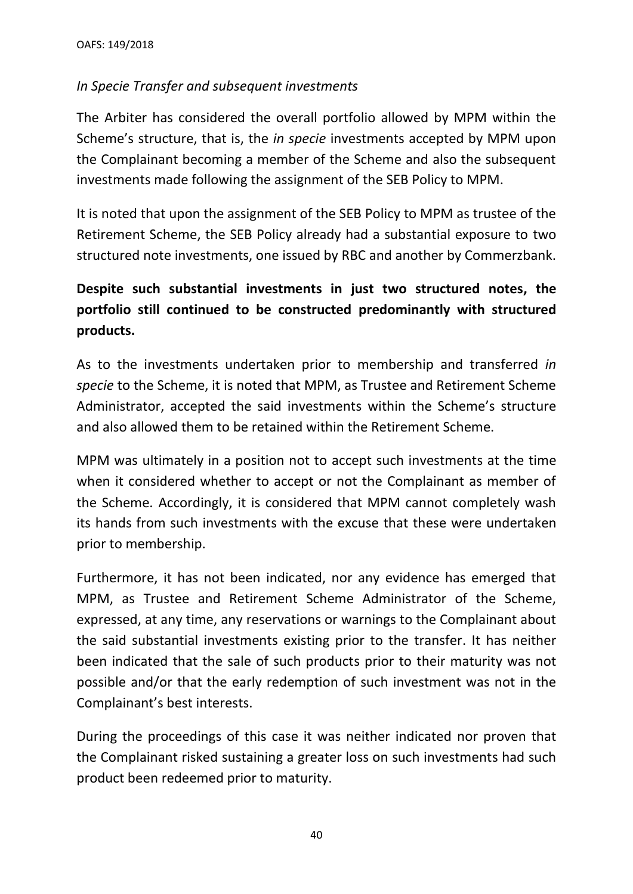*In Specie Transfer and subsequent investments*

The Arbiter has considered the overall portfolio allowed by MPM within the Scheme's structure, that is, the *in specie* investments accepted by MPM upon the Complainant becoming a member of the Scheme and also the subsequent investments made following the assignment of the SEB Policy to MPM.

It is noted that upon the assignment of the SEB Policy to MPM as trustee of the Retirement Scheme, the SEB Policy already had a substantial exposure to two structured note investments, one issued by RBC and another by Commerzbank.

**Despite such substantial investments in just two structured notes, the portfolio still continued to be constructed predominantly with structured products.**

As to the investments undertaken prior to membership and transferred *in specie* to the Scheme, it is noted that MPM, as Trustee and Retirement Scheme Administrator, accepted the said investments within the Scheme's structure and also allowed them to be retained within the Retirement Scheme.

MPM was ultimately in a position not to accept such investments at the time when it considered whether to accept or not the Complainant as member of the Scheme. Accordingly, it is considered that MPM cannot completely wash its hands from such investments with the excuse that these were undertaken prior to membership.

Furthermore, it has not been indicated, nor any evidence has emerged that MPM, as Trustee and Retirement Scheme Administrator of the Scheme, expressed, at any time, any reservations or warnings to the Complainant about the said substantial investments existing prior to the transfer. It has neither been indicated that the sale of such products prior to their maturity was not possible and/or that the early redemption of such investment was not in the Complainant's best interests.

During the proceedings of this case it was neither indicated nor proven that the Complainant risked sustaining a greater loss on such investments had such product been redeemed prior to maturity.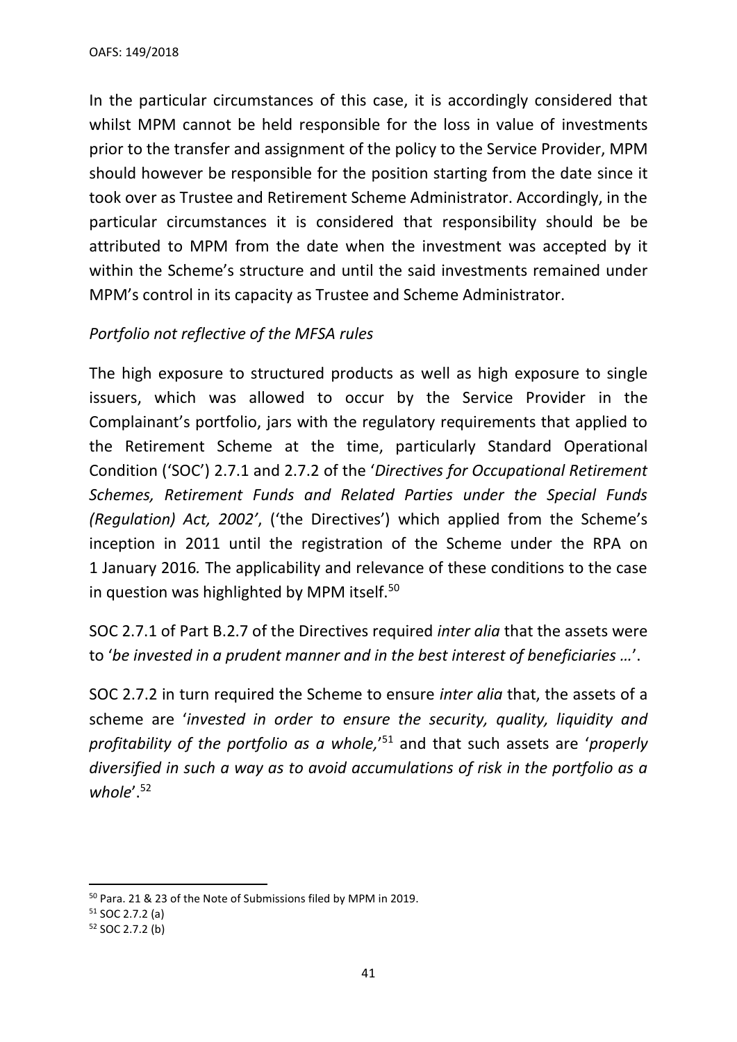In the particular circumstances of this case, it is accordingly considered that whilst MPM cannot be held responsible for the loss in value of investments prior to the transfer and assignment of the policy to the Service Provider, MPM should however be responsible for the position starting from the date since it took over as Trustee and Retirement Scheme Administrator. Accordingly, in the particular circumstances it is considered that responsibility should be be attributed to MPM from the date when the investment was accepted by it within the Scheme's structure and until the said investments remained under MPM's control in its capacity as Trustee and Scheme Administrator.

*Portfolio not reflective of the MFSA rules*

The high exposure to structured products as well as high exposure to single issuers, which was allowed to occur by the Service Provider in the Complainant's portfolio, jars with the regulatory requirements that applied to the Retirement Scheme at the time, particularly Standard Operational Condition ('SOC') 2.7.1 and 2.7.2 of the '*Directives for Occupational Retirement Schemes, Retirement Funds and Related Parties under the Special Funds (Regulation) Act, 2002'*, ('the Directives') which applied from the Scheme's inception in 2011 until the registration of the Scheme under the RPA on 1 January 2016*.* The applicability and relevance of these conditions to the case in question was highlighted by MPM itself.[50]

SOC 2.7.1 of Part B.2.7 of the Directives required *inter alia* that the assets were to '*be invested in a prudent manner and in the best interest of beneficiaries …*'.

SOC 2.7.2 in turn required the Scheme to ensure *inter alia* that, the assets of a scheme are '*invested in order to ensure the security, quality, liquidity and profitability of the portfolio as a whole,*'[51] and that such assets are '*properly diversified in such a way as to avoid accumulations of risk in the portfolio as a whole*'.[52]

---

[50] Para. 21 & 23 of the Note of Submissions filed by MPM in 2019.

[51] SOC 2.7.2 (a)

[52] SOC 2.7.2 (b)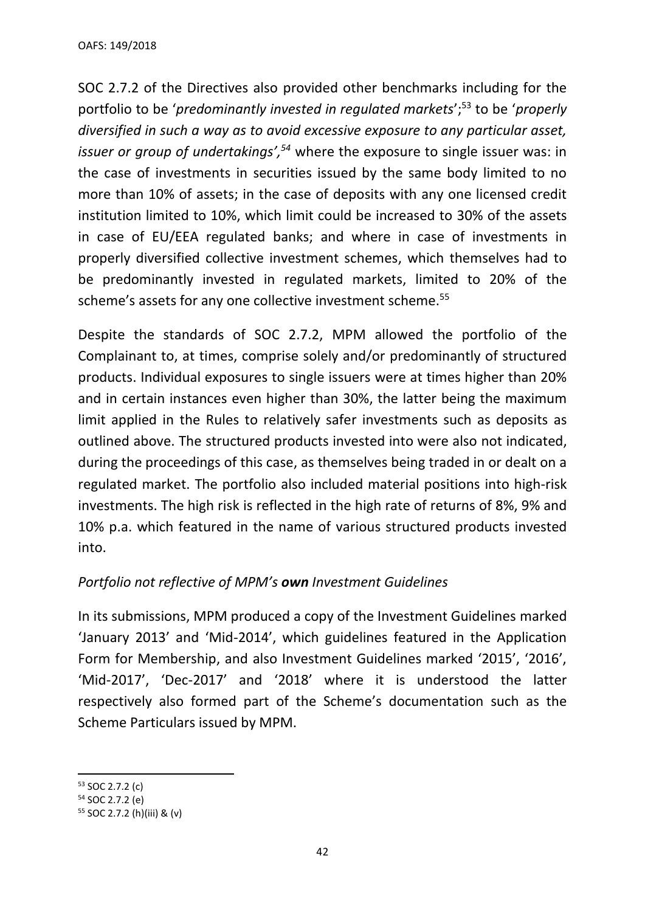SOC 2.7.2 of the Directives also provided other benchmarks including for the portfolio to be '*predominantly invested in regulated markets*';[53] to be '*properly diversified in such a way as to avoid excessive exposure to any particular asset, issuer or group of undertakings',*[54] where the exposure to single issuer was: in the case of investments in securities issued by the same body limited to no more than 10% of assets; in the case of deposits with any one licensed credit institution limited to 10%, which limit could be increased to 30% of the assets in case of EU/EEA regulated banks; and where in case of investments in properly diversified collective investment schemes, which themselves had to be predominantly invested in regulated markets, limited to 20% of the scheme's assets for any one collective investment scheme.[55]

Despite the standards of SOC 2.7.2, MPM allowed the portfolio of the Complainant to, at times, comprise solely and/or predominantly of structured products. Individual exposures to single issuers were at times higher than 20% and in certain instances even higher than 30%, the latter being the maximum limit applied in the Rules to relatively safer investments such as deposits as outlined above. The structured products invested into were also not indicated, during the proceedings of this case, as themselves being traded in or dealt on a regulated market. The portfolio also included material positions into high-risk investments. The high risk is reflected in the high rate of returns of 8%, 9% and 10% p.a. which featured in the name of various structured products invested into.

*Portfolio not reflective of MPM's **own** Investment Guidelines*

In its submissions, MPM produced a copy of the Investment Guidelines marked 'January 2013' and 'Mid-2014', which guidelines featured in the Application Form for Membership, and also Investment Guidelines marked '2015', '2016', 'Mid-2017', 'Dec-2017' and '2018' where it is understood the latter respectively also formed part of the Scheme's documentation such as the Scheme Particulars issued by MPM.

---

[53] SOC 2.7.2 (c)

[54] SOC 2.7.2 (e)

[55] SOC 2.7.2 (h)(iii) & (v)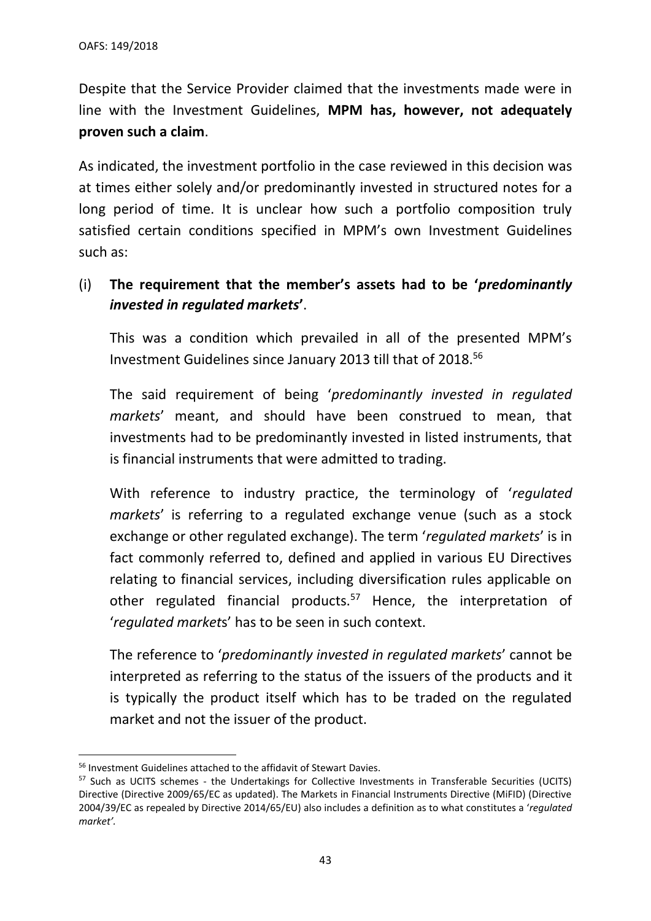Despite that the Service Provider claimed that the investments made were in line with the Investment Guidelines, **MPM has, however, not adequately proven such a claim**.

As indicated, the investment portfolio in the case reviewed in this decision was at times either solely and/or predominantly invested in structured notes for a long period of time. It is unclear how such a portfolio composition truly satisfied certain conditions specified in MPM's own Investment Guidelines such as:

(i) **The requirement that the member's assets had to be '*predominantly invested in regulated markets*'**.

This was a condition which prevailed in all of the presented MPM's Investment Guidelines since January 2013 till that of 2018.[56]

The said requirement of being '*predominantly invested in regulated markets*' meant, and should have been construed to mean, that investments had to be predominantly invested in listed instruments, that is financial instruments that were admitted to trading.

With reference to industry practice, the terminology of '*regulated markets*' is referring to a regulated exchange venue (such as a stock exchange or other regulated exchange). The term '*regulated markets*' is in fact commonly referred to, defined and applied in various EU Directives relating to financial services, including diversification rules applicable on other regulated financial products.[57] Hence, the interpretation of '*regulated markets*' has to be seen in such context.

The reference to '*predominantly invested in regulated markets*' cannot be interpreted as referring to the status of the issuers of the products and it is typically the product itself which has to be traded on the regulated market and not the issuer of the product.

---

[56] Investment Guidelines attached to the affidavit of Stewart Davies.

[57] Such as UCITS schemes - the Undertakings for Collective Investments in Transferable Securities (UCITS) Directive (Directive 2009/65/EC as updated). The Markets in Financial Instruments Directive (MiFID) (Directive 2004/39/EC as repealed by Directive 2014/65/EU) also includes a definition as to what constitutes a '*regulated market'*.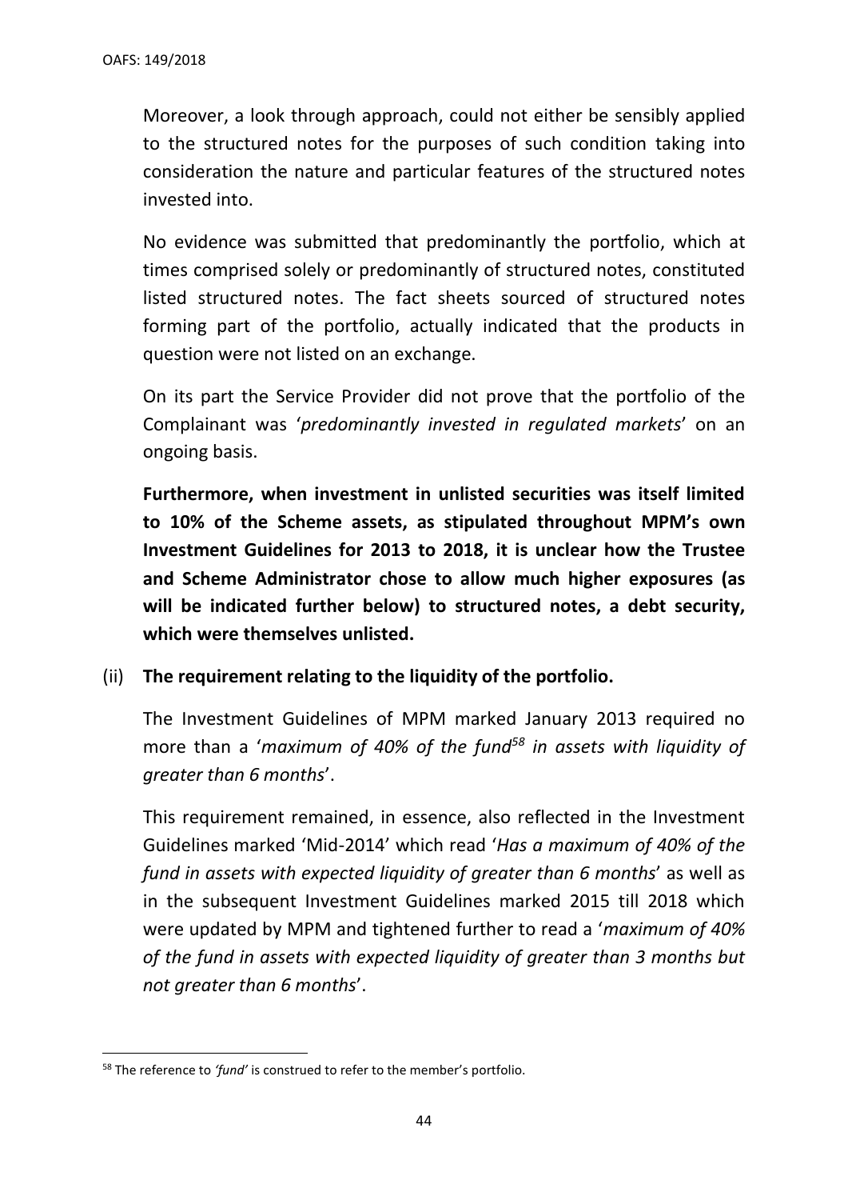Moreover, a look through approach, could not either be sensibly applied to the structured notes for the purposes of such condition taking into consideration the nature and particular features of the structured notes invested into.

No evidence was submitted that predominantly the portfolio, which at times comprised solely or predominantly of structured notes, constituted listed structured notes. The fact sheets sourced of structured notes forming part of the portfolio, actually indicated that the products in question were not listed on an exchange.

On its part the Service Provider did not prove that the portfolio of the Complainant was '*predominantly invested in regulated markets*' on an ongoing basis.

**Furthermore, when investment in unlisted securities was itself limited to 10% of the Scheme assets, as stipulated throughout MPM's own Investment Guidelines for 2013 to 2018, it is unclear how the Trustee and Scheme Administrator chose to allow much higher exposures (as will be indicated further below) to structured notes, a debt security, which were themselves unlisted.**

(ii) **The requirement relating to the liquidity of the portfolio.**

The Investment Guidelines of MPM marked January 2013 required no more than a '*maximum of 40% of the fund*[58] *in assets with liquidity of greater than 6 months*'.

This requirement remained, in essence, also reflected in the Investment Guidelines marked 'Mid-2014' which read '*Has a maximum of 40% of the fund in assets with expected liquidity of greater than 6 months*' as well as in the subsequent Investment Guidelines marked 2015 till 2018 which were updated by MPM and tightened further to read a '*maximum of 40% of the fund in assets with expected liquidity of greater than 3 months but not greater than 6 months*'.

---

[58] The reference to *'fund'* is construed to refer to the member's portfolio.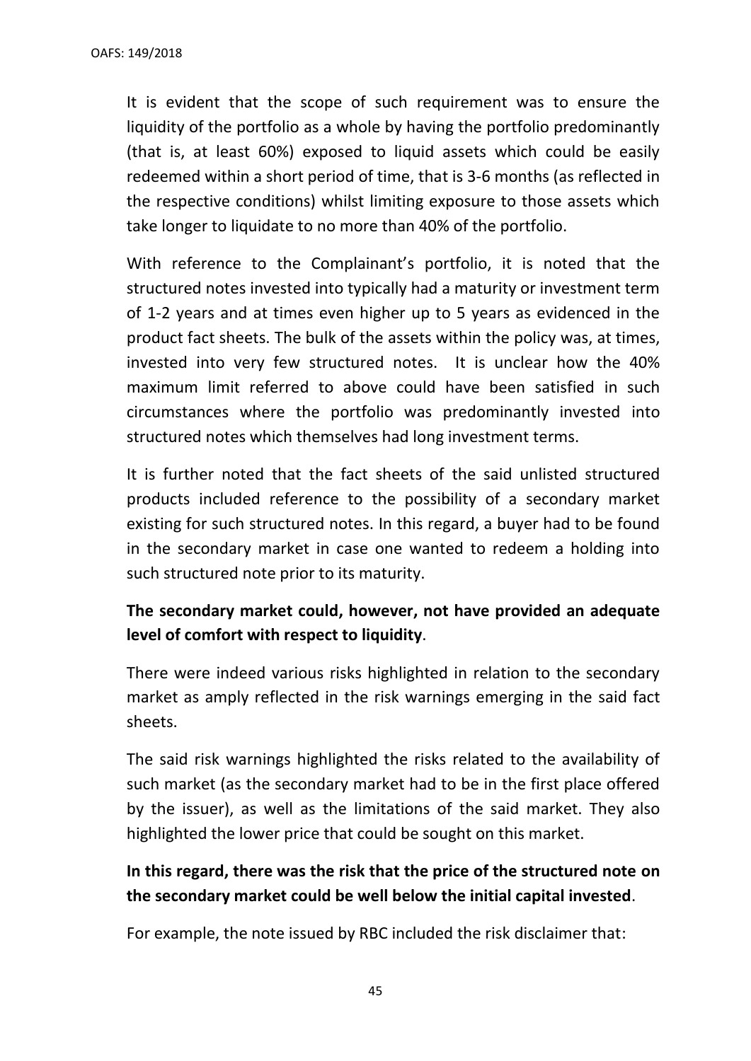It is evident that the scope of such requirement was to ensure the liquidity of the portfolio as a whole by having the portfolio predominantly (that is, at least 60%) exposed to liquid assets which could be easily redeemed within a short period of time, that is 3-6 months (as reflected in the respective conditions) whilst limiting exposure to those assets which take longer to liquidate to no more than 40% of the portfolio.

With reference to the Complainant's portfolio, it is noted that the structured notes invested into typically had a maturity or investment term of 1-2 years and at times even higher up to 5 years as evidenced in the product fact sheets. The bulk of the assets within the policy was, at times, invested into very few structured notes. It is unclear how the 40% maximum limit referred to above could have been satisfied in such circumstances where the portfolio was predominantly invested into structured notes which themselves had long investment terms.

It is further noted that the fact sheets of the said unlisted structured products included reference to the possibility of a secondary market existing for such structured notes. In this regard, a buyer had to be found in the secondary market in case one wanted to redeem a holding into such structured note prior to its maturity.

**The secondary market could, however, not have provided an adequate level of comfort with respect to liquidity**.

There were indeed various risks highlighted in relation to the secondary market as amply reflected in the risk warnings emerging in the said fact sheets.

The said risk warnings highlighted the risks related to the availability of such market (as the secondary market had to be in the first place offered by the issuer), as well as the limitations of the said market. They also highlighted the lower price that could be sought on this market.

**In this regard, there was the risk that the price of the structured note on the secondary market could be well below the initial capital invested**.

For example, the note issued by RBC included the risk disclaimer that: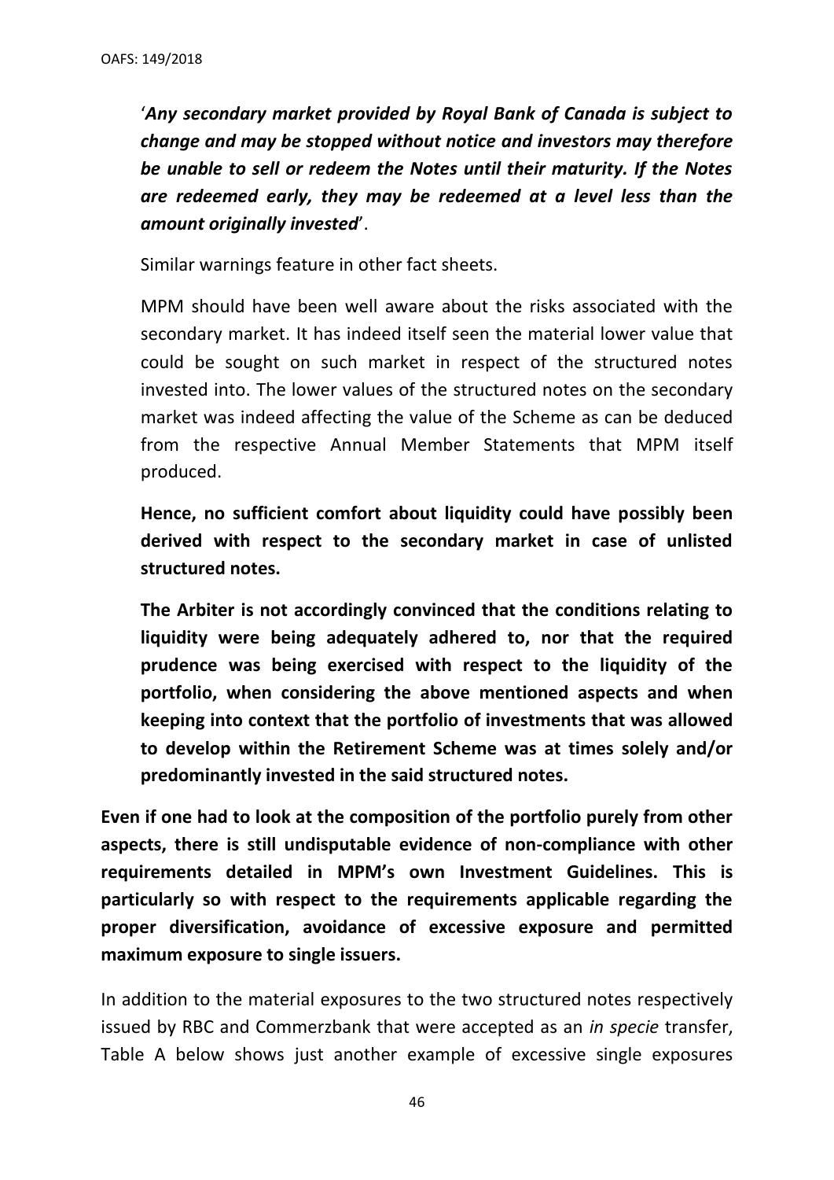'***Any secondary market provided by Royal Bank of Canada is subject to change and may be stopped without notice and investors may therefore be unable to sell or redeem the Notes until their maturity. If the Notes are redeemed early, they may be redeemed at a level less than the amount originally invested***'.

Similar warnings feature in other fact sheets.

MPM should have been well aware about the risks associated with the secondary market. It has indeed itself seen the material lower value that could be sought on such market in respect of the structured notes invested into. The lower values of the structured notes on the secondary market was indeed affecting the value of the Scheme as can be deduced from the respective Annual Member Statements that MPM itself produced.

**Hence, no sufficient comfort about liquidity could have possibly been derived with respect to the secondary market in case of unlisted structured notes.**

**The Arbiter is not accordingly convinced that the conditions relating to liquidity were being adequately adhered to, nor that the required prudence was being exercised with respect to the liquidity of the portfolio, when considering the above mentioned aspects and when keeping into context that the portfolio of investments that was allowed to develop within the Retirement Scheme was at times solely and/or predominantly invested in the said structured notes.**

**Even if one had to look at the composition of the portfolio purely from other aspects, there is still undisputable evidence of non-compliance with other requirements detailed in MPM's own Investment Guidelines. This is particularly so with respect to the requirements applicable regarding the proper diversification, avoidance of excessive exposure and permitted maximum exposure to single issuers.**

In addition to the material exposures to the two structured notes respectively issued by RBC and Commerzbank that were accepted as an *in specie* transfer, Table A below shows just another example of excessive single exposures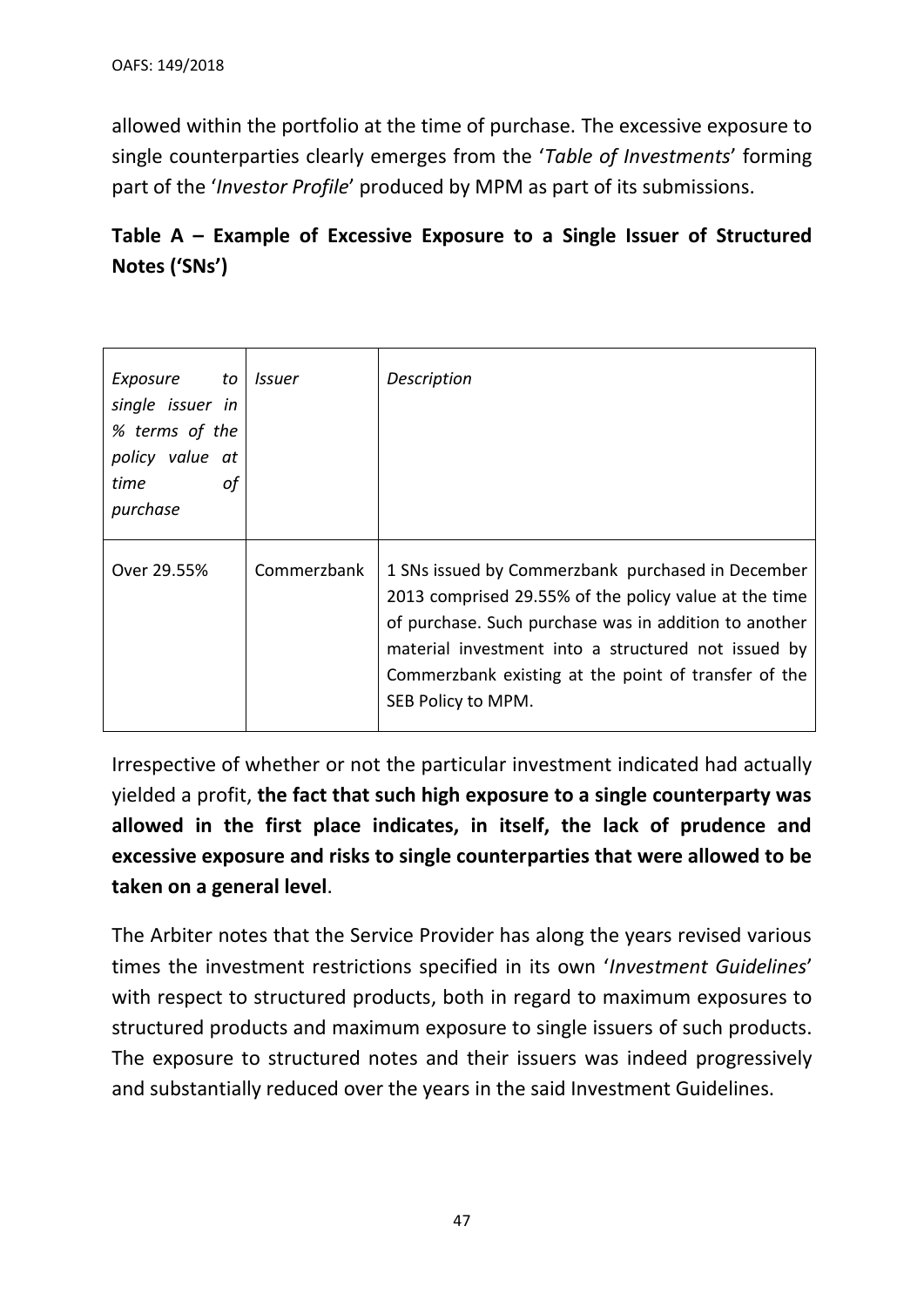allowed within the portfolio at the time of purchase. The excessive exposure to single counterparties clearly emerges from the '*Table of Investments*' forming part of the '*Investor Profile*' produced by MPM as part of its submissions.

**Table A – Example of Excessive Exposure to a Single Issuer of Structured Notes ('SNs')**

| *Exposure to single issuer in % terms of the policy value at time of purchase* | *Issuer* | *Description* |
|---|---|---|
| Over 29.55% | Commerzbank | 1 SNs issued by Commerzbank purchased in December 2013 comprised 29.55% of the policy value at the time of purchase. Such purchase was in addition to another material investment into a structured not issued by Commerzbank existing at the point of transfer of the SEB Policy to MPM. |

Irrespective of whether or not the particular investment indicated had actually yielded a profit, **the fact that such high exposure to a single counterparty was allowed in the first place indicates, in itself, the lack of prudence and excessive exposure and risks to single counterparties that were allowed to be taken on a general level**.

The Arbiter notes that the Service Provider has along the years revised various times the investment restrictions specified in its own '*Investment Guidelines*' with respect to structured products, both in regard to maximum exposures to structured products and maximum exposure to single issuers of such products. The exposure to structured notes and their issuers was indeed progressively and substantially reduced over the years in the said Investment Guidelines.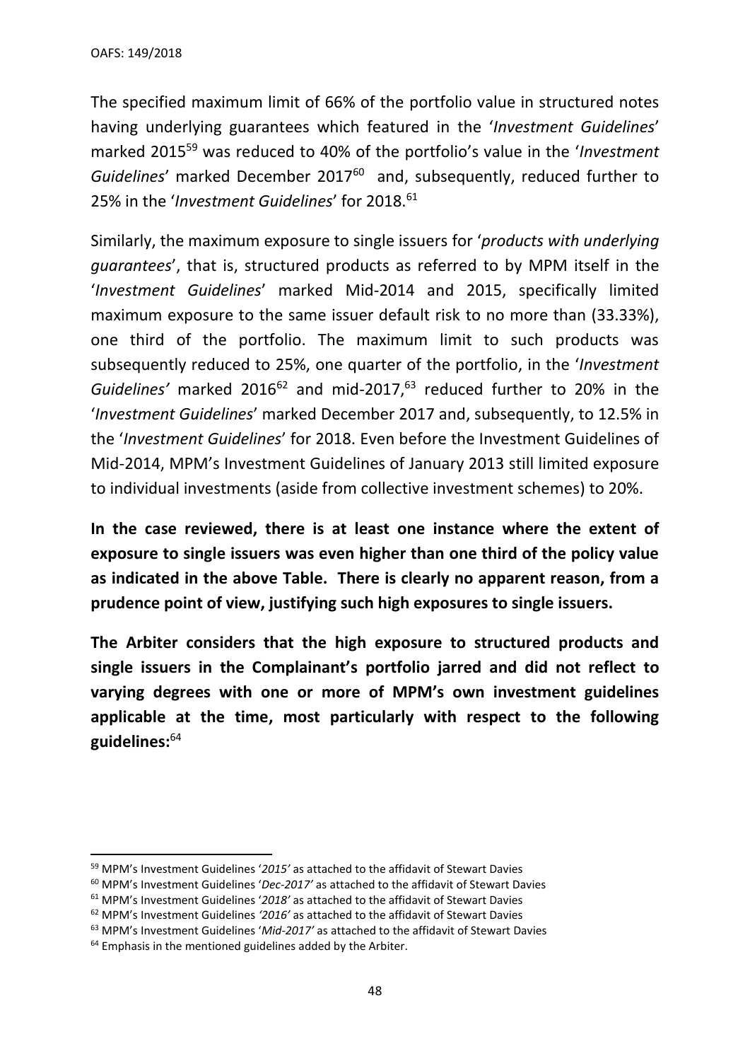The specified maximum limit of 66% of the portfolio value in structured notes having underlying guarantees which featured in the '*Investment Guidelines*' marked 2015[59] was reduced to 40% of the portfolio's value in the '*Investment Guidelines*' marked December 2017[60] and, subsequently, reduced further to 25% in the '*Investment Guidelines*' for 2018.[61]

Similarly, the maximum exposure to single issuers for '*products with underlying guarantees*', that is, structured products as referred to by MPM itself in the '*Investment Guidelines*' marked Mid-2014 and 2015, specifically limited maximum exposure to the same issuer default risk to no more than (33.33%), one third of the portfolio. The maximum limit to such products was subsequently reduced to 25%, one quarter of the portfolio, in the '*Investment Guidelines'* marked 2016[62] and mid-2017,[63] reduced further to 20% in the '*Investment Guidelines*' marked December 2017 and, subsequently, to 12.5% in the '*Investment Guidelines*' for 2018. Even before the Investment Guidelines of Mid-2014, MPM's Investment Guidelines of January 2013 still limited exposure to individual investments (aside from collective investment schemes) to 20%.

**In the case reviewed, there is at least one instance where the extent of exposure to single issuers was even higher than one third of the policy value as indicated in the above Table. There is clearly no apparent reason, from a prudence point of view, justifying such high exposures to single issuers.**

**The Arbiter considers that the high exposure to structured products and single issuers in the Complainant's portfolio jarred and did not reflect to varying degrees with one or more of MPM's own investment guidelines applicable at the time, most particularly with respect to the following guidelines:**[64]

---

[59] MPM's Investment Guidelines '*2015'* as attached to the affidavit of Stewart Davies

[60] MPM's Investment Guidelines '*Dec-2017'* as attached to the affidavit of Stewart Davies

[61] MPM's Investment Guidelines '*2018'* as attached to the affidavit of Stewart Davies

[62] MPM's Investment Guidelines *'2016'* as attached to the affidavit of Stewart Davies

[63] MPM's Investment Guidelines '*Mid-2017'* as attached to the affidavit of Stewart Davies

[64] Emphasis in the mentioned guidelines added by the Arbiter.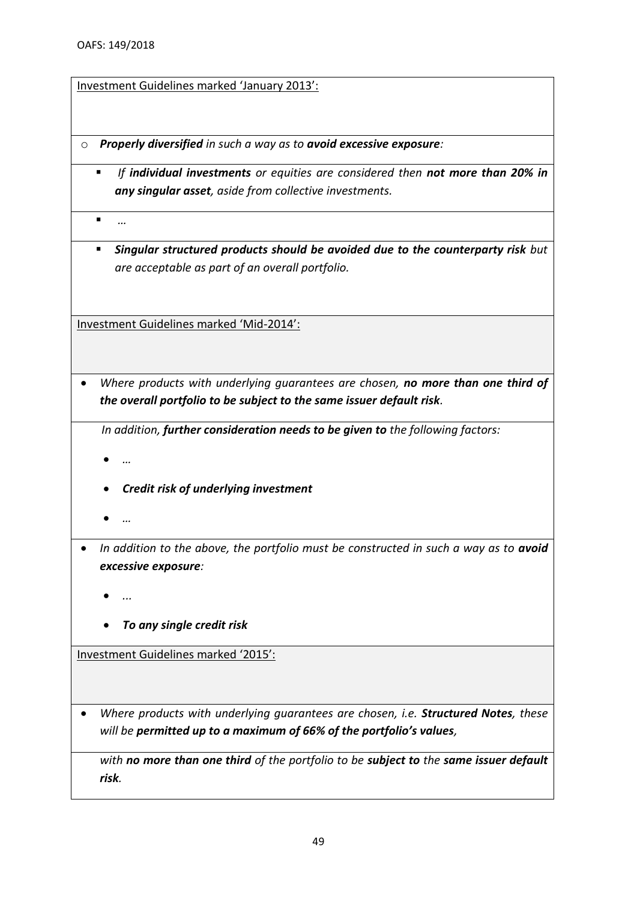Investment Guidelines marked 'January 2013':

- ***Properly diversified*** *in such a way as to* ***avoid excessive exposure****:*
  - *If* ***individual investments*** *or equities are considered then* ***not more than 20% in any singular asset****, aside from collective investments.*
  - *…*
  - ***Singular structured products should be avoided due to the counterparty risk*** *but are acceptable as part of an overall portfolio.*

Investment Guidelines marked 'Mid-2014':

- *Where products with underlying guarantees are chosen,* ***no more than one third of the overall portfolio to be subject to the same issuer default risk****.*

  *In addition,* ***further consideration needs to be given to*** *the following factors:*

  - *…*
  - ***Credit risk of underlying investment***
  - *…*

- *In addition to the above, the portfolio must be constructed in such a way as to* ***avoid excessive exposure****:*
  - *...*
  - ***To any single credit risk***

Investment Guidelines marked '2015':

- *Where products with underlying guarantees are chosen, i.e.* ***Structured Notes****, these will be* ***permitted up to a maximum of 66% of the portfolio's values****,*

  *with* ***no more than one third*** *of the portfolio to be* ***subject to*** *the* ***same issuer default risk****.*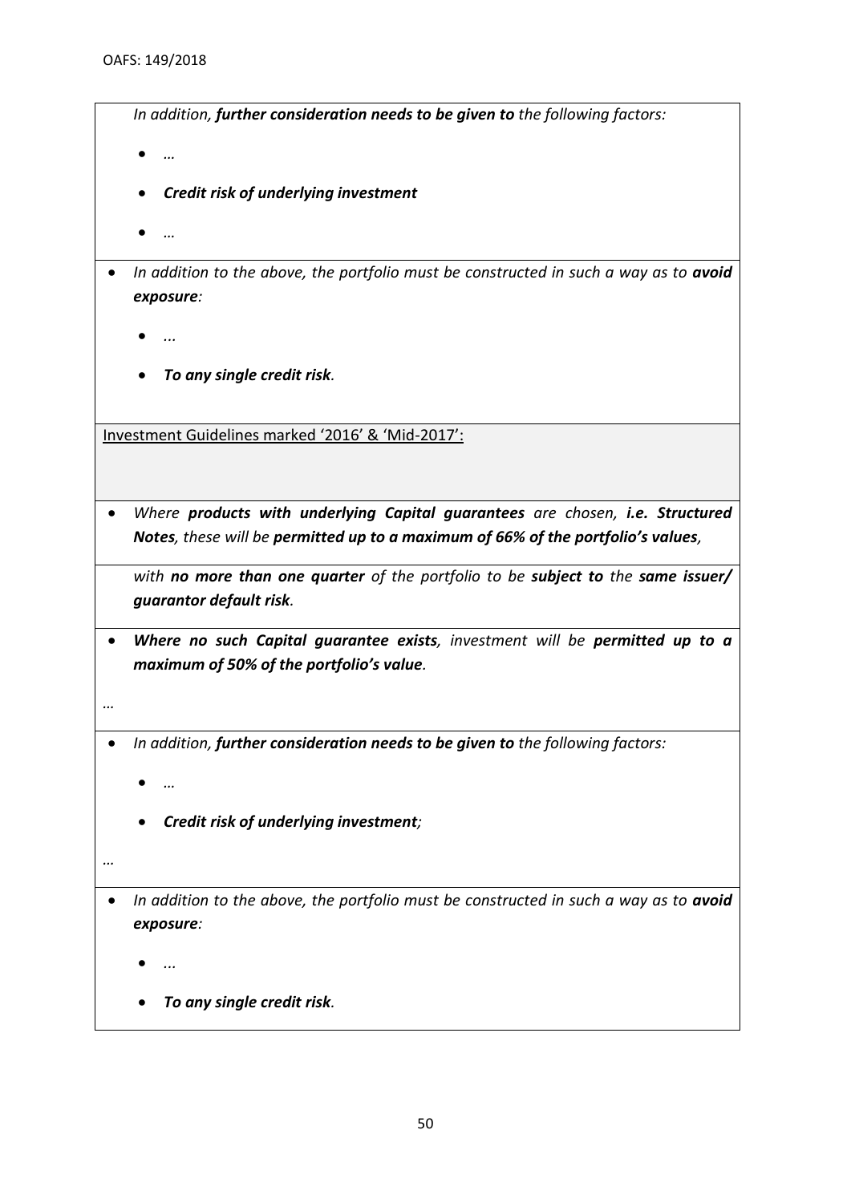*In addition, **further consideration needs to be given to** the following factors:*

- *…*
- ***Credit risk of underlying investment***
- *…*

- *In addition to the above, the portfolio must be constructed in such a way as to **avoid exposure**:*
  - *...*
  - ***To any single credit risk**.*

Investment Guidelines marked '2016' & 'Mid-2017':

- *Where **products with underlying Capital guarantees** are chosen, **i.e. Structured Notes**, these will be **permitted up to a maximum of 66% of the portfolio's values**,*

  *with **no more than one quarter** of the portfolio to be **subject to** the **same issuer/ guarantor default risk**.*

- ***Where no such Capital guarantee exists**, investment will be **permitted up to a maximum of 50% of the portfolio's value**.*

*…*

- *In addition, **further consideration needs to be given to** the following factors:*
  - *…*
  - ***Credit risk of underlying investment**;*

*…*

- *In addition to the above, the portfolio must be constructed in such a way as to **avoid exposure**:*
  - *...*
  - ***To any single credit risk**.*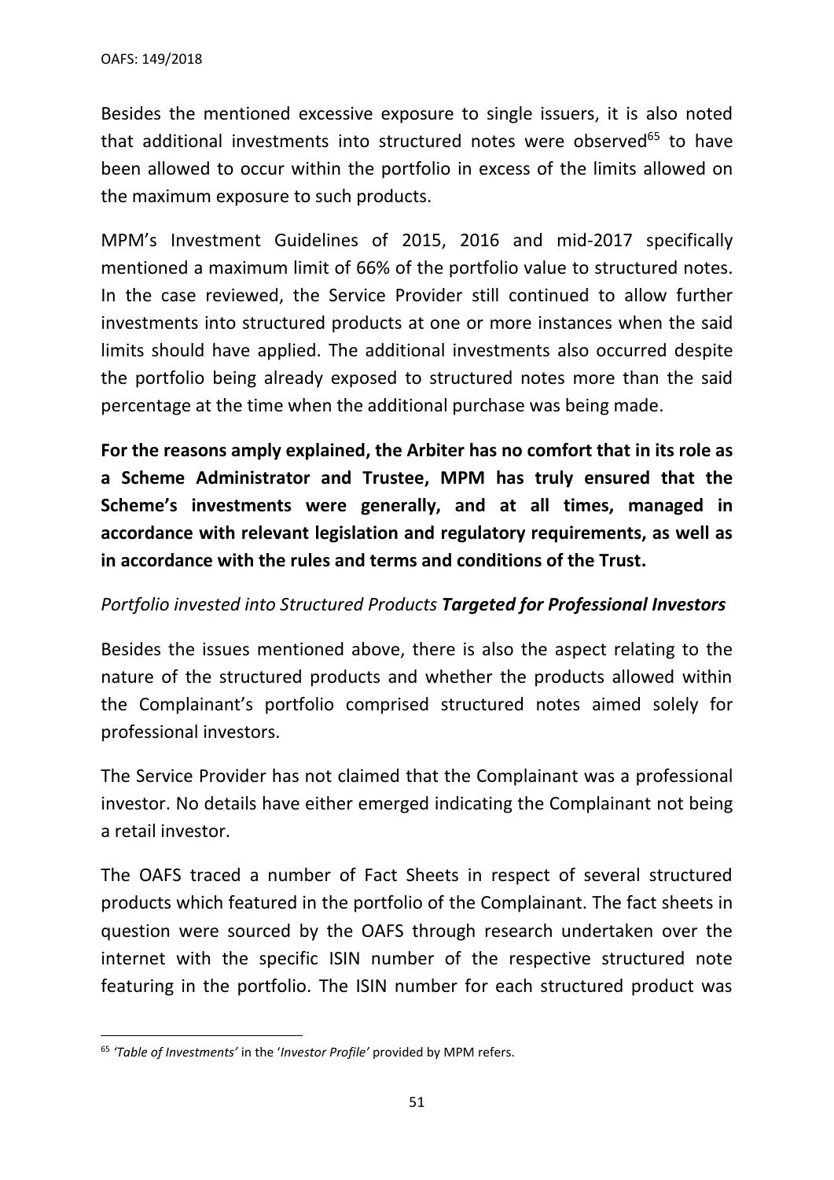Besides the mentioned excessive exposure to single issuers, it is also noted that additional investments into structured notes were observed[65] to have been allowed to occur within the portfolio in excess of the limits allowed on the maximum exposure to such products.

MPM's Investment Guidelines of 2015, 2016 and mid-2017 specifically mentioned a maximum limit of 66% of the portfolio value to structured notes. In the case reviewed, the Service Provider still continued to allow further investments into structured products at one or more instances when the said limits should have applied. The additional investments also occurred despite the portfolio being already exposed to structured notes more than the said percentage at the time when the additional purchase was being made.

**For the reasons amply explained, the Arbiter has no comfort that in its role as a Scheme Administrator and Trustee, MPM has truly ensured that the Scheme's investments were generally, and at all times, managed in accordance with relevant legislation and regulatory requirements, as well as in accordance with the rules and terms and conditions of the Trust.**

*Portfolio invested into Structured Products* ***Targeted for Professional Investors***

Besides the issues mentioned above, there is also the aspect relating to the nature of the structured products and whether the products allowed within the Complainant's portfolio comprised structured notes aimed solely for professional investors.

The Service Provider has not claimed that the Complainant was a professional investor. No details have either emerged indicating the Complainant not being a retail investor.

The OAFS traced a number of Fact Sheets in respect of several structured products which featured in the portfolio of the Complainant. The fact sheets in question were sourced by the OAFS through research undertaken over the internet with the specific ISIN number of the respective structured note featuring in the portfolio. The ISIN number for each structured product was

[65] *'Table of Investments'* in the '*Investor Profile'* provided by MPM refers.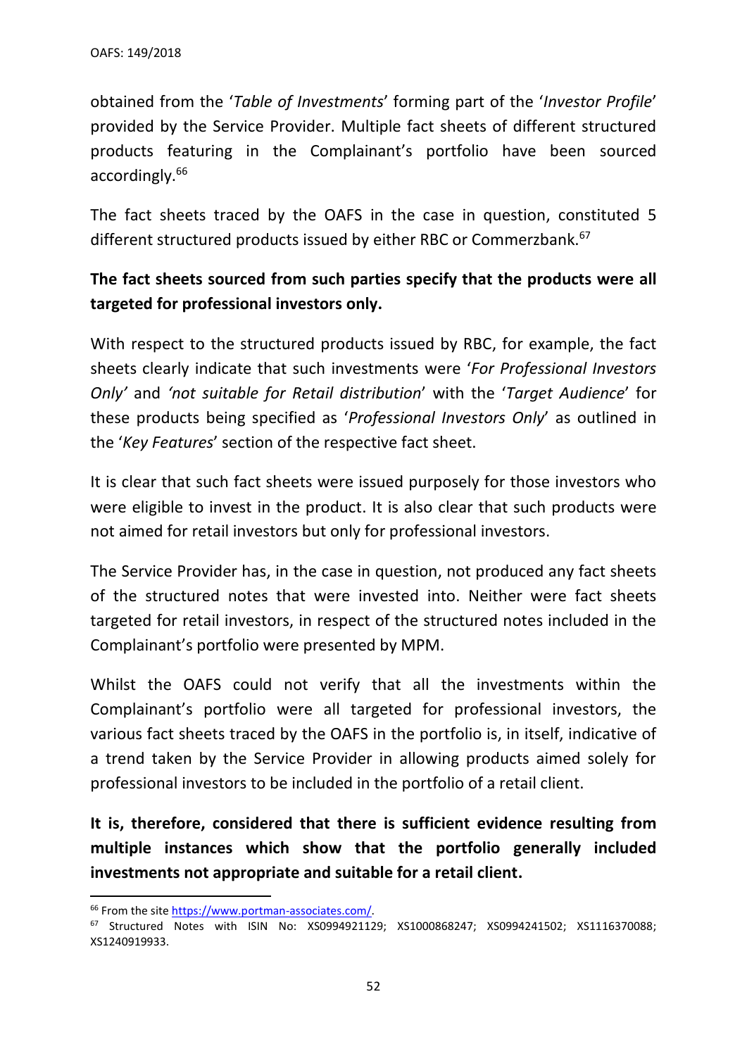obtained from the '*Table of Investments*' forming part of the '*Investor Profile*' provided by the Service Provider. Multiple fact sheets of different structured products featuring in the Complainant's portfolio have been sourced accordingly.[66]

The fact sheets traced by the OAFS in the case in question, constituted 5 different structured products issued by either RBC or Commerzbank.[67]

**The fact sheets sourced from such parties specify that the products were all targeted for professional investors only.**

With respect to the structured products issued by RBC, for example, the fact sheets clearly indicate that such investments were '*For Professional Investors Only*' and *'not suitable for Retail distribution*' with the '*Target Audience*' for these products being specified as '*Professional Investors Only*' as outlined in the '*Key Features*' section of the respective fact sheet.

It is clear that such fact sheets were issued purposely for those investors who were eligible to invest in the product. It is also clear that such products were not aimed for retail investors but only for professional investors.

The Service Provider has, in the case in question, not produced any fact sheets of the structured notes that were invested into. Neither were fact sheets targeted for retail investors, in respect of the structured notes included in the Complainant's portfolio were presented by MPM.

Whilst the OAFS could not verify that all the investments within the Complainant's portfolio were all targeted for professional investors, the various fact sheets traced by the OAFS in the portfolio is, in itself, indicative of a trend taken by the Service Provider in allowing products aimed solely for professional investors to be included in the portfolio of a retail client.

**It is, therefore, considered that there is sufficient evidence resulting from multiple instances which show that the portfolio generally included investments not appropriate and suitable for a retail client.**

---

[66] From the site https://www.portman-associates.com/.

[67] Structured Notes with ISIN No: XS0994921129; XS1000868247; XS0994241502; XS1116370088; XS1240919933.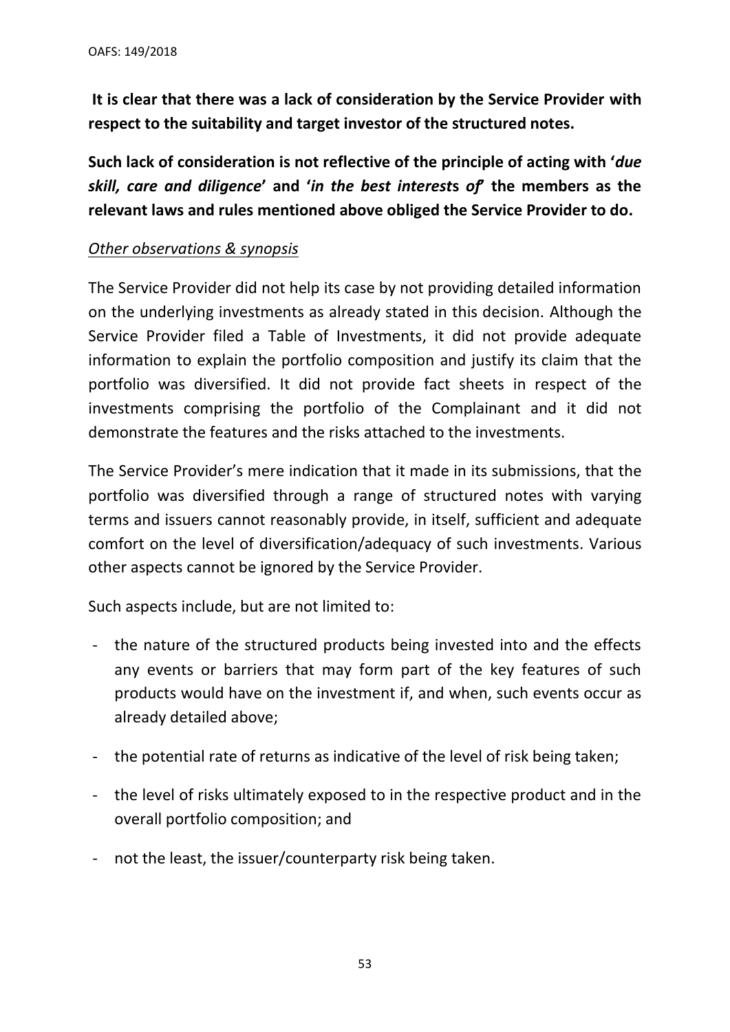**It is clear that there was a lack of consideration by the Service Provider with respect to the suitability and target investor of the structured notes.**

**Such lack of consideration is not reflective of the principle of acting with '*due skill, care and diligence*' and '*in the best interests of*' the members as the relevant laws and rules mentioned above obliged the Service Provider to do.**

*Other observations & synopsis*

The Service Provider did not help its case by not providing detailed information on the underlying investments as already stated in this decision. Although the Service Provider filed a Table of Investments, it did not provide adequate information to explain the portfolio composition and justify its claim that the portfolio was diversified. It did not provide fact sheets in respect of the investments comprising the portfolio of the Complainant and it did not demonstrate the features and the risks attached to the investments.

The Service Provider's mere indication that it made in its submissions, that the portfolio was diversified through a range of structured notes with varying terms and issuers cannot reasonably provide, in itself, sufficient and adequate comfort on the level of diversification/adequacy of such investments. Various other aspects cannot be ignored by the Service Provider.

Such aspects include, but are not limited to:

- the nature of the structured products being invested into and the effects any events or barriers that may form part of the key features of such products would have on the investment if, and when, such events occur as already detailed above;
- the potential rate of returns as indicative of the level of risk being taken;
- the level of risks ultimately exposed to in the respective product and in the overall portfolio composition; and
- not the least, the issuer/counterparty risk being taken.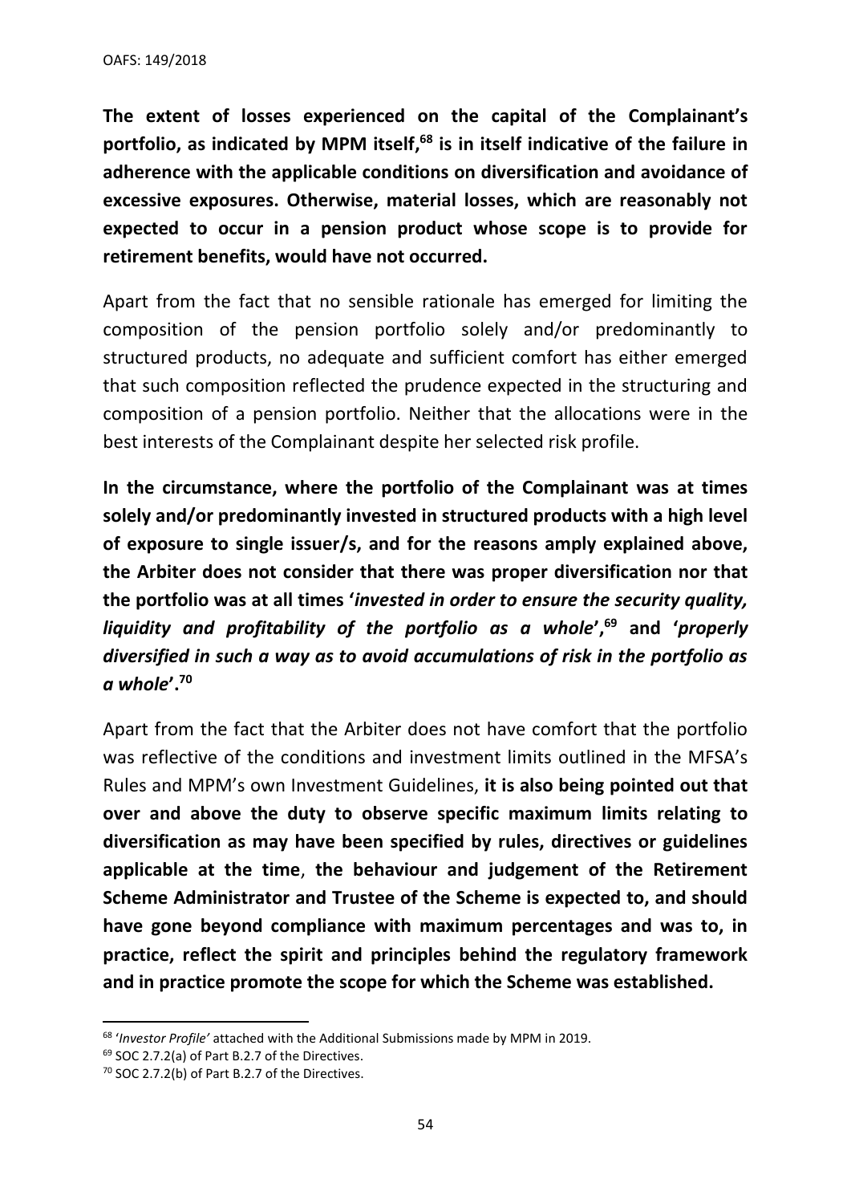**The extent of losses experienced on the capital of the Complainant's portfolio, as indicated by MPM itself,[68] is in itself indicative of the failure in adherence with the applicable conditions on diversification and avoidance of excessive exposures. Otherwise, material losses, which are reasonably not expected to occur in a pension product whose scope is to provide for retirement benefits, would have not occurred.**

Apart from the fact that no sensible rationale has emerged for limiting the composition of the pension portfolio solely and/or predominantly to structured products, no adequate and sufficient comfort has either emerged that such composition reflected the prudence expected in the structuring and composition of a pension portfolio. Neither that the allocations were in the best interests of the Complainant despite her selected risk profile.

**In the circumstance, where the portfolio of the Complainant was at times solely and/or predominantly invested in structured products with a high level of exposure to single issuer/s, and for the reasons amply explained above, the Arbiter does not consider that there was proper diversification nor that the portfolio was at all times '*invested in order to ensure the security quality, liquidity and profitability of the portfolio as a whole*',[69] and '*properly diversified in such a way as to avoid accumulations of risk in the portfolio as a whole*'.[70]**

Apart from the fact that the Arbiter does not have comfort that the portfolio was reflective of the conditions and investment limits outlined in the MFSA's Rules and MPM's own Investment Guidelines, **it is also being pointed out that over and above the duty to observe specific maximum limits relating to diversification as may have been specified by rules, directives or guidelines applicable at the time**, **the behaviour and judgement of the Retirement Scheme Administrator and Trustee of the Scheme is expected to, and should have gone beyond compliance with maximum percentages and was to, in practice, reflect the spirit and principles behind the regulatory framework and in practice promote the scope for which the Scheme was established.**

---

[68] '*Investor Profile'* attached with the Additional Submissions made by MPM in 2019.

[69] SOC 2.7.2(a) of Part B.2.7 of the Directives.

[70] SOC 2.7.2(b) of Part B.2.7 of the Directives.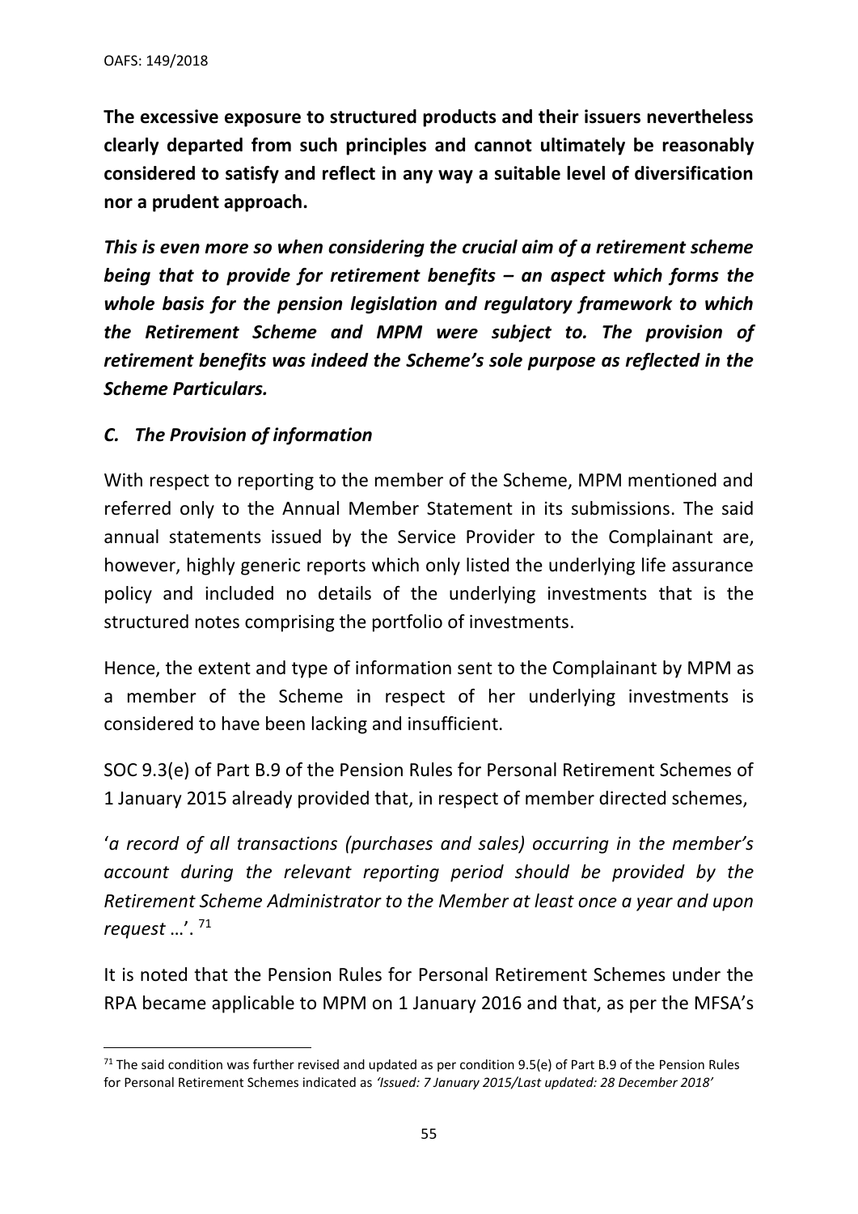**The excessive exposure to structured products and their issuers nevertheless clearly departed from such principles and cannot ultimately be reasonably considered to satisfy and reflect in any way a suitable level of diversification nor a prudent approach.**

***This is even more so when considering the crucial aim of a retirement scheme being that to provide for retirement benefits – an aspect which forms the whole basis for the pension legislation and regulatory framework to which the Retirement Scheme and MPM were subject to. The provision of retirement benefits was indeed the Scheme's sole purpose as reflected in the Scheme Particulars.***

### *C. The Provision of information*

With respect to reporting to the member of the Scheme, MPM mentioned and referred only to the Annual Member Statement in its submissions. The said annual statements issued by the Service Provider to the Complainant are, however, highly generic reports which only listed the underlying life assurance policy and included no details of the underlying investments that is the structured notes comprising the portfolio of investments.

Hence, the extent and type of information sent to the Complainant by MPM as a member of the Scheme in respect of her underlying investments is considered to have been lacking and insufficient.

SOC 9.3(e) of Part B.9 of the Pension Rules for Personal Retirement Schemes of 1 January 2015 already provided that, in respect of member directed schemes,

'*a record of all transactions (purchases and sales) occurring in the member's account during the relevant reporting period should be provided by the Retirement Scheme Administrator to the Member at least once a year and upon request* …'. [71]

It is noted that the Pension Rules for Personal Retirement Schemes under the RPA became applicable to MPM on 1 January 2016 and that, as per the MFSA's

[71] The said condition was further revised and updated as per condition 9.5(e) of Part B.9 of the Pension Rules for Personal Retirement Schemes indicated as *'Issued: 7 January 2015/Last updated: 28 December 2018'*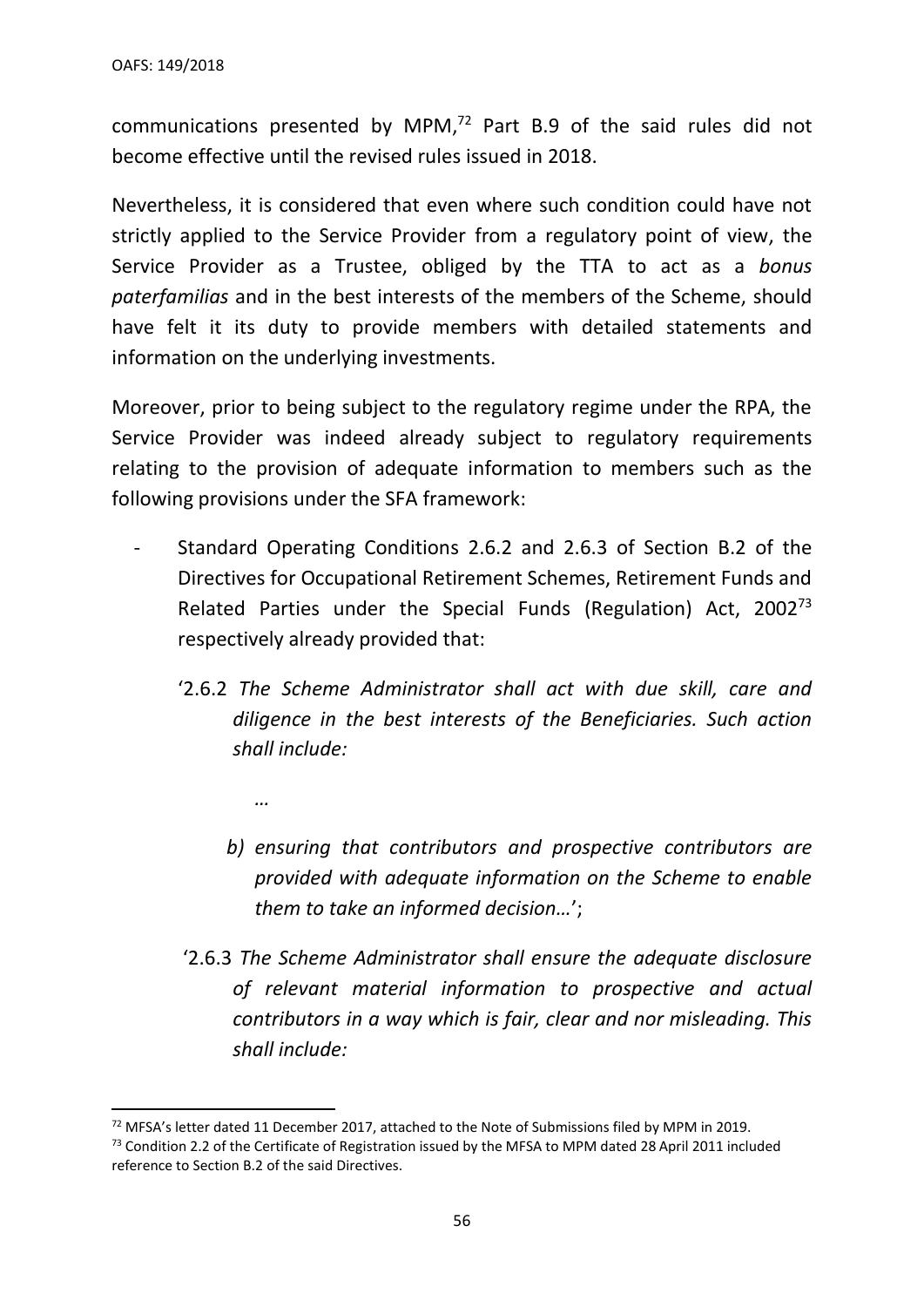communications presented by MPM,[72] Part B.9 of the said rules did not become effective until the revised rules issued in 2018.

Nevertheless, it is considered that even where such condition could have not strictly applied to the Service Provider from a regulatory point of view, the Service Provider as a Trustee, obliged by the TTA to act as a *bonus paterfamilias* and in the best interests of the members of the Scheme, should have felt it its duty to provide members with detailed statements and information on the underlying investments.

Moreover, prior to being subject to the regulatory regime under the RPA, the Service Provider was indeed already subject to regulatory requirements relating to the provision of adequate information to members such as the following provisions under the SFA framework:

- Standard Operating Conditions 2.6.2 and 2.6.3 of Section B.2 of the Directives for Occupational Retirement Schemes, Retirement Funds and Related Parties under the Special Funds (Regulation) Act, 2002[73] respectively already provided that:

  '2.6.2 *The Scheme Administrator shall act with due skill, care and diligence in the best interests of the Beneficiaries. Such action shall include:*

  *…*

  *b) ensuring that contributors and prospective contributors are provided with adequate information on the Scheme to enable them to take an informed decision…*';

  '2.6.3 *The Scheme Administrator shall ensure the adequate disclosure of relevant material information to prospective and actual contributors in a way which is fair, clear and nor misleading. This shall include:*

---

[72] MFSA's letter dated 11 December 2017, attached to the Note of Submissions filed by MPM in 2019.

[73] Condition 2.2 of the Certificate of Registration issued by the MFSA to MPM dated 28 April 2011 included reference to Section B.2 of the said Directives.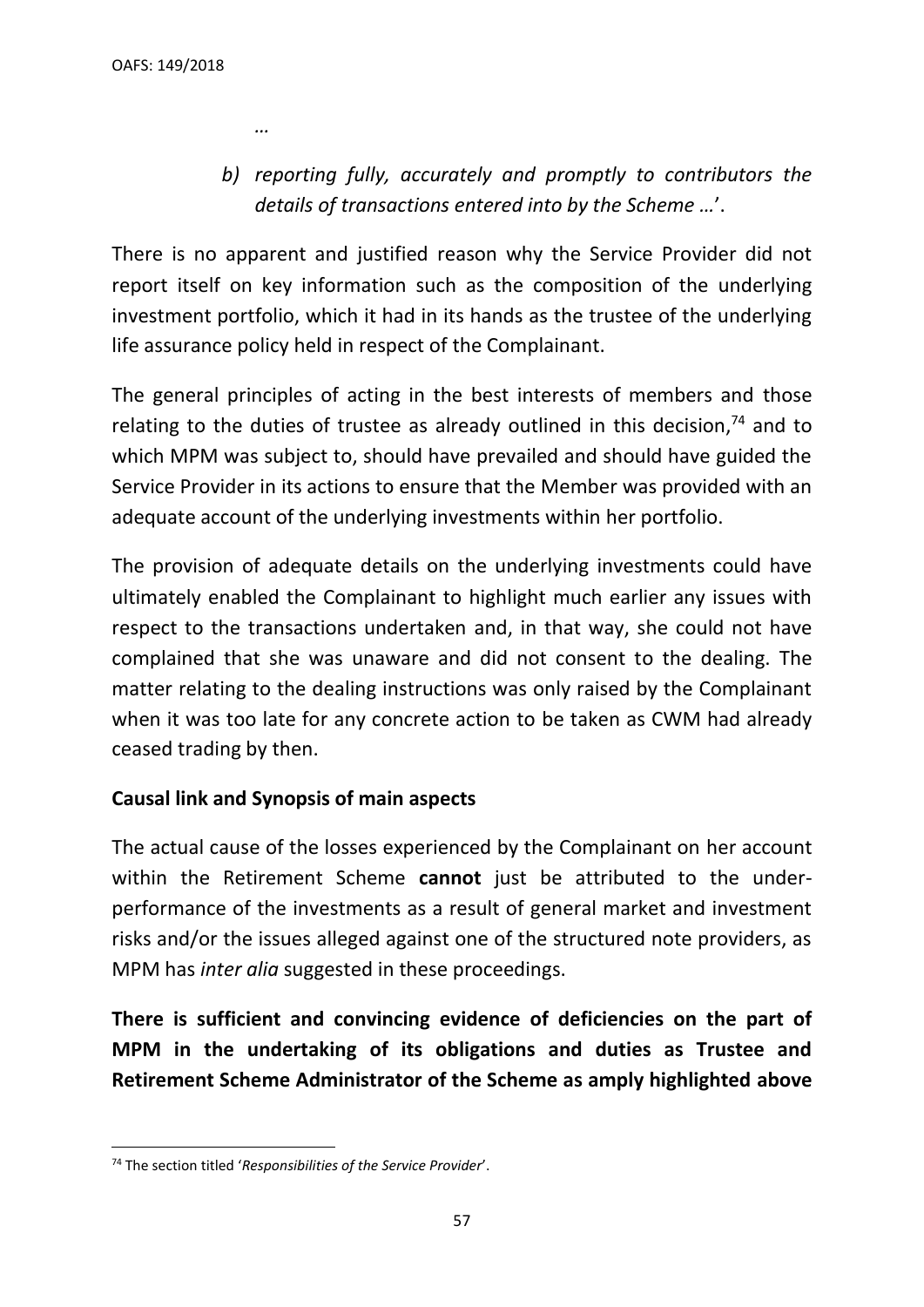*…*

> *b) reporting fully, accurately and promptly to contributors the details of transactions entered into by the Scheme …*'.

There is no apparent and justified reason why the Service Provider did not report itself on key information such as the composition of the underlying investment portfolio, which it had in its hands as the trustee of the underlying life assurance policy held in respect of the Complainant.

The general principles of acting in the best interests of members and those relating to the duties of trustee as already outlined in this decision,[74] and to which MPM was subject to, should have prevailed and should have guided the Service Provider in its actions to ensure that the Member was provided with an adequate account of the underlying investments within her portfolio.

The provision of adequate details on the underlying investments could have ultimately enabled the Complainant to highlight much earlier any issues with respect to the transactions undertaken and, in that way, she could not have complained that she was unaware and did not consent to the dealing. The matter relating to the dealing instructions was only raised by the Complainant when it was too late for any concrete action to be taken as CWM had already ceased trading by then.

**Causal link and Synopsis of main aspects**

The actual cause of the losses experienced by the Complainant on her account within the Retirement Scheme **cannot** just be attributed to the under-performance of the investments as a result of general market and investment risks and/or the issues alleged against one of the structured note providers, as MPM has *inter alia* suggested in these proceedings.

**There is sufficient and convincing evidence of deficiencies on the part of MPM in the undertaking of its obligations and duties as Trustee and Retirement Scheme Administrator of the Scheme as amply highlighted above**

[74] The section titled '*Responsibilities of the Service Provider*'.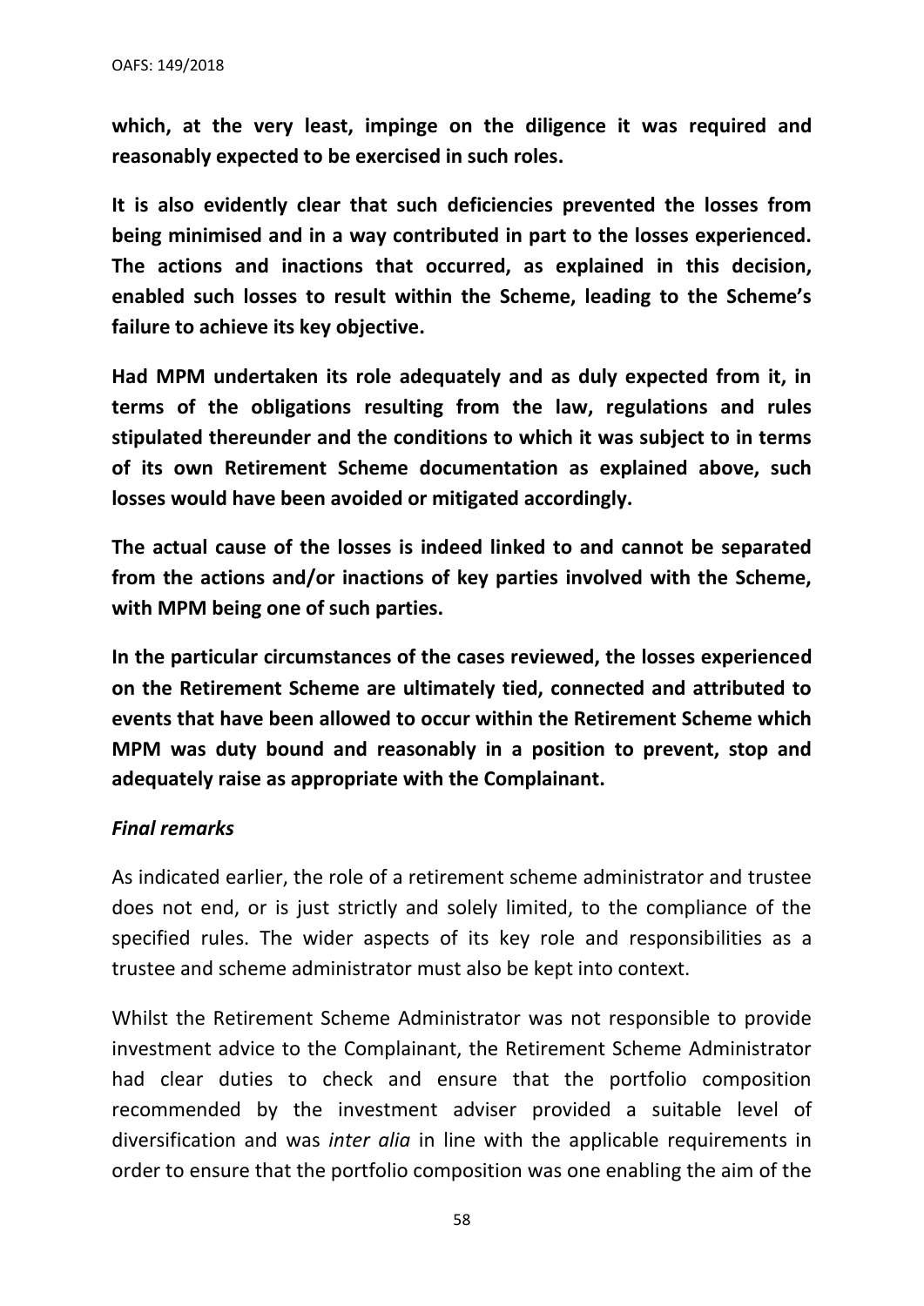**which, at the very least, impinge on the diligence it was required and reasonably expected to be exercised in such roles.**

**It is also evidently clear that such deficiencies prevented the losses from being minimised and in a way contributed in part to the losses experienced. The actions and inactions that occurred, as explained in this decision, enabled such losses to result within the Scheme, leading to the Scheme's failure to achieve its key objective.**

**Had MPM undertaken its role adequately and as duly expected from it, in terms of the obligations resulting from the law, regulations and rules stipulated thereunder and the conditions to which it was subject to in terms of its own Retirement Scheme documentation as explained above, such losses would have been avoided or mitigated accordingly.**

**The actual cause of the losses is indeed linked to and cannot be separated from the actions and/or inactions of key parties involved with the Scheme, with MPM being one of such parties.**

**In the particular circumstances of the cases reviewed, the losses experienced on the Retirement Scheme are ultimately tied, connected and attributed to events that have been allowed to occur within the Retirement Scheme which MPM was duty bound and reasonably in a position to prevent, stop and adequately raise as appropriate with the Complainant.**

***Final remarks***

As indicated earlier, the role of a retirement scheme administrator and trustee does not end, or is just strictly and solely limited, to the compliance of the specified rules. The wider aspects of its key role and responsibilities as a trustee and scheme administrator must also be kept into context.

Whilst the Retirement Scheme Administrator was not responsible to provide investment advice to the Complainant, the Retirement Scheme Administrator had clear duties to check and ensure that the portfolio composition recommended by the investment adviser provided a suitable level of diversification and was *inter alia* in line with the applicable requirements in order to ensure that the portfolio composition was one enabling the aim of the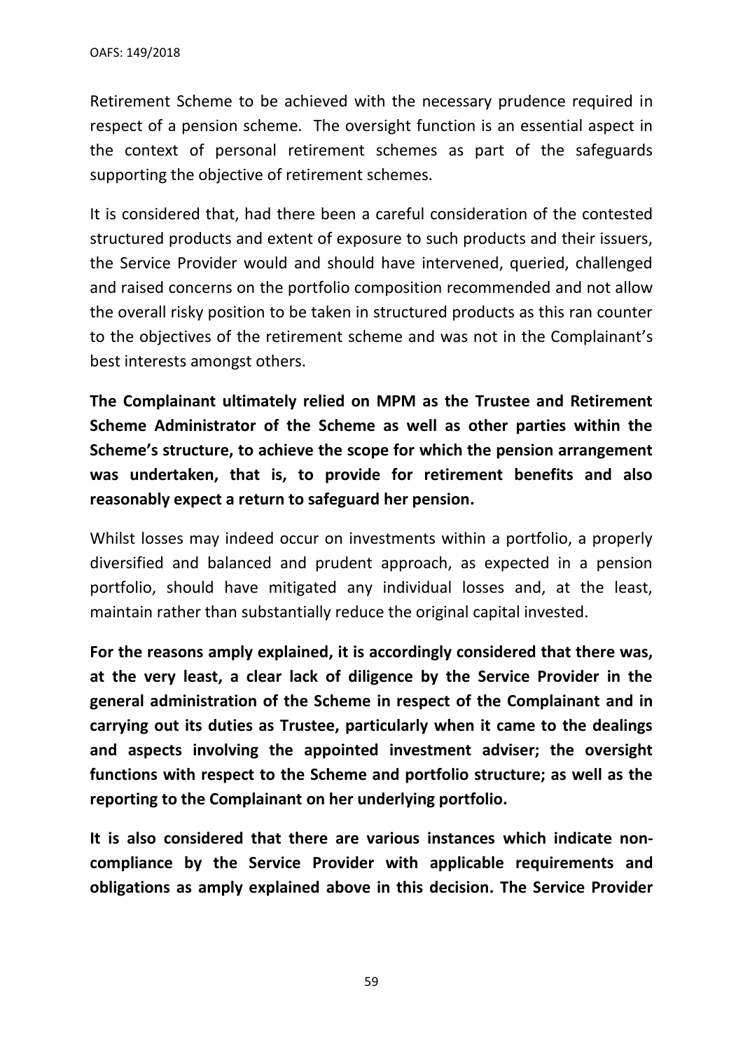Retirement Scheme to be achieved with the necessary prudence required in respect of a pension scheme. The oversight function is an essential aspect in the context of personal retirement schemes as part of the safeguards supporting the objective of retirement schemes.

It is considered that, had there been a careful consideration of the contested structured products and extent of exposure to such products and their issuers, the Service Provider would and should have intervened, queried, challenged and raised concerns on the portfolio composition recommended and not allow the overall risky position to be taken in structured products as this ran counter to the objectives of the retirement scheme and was not in the Complainant's best interests amongst others.

**The Complainant ultimately relied on MPM as the Trustee and Retirement Scheme Administrator of the Scheme as well as other parties within the Scheme's structure, to achieve the scope for which the pension arrangement was undertaken, that is, to provide for retirement benefits and also reasonably expect a return to safeguard her pension.**

Whilst losses may indeed occur on investments within a portfolio, a properly diversified and balanced and prudent approach, as expected in a pension portfolio, should have mitigated any individual losses and, at the least, maintain rather than substantially reduce the original capital invested.

**For the reasons amply explained, it is accordingly considered that there was, at the very least, a clear lack of diligence by the Service Provider in the general administration of the Scheme in respect of the Complainant and in carrying out its duties as Trustee, particularly when it came to the dealings and aspects involving the appointed investment adviser; the oversight functions with respect to the Scheme and portfolio structure; as well as the reporting to the Complainant on her underlying portfolio.**

**It is also considered that there are various instances which indicate non-compliance by the Service Provider with applicable requirements and obligations as amply explained above in this decision. The Service Provider**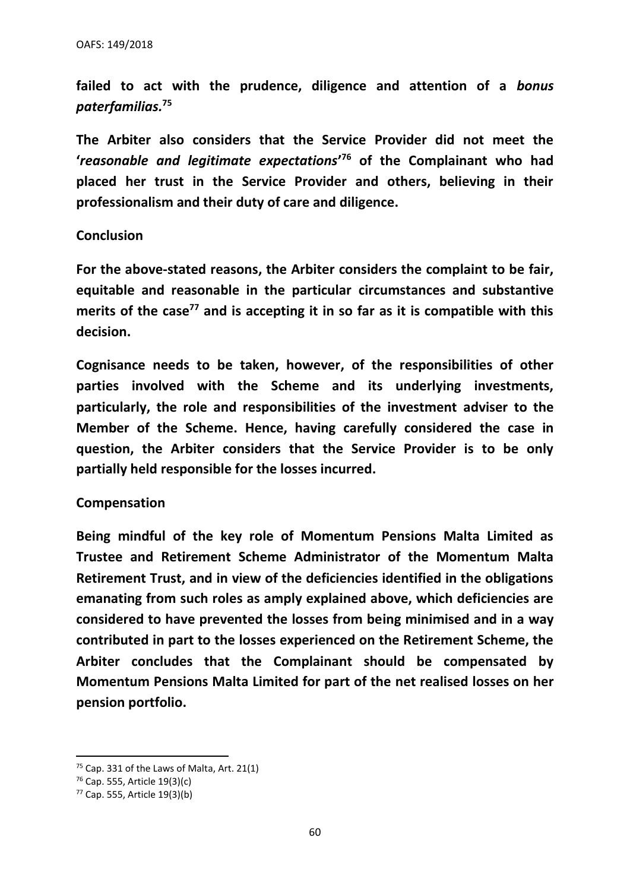**failed to act with the prudence, diligence and attention of a *bonus paterfamilias.*[75]**

**The Arbiter also considers that the Service Provider did not meet the '*reasonable and legitimate expectations*'[76] of the Complainant who had placed her trust in the Service Provider and others, believing in their professionalism and their duty of care and diligence.**

**Conclusion**

**For the above-stated reasons, the Arbiter considers the complaint to be fair, equitable and reasonable in the particular circumstances and substantive merits of the case[77] and is accepting it in so far as it is compatible with this decision.**

**Cognisance needs to be taken, however, of the responsibilities of other parties involved with the Scheme and its underlying investments, particularly, the role and responsibilities of the investment adviser to the Member of the Scheme. Hence, having carefully considered the case in question, the Arbiter considers that the Service Provider is to be only partially held responsible for the losses incurred.**

**Compensation**

**Being mindful of the key role of Momentum Pensions Malta Limited as Trustee and Retirement Scheme Administrator of the Momentum Malta Retirement Trust, and in view of the deficiencies identified in the obligations emanating from such roles as amply explained above, which deficiencies are considered to have prevented the losses from being minimised and in a way contributed in part to the losses experienced on the Retirement Scheme, the Arbiter concludes that the Complainant should be compensated by Momentum Pensions Malta Limited for part of the net realised losses on her pension portfolio.**

---

[75] Cap. 331 of the Laws of Malta, Art. 21(1)

[76] Cap. 555, Article 19(3)(c)

[77] Cap. 555, Article 19(3)(b)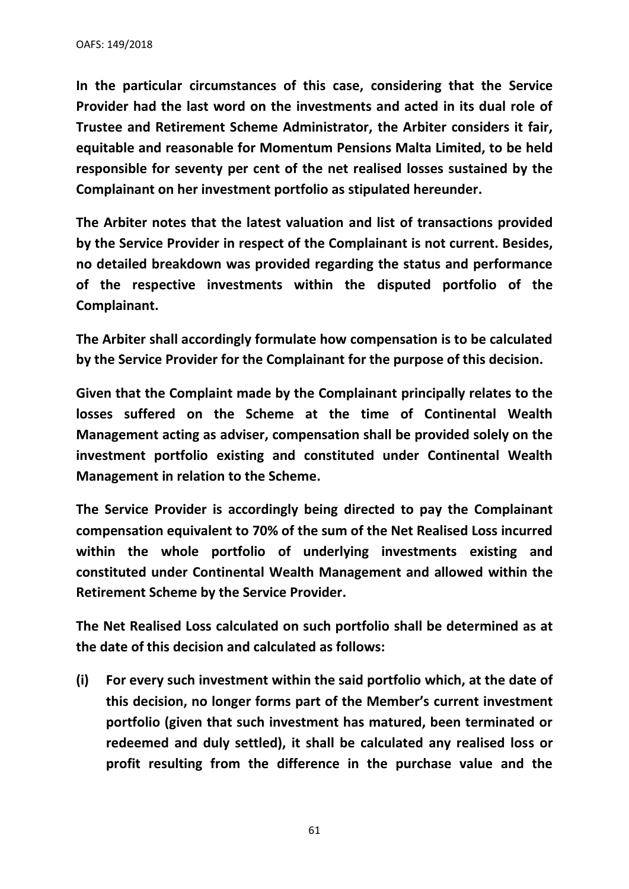**In the particular circumstances of this case, considering that the Service Provider had the last word on the investments and acted in its dual role of Trustee and Retirement Scheme Administrator, the Arbiter considers it fair, equitable and reasonable for Momentum Pensions Malta Limited, to be held responsible for seventy per cent of the net realised losses sustained by the Complainant on her investment portfolio as stipulated hereunder.**

**The Arbiter notes that the latest valuation and list of transactions provided by the Service Provider in respect of the Complainant is not current. Besides, no detailed breakdown was provided regarding the status and performance of the respective investments within the disputed portfolio of the Complainant.**

**The Arbiter shall accordingly formulate how compensation is to be calculated by the Service Provider for the Complainant for the purpose of this decision.**

**Given that the Complaint made by the Complainant principally relates to the losses suffered on the Scheme at the time of Continental Wealth Management acting as adviser, compensation shall be provided solely on the investment portfolio existing and constituted under Continental Wealth Management in relation to the Scheme.**

**The Service Provider is accordingly being directed to pay the Complainant compensation equivalent to 70% of the sum of the Net Realised Loss incurred within the whole portfolio of underlying investments existing and constituted under Continental Wealth Management and allowed within the Retirement Scheme by the Service Provider.**

**The Net Realised Loss calculated on such portfolio shall be determined as at the date of this decision and calculated as follows:**

**(i) For every such investment within the said portfolio which, at the date of this decision, no longer forms part of the Member's current investment portfolio (given that such investment has matured, been terminated or redeemed and duly settled), it shall be calculated any realised loss or profit resulting from the difference in the purchase value and the**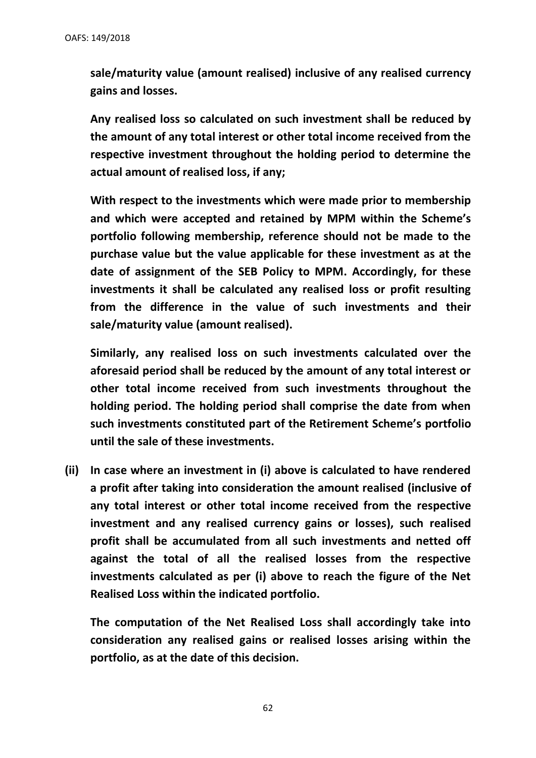**sale/maturity value (amount realised) inclusive of any realised currency gains and losses.**

**Any realised loss so calculated on such investment shall be reduced by the amount of any total interest or other total income received from the respective investment throughout the holding period to determine the actual amount of realised loss, if any;**

**With respect to the investments which were made prior to membership and which were accepted and retained by MPM within the Scheme's portfolio following membership, reference should not be made to the purchase value but the value applicable for these investment as at the date of assignment of the SEB Policy to MPM. Accordingly, for these investments it shall be calculated any realised loss or profit resulting from the difference in the value of such investments and their sale/maturity value (amount realised).**

**Similarly, any realised loss on such investments calculated over the aforesaid period shall be reduced by the amount of any total interest or other total income received from such investments throughout the holding period. The holding period shall comprise the date from when such investments constituted part of the Retirement Scheme's portfolio until the sale of these investments.**

**(ii) In case where an investment in (i) above is calculated to have rendered a profit after taking into consideration the amount realised (inclusive of any total interest or other total income received from the respective investment and any realised currency gains or losses), such realised profit shall be accumulated from all such investments and netted off against the total of all the realised losses from the respective investments calculated as per (i) above to reach the figure of the Net Realised Loss within the indicated portfolio.**

**The computation of the Net Realised Loss shall accordingly take into consideration any realised gains or realised losses arising within the portfolio, as at the date of this decision.**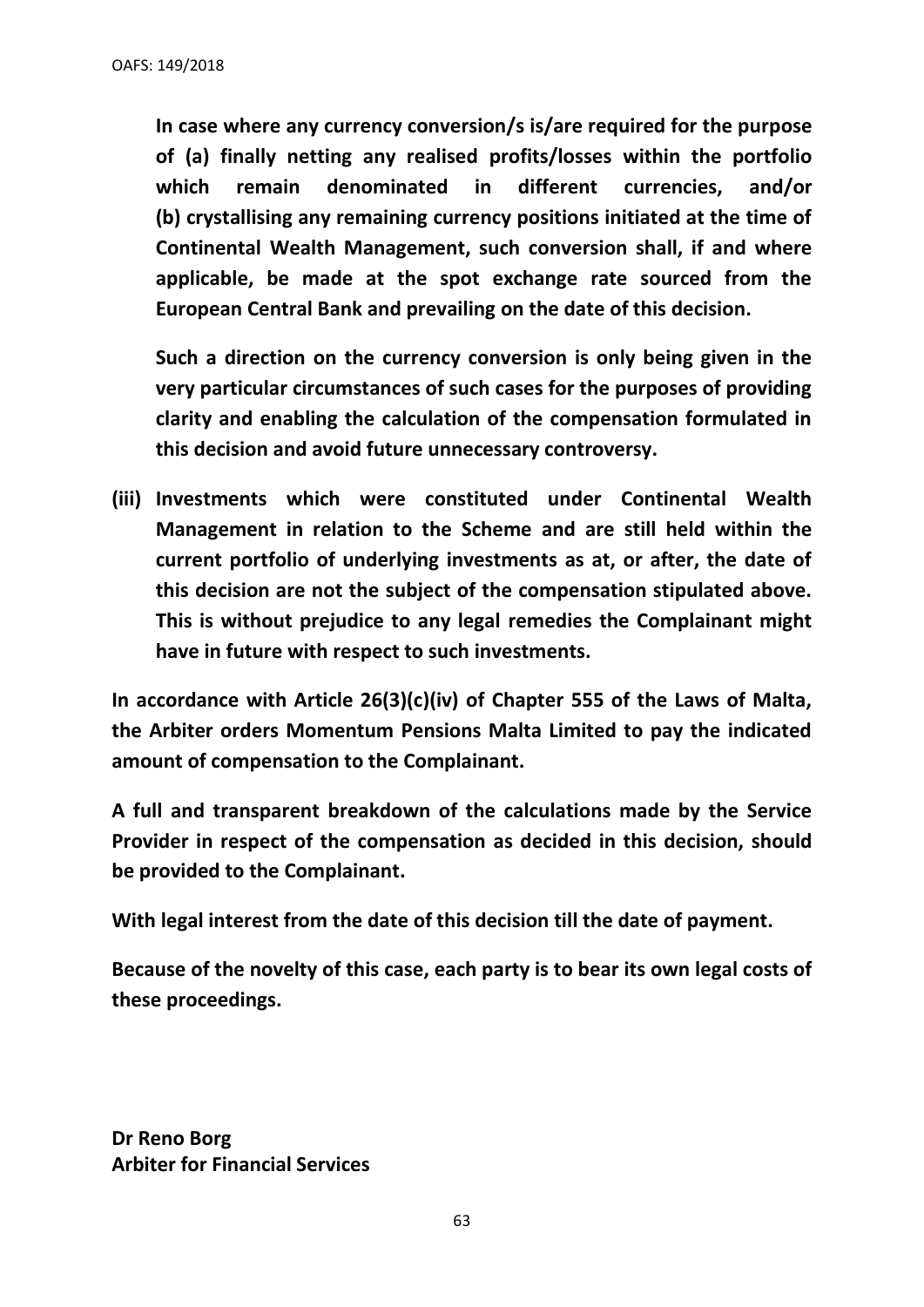**In case where any currency conversion/s is/are required for the purpose of (a) finally netting any realised profits/losses within the portfolio which remain denominated in different currencies, and/or (b) crystallising any remaining currency positions initiated at the time of Continental Wealth Management, such conversion shall, if and where applicable, be made at the spot exchange rate sourced from the European Central Bank and prevailing on the date of this decision.**

**Such a direction on the currency conversion is only being given in the very particular circumstances of such cases for the purposes of providing clarity and enabling the calculation of the compensation formulated in this decision and avoid future unnecessary controversy.**

**(iii) Investments which were constituted under Continental Wealth Management in relation to the Scheme and are still held within the current portfolio of underlying investments as at, or after, the date of this decision are not the subject of the compensation stipulated above. This is without prejudice to any legal remedies the Complainant might have in future with respect to such investments.**

**In accordance with Article 26(3)(c)(iv) of Chapter 555 of the Laws of Malta, the Arbiter orders Momentum Pensions Malta Limited to pay the indicated amount of compensation to the Complainant.**

**A full and transparent breakdown of the calculations made by the Service Provider in respect of the compensation as decided in this decision, should be provided to the Complainant.**

**With legal interest from the date of this decision till the date of payment.**

**Because of the novelty of this case, each party is to bear its own legal costs of these proceedings.**

**Dr Reno Borg**
**Arbiter for Financial Services**